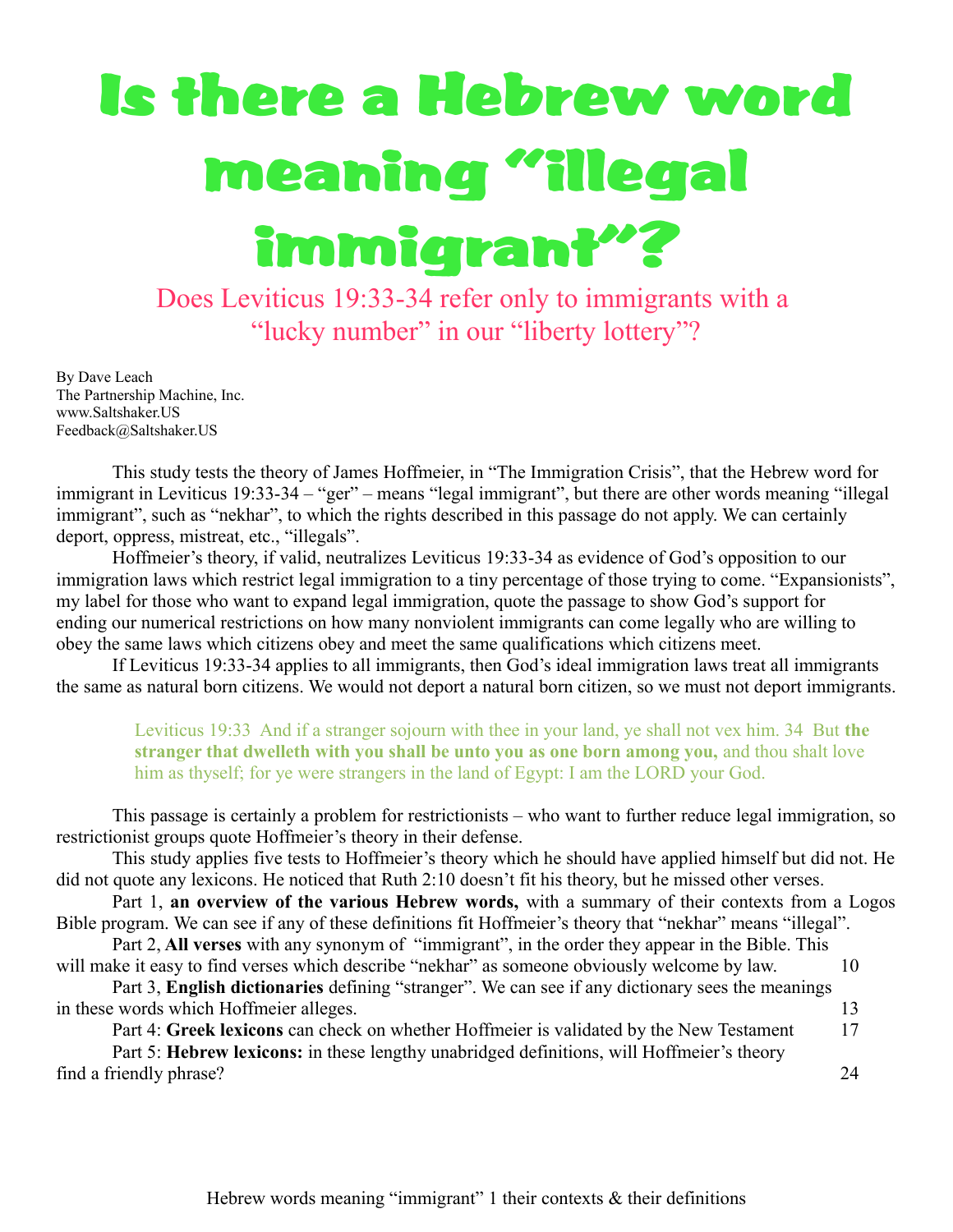# Is there a Hebrew word meaning "illegal immigrant"?

## Does Leviticus 19:33-34 refer only to immigrants with a "lucky number" in our "liberty lottery"?

By Dave Leach
The Partnership Machine, Inc.
www.Saltshaker.US
Feedback@Saltshaker.US

This study tests the theory of James Hoffmeier, in "The Immigration Crisis", that the Hebrew word for immigrant in Leviticus 19:33-34 – "ger" – means "legal immigrant", but there are other words meaning "illegal immigrant", such as "nekhar", to which the rights described in this passage do not apply. We can certainly deport, oppress, mistreat, etc., "illegals".

Hoffmeier's theory, if valid, neutralizes Leviticus 19:33-34 as evidence of God's opposition to our immigration laws which restrict legal immigration to a tiny percentage of those trying to come. "Expansionists", my label for those who want to expand legal immigration, quote the passage to show God's support for ending our numerical restrictions on how many nonviolent immigrants can come legally who are willing to obey the same laws which citizens obey and meet the same qualifications which citizens meet.

If Leviticus 19:33-34 applies to all immigrants, then God's ideal immigration laws treat all immigrants the same as natural born citizens. We would not deport a natural born citizen, so we must not deport immigrants.

> Leviticus 19:33 And if a stranger sojourn with thee in your land, ye shall not vex him. 34 But **the stranger that dwelleth with you shall be unto you as one born among you,** and thou shalt love him as thyself; for ye were strangers in the land of Egypt: I am the LORD your God.

This passage is certainly a problem for restrictionists – who want to further reduce legal immigration, so restrictionist groups quote Hoffmeier's theory in their defense.

This study applies five tests to Hoffmeier's theory which he should have applied himself but did not. He did not quote any lexicons. He noticed that Ruth 2:10 doesn't fit his theory, but he missed other verses.

Part 1, **an overview of the various Hebrew words,** with a summary of their contexts from a Logos Bible program. We can see if any of these definitions fit Hoffmeier's theory that "nekhar" means "illegal".

Part 2, **All verses** with any synonym of "immigrant", in the order they appear in the Bible. This will make it easy to find verses which describe "nekhar" as someone obviously welcome by law. 10

Part 3, **English dictionaries** defining "stranger". We can see if any dictionary sees the meanings in these words which Hoffmeier alleges. 13

Part 4: **Greek lexicons** can check on whether Hoffmeier is validated by the New Testament 17

Part 5: **Hebrew lexicons:** in these lengthy unabridged definitions, will Hoffmeier's theory find a friendly phrase? 24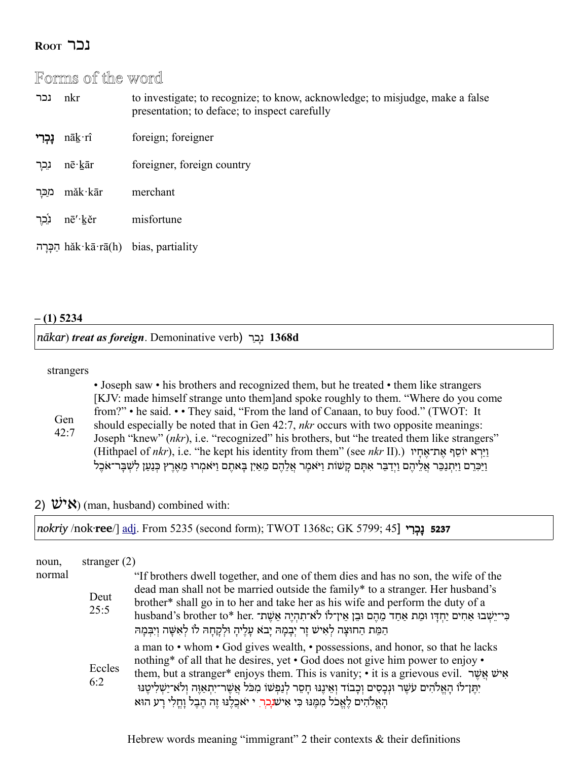# **Root** נכר

## Forms of the word

| | | |
|---|---|---|
| נכר | nkr | to investigate; to recognize; to know, acknowledge; to misjudge, make a false presentation; to deface; to inspect carefully |
| **נָכְרִי** | nāḵ·rî | foreign; foreigner |
| נֵכָר | nē·ḵār | foreigner, foreign country |
| מַכָּר | măk·kār | merchant |
| נֵ֫כֶר | nē′·ḵĕr | misfortune |
| הַכָּרָה | hăk·kā·rā(h) | bias, partiality |

**– (1) 5234**

| |
|---|
| *nākar*) ***treat as foreign***. Demoninative verb) נָכַר **1368d** |

strangers

| | |
|---|---|
| Gen 42:7 | • Joseph saw • his brothers and recognized them, but he treated • them like strangers [KJV: made himself strange unto them]and spoke roughly to them. "Where do you come from?" • he said. • • They said, "From the land of Canaan, to buy food." (TWOT: It should especially be noted that in Gen 42:7, *nkr* occurs with two opposite meanings: Joseph "knew" (*nkr*), i.e. "recognized" his brothers, but "treated them like strangers" (Hithpael of *nkr*), i.e. "he kept his identity from them" (see *nkr* II).) וַיַּרְא יוֹסֵף אֶת־אֶחָיו וַיַּכִּרֵם וַיִּתְנַכֵּר אֲלֵיהֶם וַיְדַבֵּר אִתָּם קָשׁוֹת וַיֹּאמֶר אֲלֵהֶם מֵאַיִן בָּאתֶם וַיֹּאמְרוּ מֵאֶרֶץ כְּנַעַן לִשְׁבָּר־אֹכֶל |

2) **אִישׁ**) (man, husband) combined with:

| |
|---|
| *nokriy* /nok·**ree**/] adj. From 5235 (second form); TWOT 1368c; GK 5799; 45] **נָכְרִי 5237** |

| noun, normal | stranger (2) | |
|---|---|---|
| | Deut 25:5 | "If brothers dwell together, and one of them dies and has no son, the wife of the dead man shall not be married outside the family* to a stranger. Her husband's brother* shall go in to her and take her as his wife and perform the duty of a husband's brother to* her. כִּי־יֵשְׁבוּ אַחִים יַחְדָּו וּמֵת אַחַד מֵהֶם וּבֵן אֵין־לוֹ לֹא־תִהְיֶה אֵשֶׁת־הַמֵּת הַחוּצָה לְאִישׁ זָר יְבָמָהּ יָבֹא עָלֶיהָ וּלְקָחָהּ לוֹ לְאִשָּׁה וְיִבְּמָהּ |
| | Eccles 6:2 | a man to • whom • God gives wealth, • possessions, and honor, so that he lacks nothing* of all that he desires, yet • God does not give him power to enjoy • them, but a stranger* enjoys them. This is vanity; • it is a grievous evil. אִישׁ אֲשֶׁר יִתֶּן־לוֹ הָאֱלֹהִים עֹשֶׁר וּנְכָסִים וְכָבוֹד וְאֵינֶנּוּ חָסֵר לְנַפְשׁוֹ מִכֹּל אֲשֶׁר־יִתְאַוֶּה וְלֹא־יַשְׁלִיטֶנּוּ הָאֱלֹהִים לֶאֱכֹל מִמֶּנּוּ כִּי אִישׁ נָכְרִי יֹאכֲלֶנּוּ זֶה הֶבֶל וָחֳלִי רָע הוּא |

Hebrew words meaning "immigrant" 2 their contexts & their definitions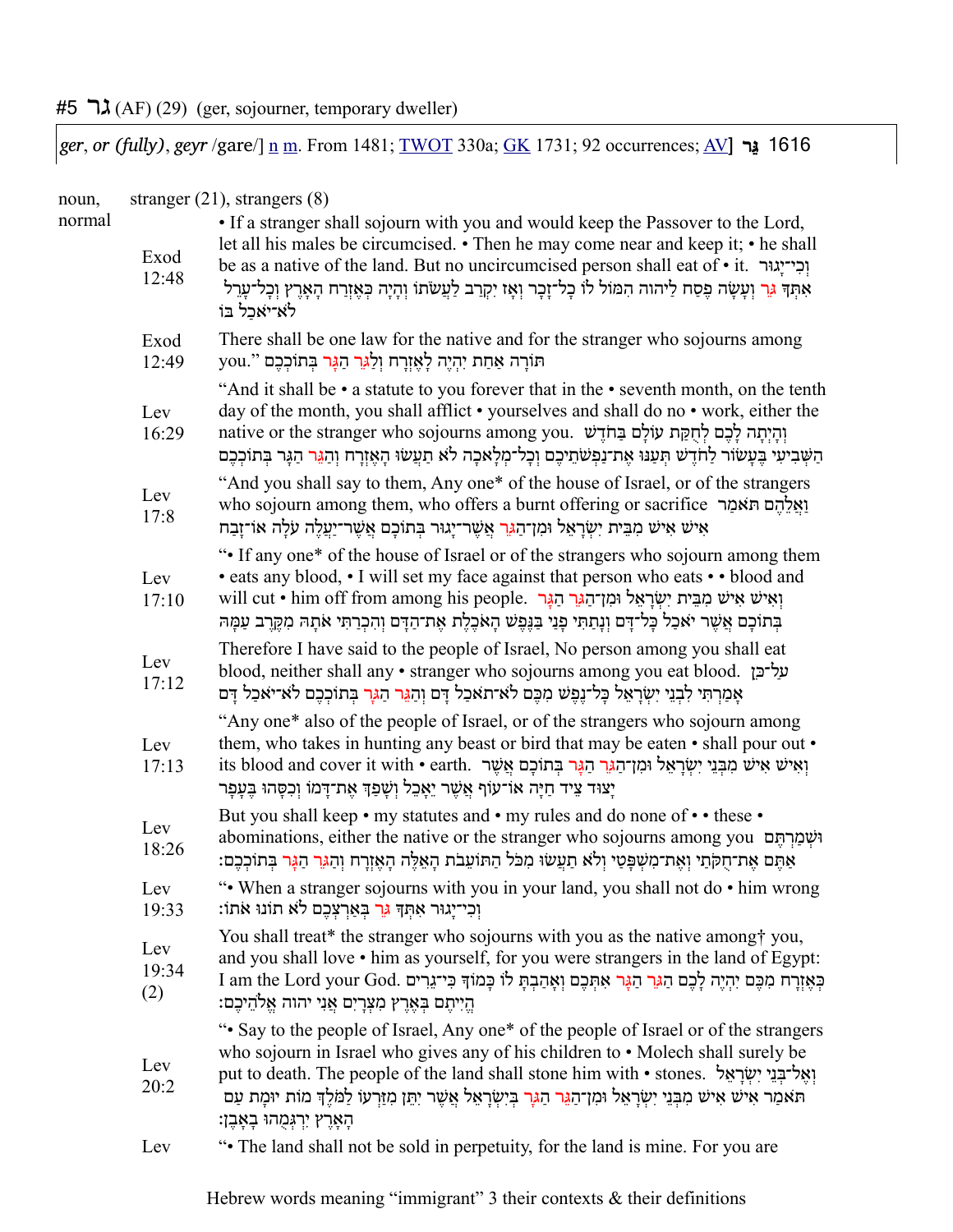# #5 גר (AF) (29) (ger, sojourner, temporary dweller)

*ger*, or *(fully)*, *geyr* /gare/] n m. From 1481; TWOT 330a; GK 1731; 92 occurrences; AV] גֵּר 1616

| | | |
|---|---|---|
| noun, normal | | stranger (21), strangers (8) |
| | Exod 12:48 | • If a stranger shall sojourn with you and would keep the Passover to the Lord, let all his males be circumcised. • Then he may come near and keep it; • he shall be as a native of the land. But no uncircumcised person shall eat of • it. וְכִי־יָגוּר אִתְּךָ גֵּר וְעָשָׂה פֶסַח לַיהוה הִמּוֹל לוֹ כָל־זָכָר וְאָז יִקְרַב לַעֲשֹׂתוֹ וְהָיָה כְּאֶזְרַח הָאָרֶץ וְכָל־עָרֵל לֹא־יֹאכַל בּוֹ |
| | Exod 12:49 | There shall be one law for the native and for the stranger who sojourns among you." תּוֹרָה אַחַת יִהְיֶה לָאֶזְרָח וְלַגֵּר הַגָּר בְּתוֹכְכֶם |
| | Lev 16:29 | "And it shall be • a statute to you forever that in the • seventh month, on the tenth day of the month, you shall afflict • yourselves and shall do no • work, either the native or the stranger who sojourns among you. וְהָיְתָה לָכֶם לְחֻקַּת עוֹלָם בַּחֹדֶשׁ הַשְּׁבִיעִי בֶּעָשׂוֹר לַחֹדֶשׁ תְּעַנּוּ אֶת־נַפְשֹׁתֵיכֶם וְכָל־מְלָאכָה לֹא תַעֲשׂוּ הָאֶזְרָח וְהַגֵּר הַגָּר בְּתוֹכְכֶם |
| | Lev 17:8 | "And you shall say to them, Any one* of the house of Israel, or of the strangers who sojourn among them, who offers a burnt offering or sacrifice וַאֲלֵהֶם תֹּאמַר אִישׁ אִישׁ מִבֵּית יִשְׂרָאֵל וּמִן־הַגֵּר אֲשֶׁר־יָגוּר בְּתוֹכָם אֲשֶׁר־יַעֲלֶה עֹלָה אוֹ־זָבַח |
| | Lev 17:10 | "• If any one* of the house of Israel or of the strangers who sojourn among them • eats any blood, • I will set my face against that person who eats • • blood and will cut • him off from among his people. וְאִישׁ אִישׁ מִבֵּית יִשְׂרָאֵל וּמִן־הַגֵּר הַגָּר בְּתוֹכָם אֲשֶׁר יֹאכַל כָּל־דָּם וְנָתַתִּי פָנַי בַּנֶּפֶשׁ הָאֹכֶלֶת אֶת־הַדָּם וְהִכְרַתִּי אֹתָהּ מִקֶּרֶב עַמָּהּ |
| | Lev 17:12 | Therefore I have said to the people of Israel, No person among you shall eat blood, neither shall any • stranger who sojourns among you eat blood. עַל־כֵּן אָמַרְתִּי לִבְנֵי יִשְׂרָאֵל כָּל־נֶפֶשׁ מִכֶּם לֹא־תֹאכַל דָּם וְהַגֵּר הַגָּר בְּתוֹכְכֶם לֹא־יֹאכַל דָּם |
| | Lev 17:13 | "Any one* also of the people of Israel, or of the strangers who sojourn among them, who takes in hunting any beast or bird that may be eaten • shall pour out • its blood and cover it with • earth. וְאִישׁ אִישׁ מִבְּנֵי יִשְׂרָאֵל וּמִן־הַגֵּר הַגָּר בְּתוֹכָם אֲשֶׁר יָצוּד צֵיד חַיָּה אוֹ־עוֹף אֲשֶׁר יֵאָכֵל וְשָׁפַךְ אֶת־דָּמוֹ וְכִסָּהוּ בֶּעָפָר |
| | Lev 18:26 | But you shall keep • my statutes and • my rules and do none of • • these • abominations, either the native or the stranger who sojourns among you וּשְׁמַרְתֶּם אַתֶּם אֶת־חֻקֹּתַי וְאֶת־מִשְׁפָּטַי וְלֹא תַעֲשׂוּ מִכֹּל הַתּוֹעֵבֹת הָאֵלֶּה הָאֶזְרָח וְהַגֵּר הַגָּר בְּתוֹכְכֶם׃ |
| | Lev 19:33 | "• When a stranger sojourns with you in your land, you shall not do • him wrong וְכִי־יָגוּר אִתְּךָ גֵּר בְּאַרְצְכֶם לֹא תוֹנוּ אֹתוֹ׃ |
| | Lev 19:34 (2) | You shall treat* the stranger who sojourns with you as the native among† you, and you shall love • him as yourself, for you were strangers in the land of Egypt: I am the Lord your God. כְּאֶזְרָח מִכֶּם יִהְיֶה לָכֶם הַגֵּר הַגָּר אִתְּכֶם וְאָהַבְתָּ לוֹ כָּמוֹךָ כִּי־גֵרִים הֱיִיתֶם בְּאֶרֶץ מִצְרָיִם אֲנִי יהוה אֱלֹהֵיכֶם׃ |
| | Lev 20:2 | "• Say to the people of Israel, Any one* of the people of Israel or of the strangers who sojourn in Israel who gives any of his children to • Molech shall surely be put to death. The people of the land shall stone him with • stones. וְאֶל־בְּנֵי יִשְׂרָאֵל תֹּאמַר אִישׁ אִישׁ מִבְּנֵי יִשְׂרָאֵל וּמִן־הַגֵּר הַגָּר בְּיִשְׂרָאֵל אֲשֶׁר יִתֵּן מִזַּרְעוֹ לַמֹּלֶךְ מוֹת יוּמָת עַם הָאָרֶץ יִרְגְּמֻהוּ בָאָבֶן׃ |
| | Lev | "• The land shall not be sold in perpetuity, for the land is mine. For you are |

Hebrew words meaning "immigrant" 3 their contexts & their definitions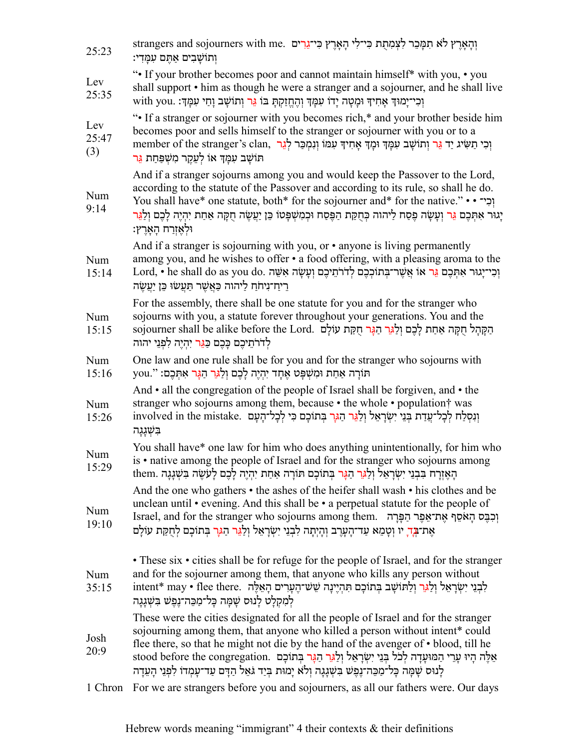| | |
|---|---|
| 25:23 | strangers and sojourners with me. וְהָאָרֶץ לֹא תִמָּכֵר לִצְמִתֻת כִּי־לִי הָאָרֶץ כִּי־גֵרִים וְתוֹשָׁבִים אַתֶּם עִמָּדִי׃ |
| Lev 25:35 | "• If your brother becomes poor and cannot maintain himself* with you, • you shall support • him as though he were a stranger and a sojourner, and he shall live with you. וְכִי־יָמוּךְ אָחִיךָ וּמָטָה יָדוֹ עִמָּךְ וְהֶחֱזַקְתָּ בּוֹ גֵּר וְתוֹשָׁב וָחַי עִמָּךְ׃ |
| Lev 25:47 (3) | "• If a stranger or sojourner with you becomes rich,* and your brother beside him becomes poor and sells himself to the stranger or sojourner with you or to a member of the stranger's clan, וְכִי תַשִּׂיג יַד גֵּר וְתוֹשָׁב עִמָּךְ וּמָךְ אָחִיךָ עִמּוֹ וְנִמְכַּר לְגֵר תּוֹשָׁב עִמָּךְ אוֹ לְעֵקֶר מִשְׁפַּחַת גֵּר |
| Num 9:14 | And if a stranger sojourns among you and would keep the Passover to the Lord, according to the statute of the Passover and according to its rule, so shall he do. You shall have* one statute, both* for the sojourner and* for the native." • • וְכִי־יָגוּר אִתְּכֶם גֵּר וְעָשָׂה פֶסַח לַיהוה כְּחֻקַּת הַפֶּסַח וּכְמִשְׁפָּטוֹ כֵּן יַעֲשֶׂה חֻקָּה אַחַת יִהְיֶה לָכֶם וְלַגֵּר וּלְאֶזְרַח הָאָרֶץ׃ |
| Num 15:14 | And if a stranger is sojourning with you, or • anyone is living permanently among you, and he wishes to offer • a food offering, with a pleasing aroma to the Lord, • he shall do as you do. וְכִי־יָגוּר אִתְּכֶם גֵּר אוֹ אֲשֶׁר־בְּתוֹכְכֶם לְדֹרֹתֵיכֶם וְעָשָׂה אִשֵּׁה רֵיחַ־נִיחֹחַ לַיהוה כַּאֲשֶׁר תַּעֲשׂוּ כֵּן יַעֲשֶׂה |
| Num 15:15 | For the assembly, there shall be one statute for you and for the stranger who sojourns with you, a statute forever throughout your generations. You and the sojourner shall be alike before the Lord. הַקָּהָל חֻקָּה אַחַת לָכֶם וְלַגֵּר הַגָּר חֻקַּת עוֹלָם לְדֹרֹתֵיכֶם כָּכֶם כַּגֵּר יִהְיֶה לִפְנֵי יהוה |
| Num 15:16 | One law and one rule shall be for you and for the stranger who sojourns with you." תּוֹרָה אַחַת וּמִשְׁפָּט אֶחָד יִהְיֶה לָכֶם וְלַגֵּר הַגָּר אִתְּכֶם׃ |
| Num 15:26 | And • all the congregation of the people of Israel shall be forgiven, and • the stranger who sojourns among them, because • the whole • population† was involved in the mistake. וְנִסְלַח לְכָל־עֲדַת בְּנֵי יִשְׂרָאֵל וְלַגֵּר הַגָּר בְּתוֹכָם כִּי לְכָל־הָעָם בִּשְׁגָגָה |
| Num 15:29 | You shall have* one law for him who does anything unintentionally, for him who is • native among the people of Israel and for the stranger who sojourns among them. הָאֶזְרָח בִּבְנֵי יִשְׂרָאֵל וְלַגֵּר הַגָּר בְּתוֹכָם תּוֹרָה אַחַת יִהְיֶה לָכֶם לָעֹשֶׂה בִּשְׁגָגָה |
| Num 19:10 | And the one who gathers • the ashes of the heifer shall wash • his clothes and be unclean until • evening. And this shall be • a perpetual statute for the people of Israel, and for the stranger who sojourns among them. וְכִבֶּס הָאֹסֵף אֶת־אֵפֶר הַפָּרָה אֶת־בְּגָדָיו וְטָמֵא עַד־הָעָרֶב וְהָיְתָה לִבְנֵי יִשְׂרָאֵל וְלַגֵּר הַגָּר בְּתוֹכָם לְחֻקַּת עוֹלָם |
| Num 35:15 | • These six • cities shall be for refuge for the people of Israel, and for the stranger and for the sojourner among them, that anyone who kills any person without intent* may • flee there. לִבְנֵי יִשְׂרָאֵל וְלַגֵּר וְלַתּוֹשָׁב בְּתוֹכָם תִּהְיֶינָה שֵׁשׁ־הֶעָרִים הָאֵלֶּה לְמִקְלָט לָנוּס שָׁמָּה כָּל־מַכֵּה־נֶפֶשׁ בִּשְׁגָגָה |
| Josh 20:9 | These were the cities designated for all the people of Israel and for the stranger sojourning among them, that anyone who killed a person without intent* could flee there, so that he might not die by the hand of the avenger of • blood, till he stood before the congregation. אֵלֶּה הָיוּ עָרֵי הַמּוּעָדָה לְכֹל בְּנֵי יִשְׂרָאֵל וְלַגֵּר הַגָּר בְּתוֹכָם לָנוּס שָׁמָּה כָּל־מַכֵּה־נֶפֶשׁ בִּשְׁגָגָה וְלֹא יָמוּת בְּיַד גֹּאֵל הַדָּם עַד־עָמְדוֹ לִפְנֵי הָעֵדָה |
| 1 Chron | For we are strangers before you and sojourners, as all our fathers were. Our days |

Hebrew words meaning "immigrant" 4 their contexts & their definitions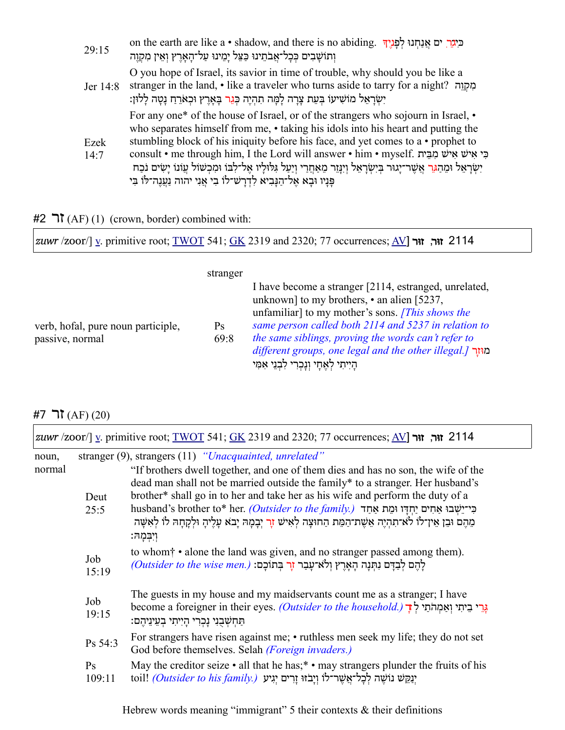| | |
|---|---|
| 29:15 | on the earth are like a • shadow, and there is no abiding. כִּיגֵרִ ים אֲנַחְנוּ לְפָנֶיךָ וְתוֹשָׁבִים כְּכָל־אֲבֹתֵינוּ כַּצֵּל יָמֵינוּ עַל־הָאָרֶץ וְאֵין מִקְוֶה |
| Jer 14:8 | O you hope of Israel, its savior in time of trouble, why should you be like a stranger in the land, • like a traveler who turns aside to tarry for a night? מִקְוֵה יִשְׂרָאֵל מוֹשִׁיעוֹ בְּעֵת צָרָה לָמָּה תִהְיֶה כְּגֵר בָּאָרֶץ וּכְאֹרֵחַ נָטָה לָלוּן׃ |
| Ezek 14:7 | For any one* of the house of Israel, or of the strangers who sojourn in Israel, • who separates himself from me, • taking his idols into his heart and putting the stumbling block of his iniquity before his face, and yet comes to a • prophet to consult • me through him, I the Lord will answer • him • myself. כִּי אִישׁ אִישׁ מִבֵּית יִשְׂרָאֵל וּמֵהַגֵּר אֲשֶׁר־יָגוּר בְּיִשְׂרָאֵל וְיִנָּזֵר מֵאַחֲרַי וְיַעַל גִּלּוּלָיו אֶל־לִבּוֹ וּמִכְשׁוֹל עֲוֺנוֹ יָשִׂים נֹכַח פָּנָיו וּבָא אֶל־הַנָּבִיא לִדְרָשׁ־לוֹ בִי אֲנִי יהוה נַעֲנֶה־לּוֹ בִּי |

#2 זר (AF) (1) (crown, border) combined with:

| *zuwr* /zoor/] v. primitive root; TWOT 541; GK 2319 and 2320; 77 occurrences; AV] זוּר, זוּר 2114 |
|---|

| | | stranger |
|---|---|---|
| verb, hofal, pure noun participle, passive, normal | Ps 69:8 | I have become a stranger [2114, estranged, unrelated, unknown] to my brothers, • an alien [5237, unfamiliar] to my mother's sons. *[This shows the same person called both 2114 and 5237 in relation to the same siblings, proving the words can't refer to different groups, one legal and the other illegal.]* מוּזָר הָיִיתִי לְאֶחָי וְנָכְרִי לִבְנֵי אִמִּי |

#7 זר (AF) (20)

| *zuwr* /zoor/] v. primitive root; TWOT 541; GK 2319 and 2320; 77 occurrences; AV] זוּר, זוּר 2114 |
|---|

| noun, normal | stranger (9), strangers (11) *"Unacquainted, unrelated"* | |
|---|---|---|
| | Deut 25:5 | "If brothers dwell together, and one of them dies and has no son, the wife of the dead man shall not be married outside the family* to a stranger. Her husband's brother* shall go in to her and take her as his wife and perform the duty of a husband's brother to* her. *(Outsider to the family.)* כִּי־יֵשְׁבוּ אַחִים יַחְדָּו וּמֵת אַחַד מֵהֶם וּבֵן אֵין־לוֹ לֹא־תִהְיֶה אֵשֶׁת־הַמֵּת הַחוּצָה לְאִישׁ זָר יְבָמָהּ יָבֹא עָלֶיהָ וּלְקָחָהּ לוֹ לְאִשָּׁה וְיִבְּמָהּ׃ |
| | Job 15:19 | to whom† • alone the land was given, and no stranger passed among them). *(Outsider to the wise men.)* לָהֶם לְבַדָּם נִתְּנָה הָאָרֶץ וְלֹא־עָבַר זָר בְּתוֹכָם׃ |
| | Job 19:15 | The guests in my house and my maidservants count me as a stranger; I have become a foreigner in their eyes. *(Outsider to the household.)* גָּרֵי בֵיתִי וְאַמְהֹתַי לְזָר תַּחְשְׁבֻנִי נָכְרִי הָיִיתִי בְעֵינֵיהֶם׃ |
| | Ps 54:3 | For strangers have risen against me; • ruthless men seek my life; they do not set God before themselves. Selah *(Foreign invaders.)* |
| | Ps 109:11 | May the creditor seize • all that he has;* • may strangers plunder the fruits of his toil! *(Outsider to his family.)* יְנַקֵּשׁ נוֹשֶׁה לְכָל־אֲשֶׁר־לוֹ וְיָבֹזּוּ זָרִים יְגִיעוֹ |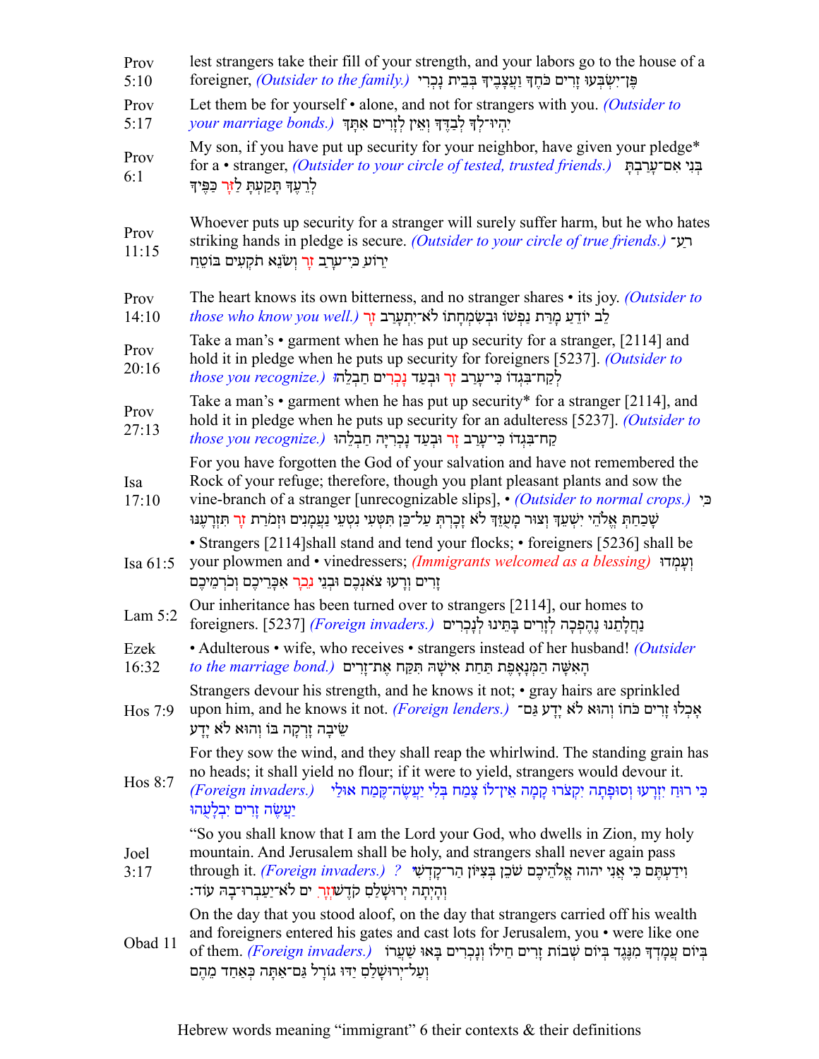| | |
|---|---|
| Prov 5:10 | lest strangers take their fill of your strength, and your labors go to the house of a foreigner, *(Outsider to the family.)* פֶּן־יִשְׂבְּעוּ זָרִים כֹּחֶךָ וַעֲצָבֶיךָ בְּבֵית נָכְרִי |
| Prov 5:17 | Let them be for yourself • alone, and not for strangers with you. *(Outsider to your marriage bonds.)* יִהְיוּ־לְךָ לְבַדֶּךָ וְאֵין לְזָרִים אִתָּךְ |
| Prov 6:1 | My son, if you have put up security for your neighbor, have given your pledge* for a • stranger, *(Outsider to your circle of tested, trusted friends.)* בְּנִי אִם־עָרַבְתָּ לְרֵעֶךָ תָּקַעְתָּ לַזָּר כַּפֶּיךָ |
| Prov 11:15 | Whoever puts up security for a stranger will surely suffer harm, but he who hates striking hands in pledge is secure. *(Outsider to your circle of true friends.)* רַע־יֵרוֹעַ כִּי־עָרַב זָר וְשֹׂנֵא תֹקְעִים בּוֹטֵחַ |
| Prov 14:10 | The heart knows its own bitterness, and no stranger shares • its joy. *(Outsider to those who know you well.)* לֵב יוֹדֵעַ מָרַּת נַפְשׁוֹ וּבְשִׂמְחָתוֹ לֹא־יִתְעָרַב זָר |
| Prov 20:16 | Take a man's • garment when he has put up security for a stranger, [2114] and hold it in pledge when he puts up security for foreigners [5237]. *(Outsider to those you recognize.)* לְקַח־בִּגְדוֹ כִּי־עָרַב זָר וּבְעַד נָכְרִים חַבְלֵהוּ |
| Prov 27:13 | Take a man's • garment when he has put up security* for a stranger [2114], and hold it in pledge when he puts up security for an adulteress [5237]. *(Outsider to those you recognize.)* קַח־בִּגְדוֹ כִּי־עָרַב זָר וּבְעַד נָכְרִיָּה חַבְלֵהוּ |
| Isa 17:10 | For you have forgotten the God of your salvation and have not remembered the Rock of your refuge; therefore, though you plant pleasant plants and sow the vine-branch of a stranger [unrecognizable slips], • *(Outsider to normal crops.)* כִּי שָׁכַחַתְּ אֱלֹהֵי יִשְׁעֵךְ וְצוּר מָעֻזֵּךְ לֹא זָכָרְתְּ עַל־כֵּן תִּטְּעִי נִטְעֵי נַעֲמָנִים וּזְמֹרַת זָר תִּזְרָעֶנּוּ |
| Isa 61:5 | • Strangers [2114]shall stand and tend your flocks; • foreigners [5236] shall be your plowmen and • vinedressers; *(Immigrants welcomed as a blessing)* וְעָמְדוּ זָרִים וְרָעוּ צֹאנְכֶם וּבְנֵי נֵכָר אִכָּרֵיכֶם וְכֹרְמֵיכֶם |
| Lam 5:2 | Our inheritance has been turned over to strangers [2114], our homes to foreigners. [5237] *(Foreign invaders.)* נַחֲלָתֵנוּ נֶהֶפְכָה לְזָרִים בָּתֵּינוּ לְנָכְרִים |
| Ezek 16:32 | • Adulterous • wife, who receives • strangers instead of her husband! *(Outsider to the marriage bond.)* הָאִשָּׁה הַמְּנָאָפֶת תַּחַת אִישָׁהּ תִּקַּח אֶת־זָרִים |
| Hos 7:9 | Strangers devour his strength, and he knows it not; • gray hairs are sprinkled upon him, and he knows it not. *(Foreign lenders.)* אָכְלוּ זָרִים כֹּחוֹ וְהוּא לֹא יָדָע גַּם־שֵׂיבָה זָרְקָה בּוֹ וְהוּא לֹא יָדָע |
| Hos 8:7 | For they sow the wind, and they shall reap the whirlwind. The standing grain has no heads; it shall yield no flour; if it were to yield, strangers would devour it. *(Foreign invaders.)* כִּי רוּחַ יִזְרָעוּ וְסוּפָתָה יִקְצֹרוּ קָמָה אֵין־לוֹ צֶמַח בְּלִי יַעֲשֶׂה־קֶּמַח אוּלַי יַעֲשֶׂה זָרִים יִבְלָעֻהוּ |
| Joel 3:17 | "So you shall know that I am the Lord your God, who dwells in Zion, my holy mountain. And Jerusalem shall be holy, and strangers shall never again pass through it. *(Foreign invaders.)* ? וִידַעְתֶּם כִּי אֲנִי יהוה אֱלֹהֵיכֶם שֹׁכֵן בְּצִיּוֹן הַר־קָדְשִׁי וְהָיְתָה יְרוּשָׁלַם קֹדֶשׁ וְזָרִים לֹא־יַעַבְרוּ־בָהּ עוֹד׃ |
| Obad 11 | On the day that you stood aloof, on the day that strangers carried off his wealth and foreigners entered his gates and cast lots for Jerusalem, you • were like one of them. *(Foreign invaders.)* בְּיוֹם עֲמָדְךָ מִנֶּגֶד בְּיוֹם שְׁבוֹת זָרִים חֵילוֹ וְנָכְרִים בָּאוּ שְׁעָרוֹ וְעַל־יְרוּשָׁלַם יַדּוּ גוֹרָל גַּם־אַתָּה כְּאַחַד מֵהֶם |

Hebrew words meaning "immigrant" 6 their contexts & their definitions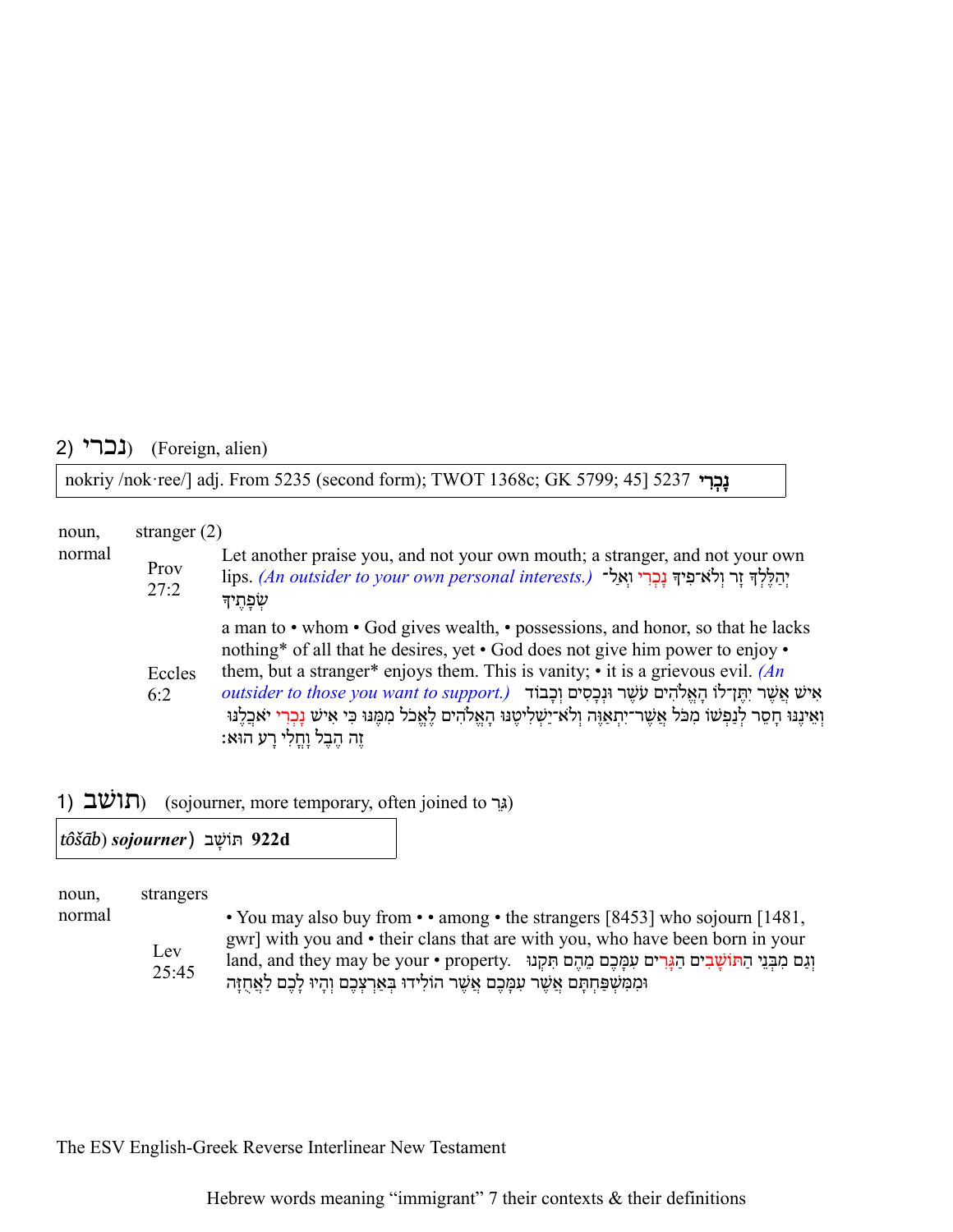## 2) נכרי (Foreign, alien)

| nokriy /nok·ree/] adj. From 5235 (second form); TWOT 1368c; GK 5799; 45] 5237 **נָכְרִי** |
|---|

noun, normal — stranger (2)

| | |
|---|---|
| Prov 27:2 | Let another praise you, and not your own mouth; a stranger, and not your own lips. *(An outsider to your own personal interests.)* יְהַלֶּלְךָ זָר וְלֹא־פִיךָ נָכְרִי וְאַל־שְׂפָתֶיךָ |
| Eccles 6:2 | a man to • whom • God gives wealth, • possessions, and honor, so that he lacks nothing* of all that he desires, yet • God does not give him power to enjoy • them, but a stranger* enjoys them. This is vanity; • it is a grievous evil. *(An outsider to those you want to support.)* אִישׁ אֲשֶׁר יִתֶּן־לוֹ הָאֱלֹהִים עֹשֶׁר וּנְכָסִים וְכָבוֹד וְאֵינֶנּוּ חָסֵר לְנַפְשׁוֹ מִכֹּל אֲשֶׁר־יִתְאַוֶּה וְלֹא־יַשְׁלִיטֶנּוּ הָאֱלֹהִים לֶאֱכֹל מִמֶּנּוּ כִּי אִישׁ נָכְרִי יֹאכְלֶנּוּ זֶה הֶבֶל וָחֳלִי רָע הוּא׃ |

## 1) תושב (sojourner, more temporary, often joined to גֵּר)

| *tôšāb*) *sojourner*) **תּוֹשָׁב 922d** |
|---|

noun, normal — strangers

| | |
|---|---|
| Lev 25:45 | • You may also buy from • • among • the strangers [8453] who sojourn [1481, gwr] with you and • their clans that are with you, who have been born in your land, and they may be your • property. וְגַם מִבְּנֵי הַתּוֹשָׁבִים הַגָּרִים עִמָּכֶם מֵהֶם תִּקְנוּ וּמִמִּשְׁפַּחְתָּם אֲשֶׁר עִמָּכֶם אֲשֶׁר הוֹלִידוּ בְּאַרְצְכֶם וְהָיוּ לָכֶם לַאֲחֻזָּה |

The ESV English-Greek Reverse Interlinear New Testament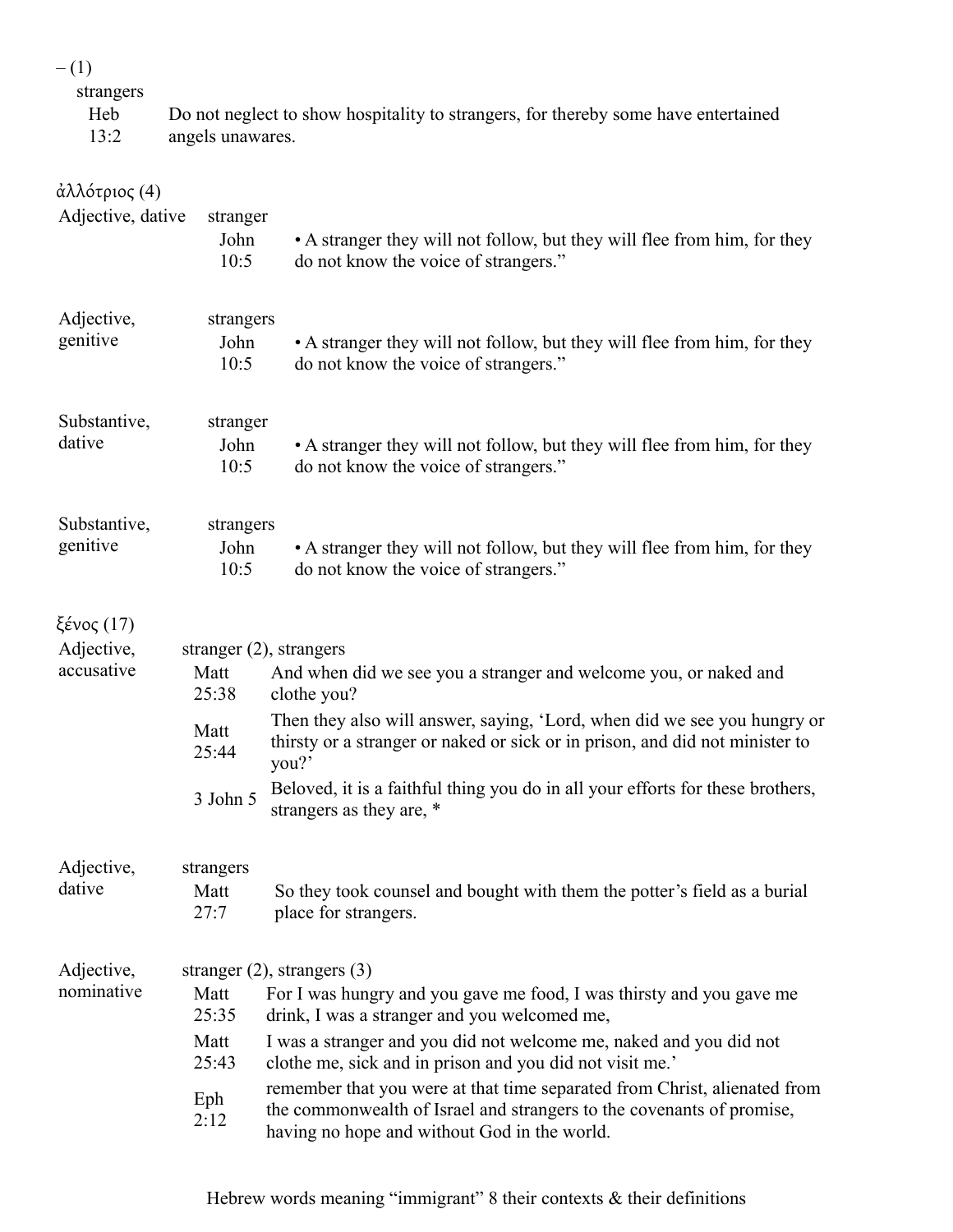– (1)

strangers

| | |
|---|---|
| Heb 13:2 | Do not neglect to show hospitality to strangers, for thereby some have entertained angels unawares. |

ἀλλότριος (4)

Adjective, dative — stranger

| | |
|---|---|
| John 10:5 | • A stranger they will not follow, but they will flee from him, for they do not know the voice of strangers." |

Adjective, genitive — strangers

| | |
|---|---|
| John 10:5 | • A stranger they will not follow, but they will flee from him, for they do not know the voice of strangers." |

Substantive, dative — stranger

| | |
|---|---|
| John 10:5 | • A stranger they will not follow, but they will flee from him, for they do not know the voice of strangers." |

Substantive, genitive — strangers

| | |
|---|---|
| John 10:5 | • A stranger they will not follow, but they will flee from him, for they do not know the voice of strangers." |

ξένος (17)

Adjective, accusative — stranger (2), strangers

| | |
|---|---|
| Matt 25:38 | And when did we see you a stranger and welcome you, or naked and clothe you? |
| Matt 25:44 | Then they also will answer, saying, 'Lord, when did we see you hungry or thirsty or a stranger or naked or sick or in prison, and did not minister to you?' |
| 3 John 5 | Beloved, it is a faithful thing you do in all your efforts for these brothers, strangers as they are, * |

Adjective, dative — strangers

| | |
|---|---|
| Matt 27:7 | So they took counsel and bought with them the potter's field as a burial place for strangers. |

Adjective, nominative — stranger (2), strangers (3)

| | |
|---|---|
| Matt 25:35 | For I was hungry and you gave me food, I was thirsty and you gave me drink, I was a stranger and you welcomed me, |
| Matt 25:43 | I was a stranger and you did not welcome me, naked and you did not clothe me, sick and in prison and you did not visit me.' |
| Eph 2:12 | remember that you were at that time separated from Christ, alienated from the commonwealth of Israel and strangers to the covenants of promise, having no hope and without God in the world. |

Hebrew words meaning "immigrant" 8 their contexts & their definitions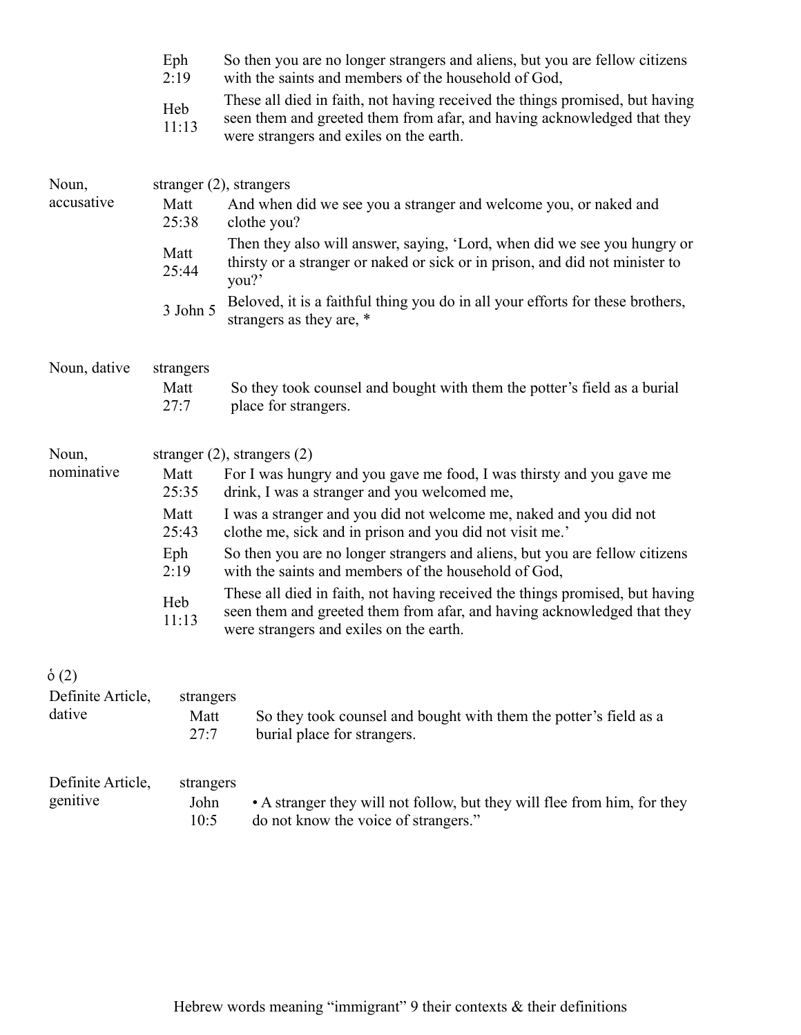| | | |
|---|---|---|
| | Eph 2:19 | So then you are no longer strangers and aliens, but you are fellow citizens with the saints and members of the household of God, |
| | Heb 11:13 | These all died in faith, not having received the things promised, but having seen them and greeted them from afar, and having acknowledged that they were strangers and exiles on the earth. |

| | | |
|---|---|---|
| Noun, accusative | stranger (2), strangers | |
| | Matt 25:38 | And when did we see you a stranger and welcome you, or naked and clothe you? |
| | Matt 25:44 | Then they also will answer, saying, 'Lord, when did we see you hungry or thirsty or a stranger or naked or sick or in prison, and did not minister to you?' |
| | 3 John 5 | Beloved, it is a faithful thing you do in all your efforts for these brothers, strangers as they are, * |

| | | |
|---|---|---|
| Noun, dative | strangers | |
| | Matt 27:7 | So they took counsel and bought with them the potter's field as a burial place for strangers. |

| | | |
|---|---|---|
| Noun, nominative | stranger (2), strangers (2) | |
| | Matt 25:35 | For I was hungry and you gave me food, I was thirsty and you gave me drink, I was a stranger and you welcomed me, |
| | Matt 25:43 | I was a stranger and you did not welcome me, naked and you did not clothe me, sick and in prison and you did not visit me.' |
| | Eph 2:19 | So then you are no longer strangers and aliens, but you are fellow citizens with the saints and members of the household of God, |
| | Heb 11:13 | These all died in faith, not having received the things promised, but having seen them and greeted them from afar, and having acknowledged that they were strangers and exiles on the earth. |

ὁ (2)

| | | |
|---|---|---|
| Definite Article, dative | strangers | |
| | Matt 27:7 | So they took counsel and bought with them the potter's field as a burial place for strangers. |

| | | |
|---|---|---|
| Definite Article, genitive | strangers | |
| | John 10:5 | • A stranger they will not follow, but they will flee from him, for they do not know the voice of strangers." |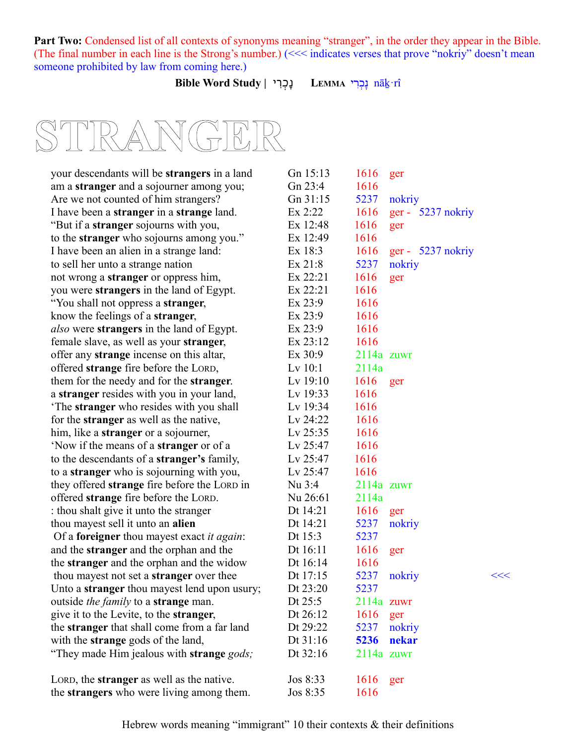**Part Two:** Condensed list of all contexts of synonyms meaning "stranger", in the order they appear in the Bible. (The final number in each line is the Strong's number.) (<<< indicates verses that prove "nokriy" doesn't mean someone prohibited by law from coming here.)

**Bible Word Study | נָכְרִי** **Lemma** נָכְרִי nāḵ·rî

# STRANGER

| | | | | |
|---|---|---|---|---|
| your descendants will be **strangers** in a land | Gn 15:13 | 1616 | ger | |
| am a **stranger** and a sojourner among you; | Gn 23:4 | 1616 | | |
| Are we not counted of him strangers? | Gn 31:15 | 5237 | nokriy | |
| I have been a **stranger** in a **strange** land. | Ex 2:22 | 1616 | ger - 5237 nokriy | |
| "But if a **stranger** sojourns with you, | Ex 12:48 | 1616 | ger | |
| to the **stranger** who sojourns among you." | Ex 12:49 | 1616 | | |
| I have been an alien in a strange land: | Ex 18:3 | 1616 | ger - 5237 nokriy | |
| to sell her unto a strange nation | Ex 21:8 | 5237 | nokriy | |
| not wrong a **stranger** or oppress him, | Ex 22:21 | 1616 | ger | |
| you were **strangers** in the land of Egypt. | Ex 22:21 | 1616 | | |
| "You shall not oppress a **stranger**, | Ex 23:9 | 1616 | | |
| know the feelings of a **stranger**, | Ex 23:9 | 1616 | | |
| *also* were **strangers** in the land of Egypt. | Ex 23:9 | 1616 | | |
| female slave, as well as your **stranger**, | Ex 23:12 | 1616 | | |
| offer any **strange** incense on this altar, | Ex 30:9 | 2114a | zuwr | |
| offered **strange** fire before the LORD, | Lv 10:1 | 2114a | | |
| them for the needy and for the **stranger**. | Lv 19:10 | 1616 | ger | |
| a **stranger** resides with you in your land, | Lv 19:33 | 1616 | | |
| 'The **stranger** who resides with you shall | Lv 19:34 | 1616 | | |
| for the **stranger** as well as the native, | Lv 24:22 | 1616 | | |
| him, like a **stranger** or a sojourner, | Lv 25:35 | 1616 | | |
| 'Now if the means of a **stranger** or of a | Lv 25:47 | 1616 | | |
| to the descendants of a **stranger's** family, | Lv 25:47 | 1616 | | |
| to a **stranger** who is sojourning with you, | Lv 25:47 | 1616 | | |
| they offered **strange** fire before the LORD in | Nu 3:4 | 2114a | zuwr | |
| offered **strange** fire before the LORD. | Nu 26:61 | 2114a | | |
| : thou shalt give it unto the stranger | Dt 14:21 | 1616 | ger | |
| thou mayest sell it unto an **alien** | Dt 14:21 | 5237 | nokriy | |
| Of a **foreigner** thou mayest exact *it again*: | Dt 15:3 | 5237 | | |
| and the **stranger** and the orphan and the | Dt 16:11 | 1616 | ger | |
| the **stranger** and the orphan and the widow | Dt 16:14 | 1616 | | |
| thou mayest not set a **stranger** over thee | Dt 17:15 | 5237 | nokriy | <<< |
| Unto a **stranger** thou mayest lend upon usury; | Dt 23:20 | 5237 | | |
| outside *the family* to a **strange** man. | Dt 25:5 | 2114a | zuwr | |
| give it to the Levite, to the **stranger**, | Dt 26:12 | 1616 | ger | |
| the **stranger** that shall come from a far land | Dt 29:22 | 5237 | nokriy | |
| with the **strange** gods of the land, | Dt 31:16 | **5236** | **nekar** | |
| "They made Him jealous with **strange** *gods;* | Dt 32:16 | 2114a | zuwr | |
| LORD, the **stranger** as well as the native. | Jos 8:33 | 1616 | ger | |
| the **strangers** who were living among them. | Jos 8:35 | 1616 | | |

Hebrew words meaning "immigrant" 10 their contexts & their definitions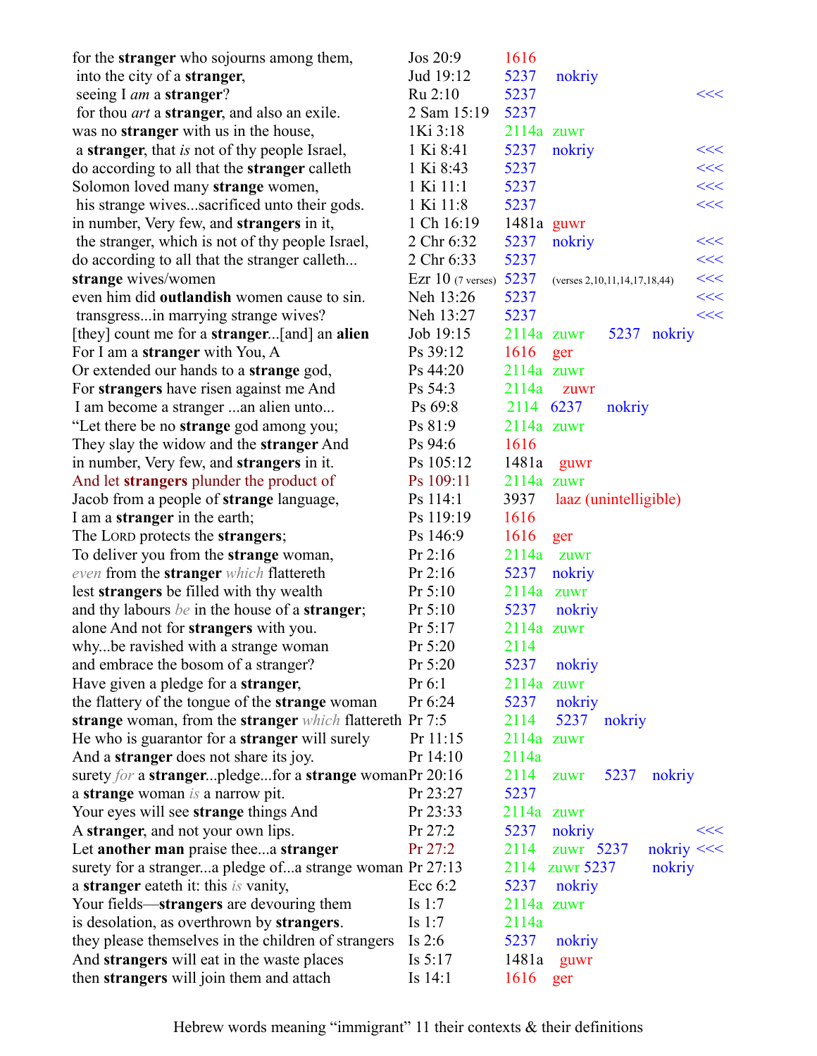| | | | | | | |
|---|---|---|---|---|---|---|
| for the **stranger** who sojourns among them, | Jos 20:9 | 1616 | | | | |
| into the city of a **stranger**, | Jud 19:12 | 5237 | nokriy | | | |
| seeing I *am* a **stranger**? | Ru 2:10 | 5237 | | | | <<< |
| for thou *art* a **stranger**, and also an exile. | 2 Sam 15:19 | 5237 | | | | |
| was no **stranger** with us in the house, | 1Ki 3:18 | 2114a | zuwr | | | |
| a **stranger**, that *is* not of thy people Israel, | 1 Ki 8:41 | 5237 | nokriy | | | <<< |
| do according to all that the **stranger** calleth | 1 Ki 8:43 | 5237 | | | | <<< |
| Solomon loved many **strange** women, | 1 Ki 11:1 | 5237 | | | | <<< |
| his strange wives...sacrificed unto their gods. | 1 Ki 11:8 | 5237 | | | | <<< |
| in number, Very few, and **strangers** in it, | 1 Ch 16:19 | 1481a | guwr | | | |
| the stranger, which is not of thy people Israel, | 2 Chr 6:32 | 5237 | nokriy | | | <<< |
| do according to all that the stranger calleth... | 2 Chr 6:33 | 5237 | | | | <<< |
| **strange** wives/women | Ezr 10 (7 verses) | 5237 | (verses 2,10,11,14,17,18,44) | | | <<< |
| even him did **outlandish** women cause to sin. | Neh 13:26 | 5237 | | | | <<< |
| transgress...in marrying strange wives? | Neh 13:27 | 5237 | | | | <<< |
| [they] count me for a **stranger**...[and] an **alien** | Job 19:15 | 2114a | zuwr | 5237 | nokriy | |
| For I am a **stranger** with You, A | Ps 39:12 | 1616 | ger | | | |
| Or extended our hands to a **strange** god, | Ps 44:20 | 2114a | zuwr | | | |
| For **strangers** have risen against me And | Ps 54:3 | 2114a | zuwr | | | |
| I am become a stranger ...an alien unto... | Ps 69:8 | 2114 | | 6237 | nokriy | |
| "Let there be no **strange** god among you; | Ps 81:9 | 2114a | zuwr | | | |
| They slay the widow and the **stranger** And | Ps 94:6 | 1616 | | | | |
| in number, Very few, and **strangers** in it. | Ps 105:12 | 1481a | guwr | | | |
| And let **strangers** plunder the product of | Ps 109:11 | 2114a | zuwr | | | |
| Jacob from a people of **strange** language, | Ps 114:1 | 3937 | laaz (unintelligible) | | | |
| I am a **stranger** in the earth; | Ps 119:19 | 1616 | | | | |
| The LORD protects the **strangers**; | Ps 146:9 | 1616 | ger | | | |
| To deliver you from the **strange** woman, | Pr 2:16 | 2114a | zuwr | | | |
| *even* from the **stranger** *which* flattereth | Pr 2:16 | 5237 | nokriy | | | |
| lest **strangers** be filled with thy wealth | Pr 5:10 | 2114a | zuwr | | | |
| and thy labours *be* in the house of a **stranger**; | Pr 5:10 | 5237 | nokriy | | | |
| alone And not for **strangers** with you. | Pr 5:17 | 2114a | zuwr | | | |
| why...be ravished with a strange woman | Pr 5:20 | 2114 | | | | |
| and embrace the bosom of a stranger? | Pr 5:20 | 5237 | nokriy | | | |
| Have given a pledge for a **stranger**, | Pr 6:1 | 2114a | zuwr | | | |
| the flattery of the tongue of the **strange** woman | Pr 6:24 | 5237 | nokriy | | | |
| **strange** woman, from the **stranger** *which* flattereth | Pr 7:5 | 2114 | | 5237 | nokriy | |
| He who is guarantor for a **stranger** will surely | Pr 11:15 | 2114a | zuwr | | | |
| And a **stranger** does not share its joy. | Pr 14:10 | 2114a | | | | |
| surety *for* a **stranger**...pledge...for a **strange** woman | Pr 20:16 | 2114 | zuwr | 5237 | nokriy | |
| a **strange** woman *is* a narrow pit. | Pr 23:27 | 5237 | | | | |
| Your eyes will see **strange** things And | Pr 23:33 | 2114a | zuwr | | | |
| A **stranger**, and not your own lips. | Pr 27:2 | 5237 | nokriy | | | <<< |
| Let **another man** praise thee...a **stranger** | Pr 27:2 | 2114 | zuwr | 5237 | nokriy | <<< |
| surety for a stranger...a pledge of...a strange woman | Pr 27:13 | 2114 | zuwr | 5237 | nokriy | |
| a **stranger** eateth it: this *is* vanity, | Ecc 6:2 | 5237 | nokriy | | | |
| Your fields—**strangers** are devouring them | Is 1:7 | 2114a | zuwr | | | |
| is desolation, as overthrown by **strangers**. | Is 1:7 | 2114a | | | | |
| they please themselves in the children of strangers | Is 2:6 | 5237 | nokriy | | | |
| And **strangers** will eat in the waste places | Is 5:17 | 1481a | guwr | | | |
| then **strangers** will join them and attach | Is 14:1 | 1616 | ger | | | |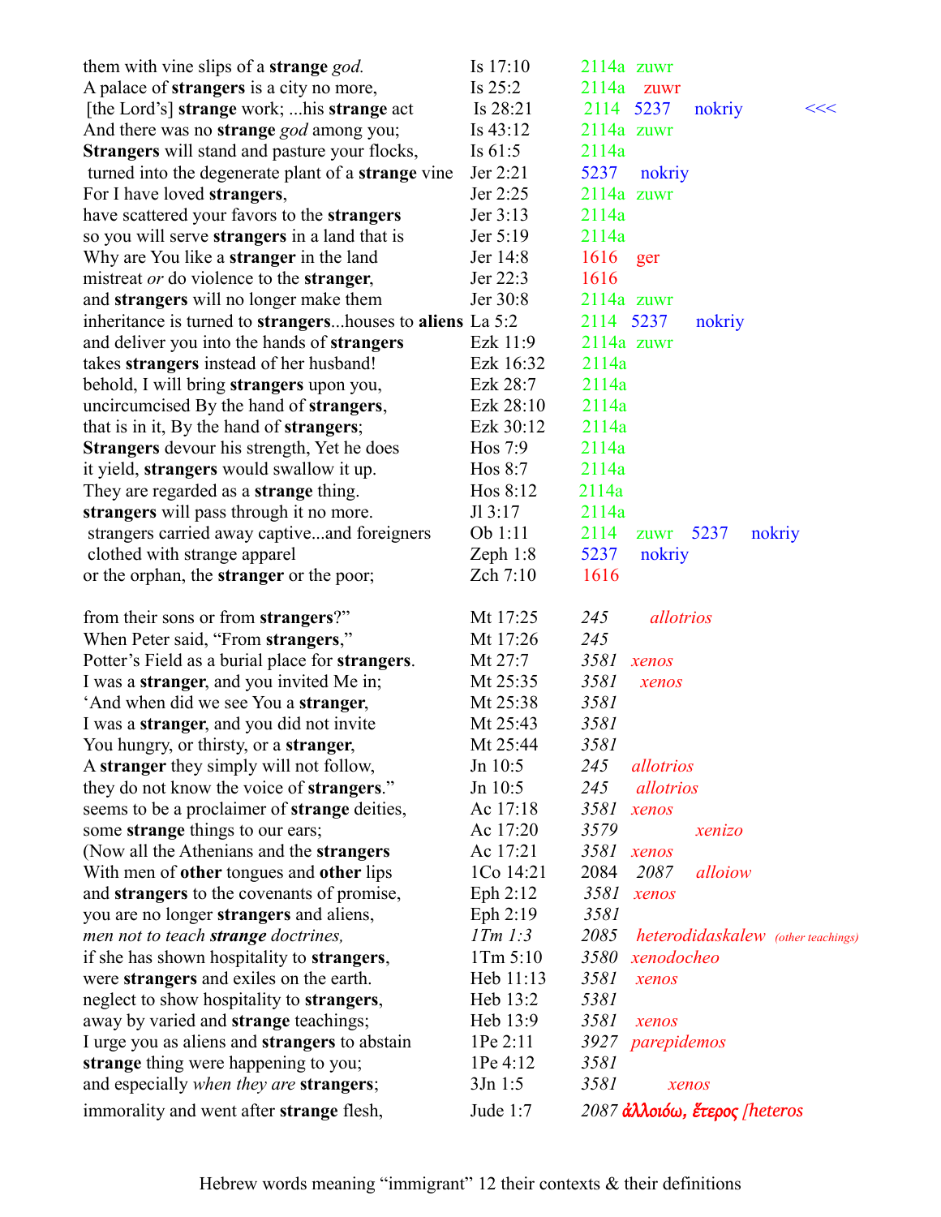| | | | | | | |
|---|---|---|---|---|---|---|
| them with vine slips of a **strange** *god.* | Is 17:10 | 2114a zuwr | | | | |
| A palace of **strangers** is a city no more, | Is 25:2 | 2114a zuwr | | | | |
| [the Lord's] **strange** work; ...his **strange** act | Is 28:21 | 2114 | 5237 | nokriy | | <<< |
| And there was no **strange** *god* among you; | Is 43:12 | 2114a zuwr | | | | |
| **Strangers** will stand and pasture your flocks, | Is 61:5 | 2114a | | | | |
| turned into the degenerate plant of a **strange** vine | Jer 2:21 | 5237 | nokriy | | | |
| For I have loved **strangers**, | Jer 2:25 | 2114a zuwr | | | | |
| have scattered your favors to the **strangers** | Jer 3:13 | 2114a | | | | |
| so you will serve **strangers** in a land that is | Jer 5:19 | 2114a | | | | |
| Why are You like a **stranger** in the land | Jer 14:8 | 1616 | ger | | | |
| mistreat *or* do violence to the **stranger**, | Jer 22:3 | 1616 | | | | |
| and **strangers** will no longer make them | Jer 30:8 | 2114a zuwr | | | | |
| inheritance is turned to **strangers**...houses to **aliens** | La 5:2 | 2114 | 5237 | nokriy | | |
| and deliver you into the hands of **strangers** | Ezk 11:9 | 2114a zuwr | | | | |
| takes **strangers** instead of her husband! | Ezk 16:32 | 2114a | | | | |
| behold, I will bring **strangers** upon you, | Ezk 28:7 | 2114a | | | | |
| uncircumcised By the hand of **strangers**, | Ezk 28:10 | 2114a | | | | |
| that is in it, By the hand of **strangers**; | Ezk 30:12 | 2114a | | | | |
| **Strangers** devour his strength, Yet he does | Hos 7:9 | 2114a | | | | |
| it yield, **strangers** would swallow it up. | Hos 8:7 | 2114a | | | | |
| They are regarded as a **strange** thing. | Hos 8:12 | 2114a | | | | |
| **strangers** will pass through it no more. | Jl 3:17 | 2114a | | | | |
| strangers carried away captive...and foreigners | Ob 1:11 | 2114 | zuwr | 5237 | nokriy | |
| clothed with strange apparel | Zeph 1:8 | 5237 | nokriy | | | |
| or the orphan, the **stranger** or the poor; | Zch 7:10 | 1616 | | | | |

| | | | | |
|---|---|---|---|---|
| from their sons or from **strangers**?" | Mt 17:25 | *245* | *allotrios* | |
| When Peter said, "From **strangers**," | Mt 17:26 | *245* | | |
| Potter's Field as a burial place for **strangers**. | Mt 27:7 | *3581* | *xenos* | |
| I was a **stranger**, and you invited Me in; | Mt 25:35 | *3581* | *xenos* | |
| 'And when did we see You a **stranger**, | Mt 25:38 | *3581* | | |
| I was a **stranger**, and you did not invite | Mt 25:43 | *3581* | | |
| You hungry, or thirsty, or a **stranger**, | Mt 25:44 | *3581* | | |
| A **stranger** they simply will not follow, | Jn 10:5 | *245* | *allotrios* | |
| they do not know the voice of **strangers**." | Jn 10:5 | *245* | *allotrios* | |
| seems to be a proclaimer of **strange** deities, | Ac 17:18 | *3581* | *xenos* | |
| some **strange** things to our ears; | Ac 17:20 | *3579* | *xenizo* | |
| (Now all the Athenians and the **strangers** | Ac 17:21 | *3581* | *xenos* | |
| With men of **other** tongues and **other** lips | 1Co 14:21 | 2084 | *2087* | *alloiow* |
| and **strangers** to the covenants of promise, | Eph 2:12 | *3581* | *xenos* | |
| you are no longer **strangers** and aliens, | Eph 2:19 | *3581* | | |
| *men not to teach* ***strange*** *doctrines,* | *1Tm 1:3* | *2085* | *heterodidaskalew* *(other teachings)* | |
| if she has shown hospitality to **strangers**, | 1Tm 5:10 | *3580* | *xenodocheo* | |
| were **strangers** and exiles on the earth. | Heb 11:13 | *3581* | *xenos* | |
| neglect to show hospitality to **strangers**, | Heb 13:2 | *5381* | | |
| away by varied and **strange** teachings; | Heb 13:9 | *3581* | *xenos* | |
| I urge you as aliens and **strangers** to abstain | 1Pe 2:11 | *3927* | *parepidemos* | |
| **strange** thing were happening to you; | 1Pe 4:12 | *3581* | | |
| and especially *when they are* **strangers**; | 3Jn 1:5 | *3581* | *xenos* | |
| immorality and went after **strange** flesh, | Jude 1:7 | *2087* | ***ἀλλοιόω, ἕτερος*** *[heteros* | |

Hebrew words meaning "immigrant" 12 their contexts & their definitions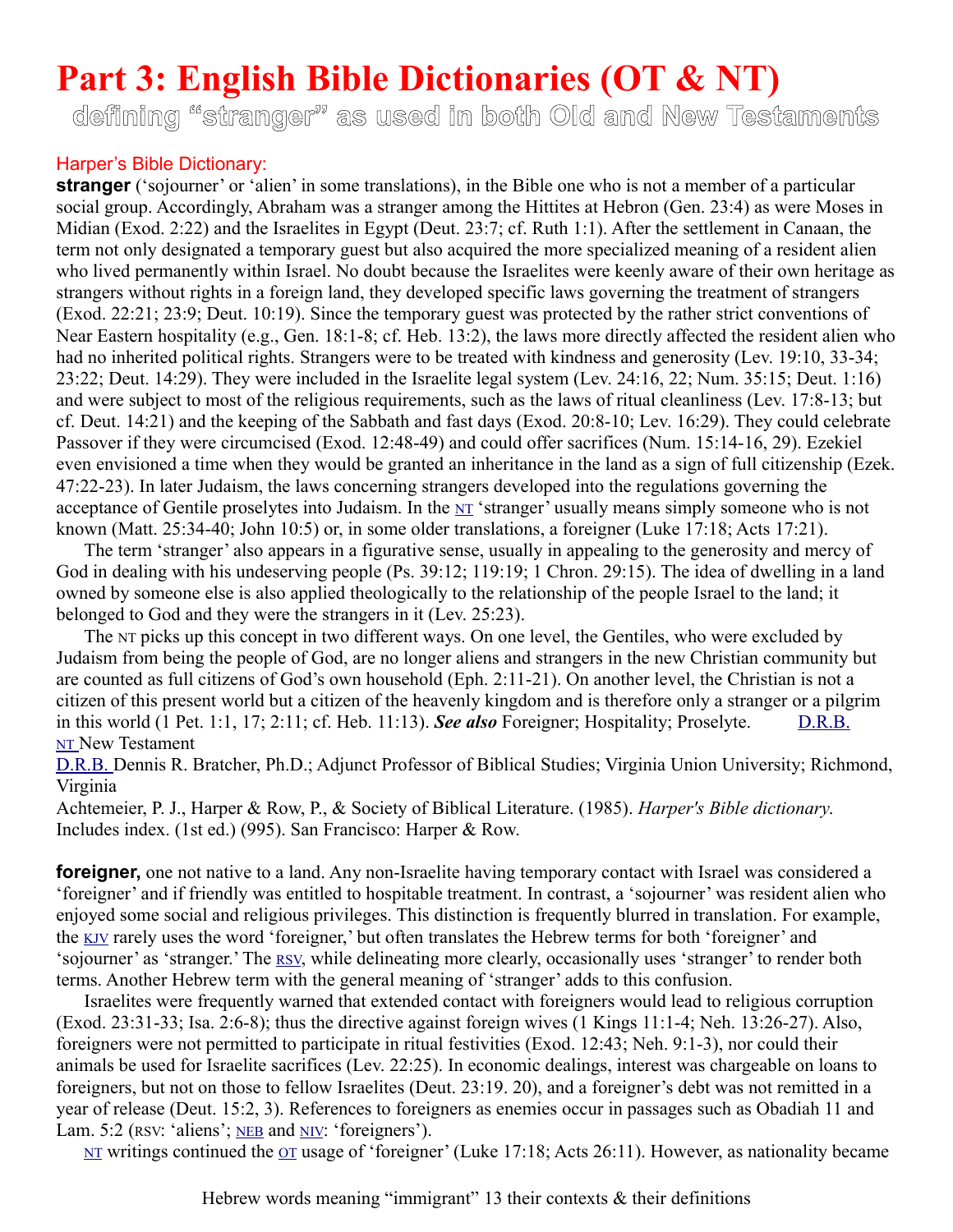# Part 3: English Bible Dictionaries (OT & NT)

## defining “stranger” as used in both Old and New Testaments

### Harper’s Bible Dictionary:

**stranger** (‘sojourner’ or ‘alien’ in some translations), in the Bible one who is not a member of a particular social group. Accordingly, Abraham was a stranger among the Hittites at Hebron (Gen. 23:4) as were Moses in Midian (Exod. 2:22) and the Israelites in Egypt (Deut. 23:7; cf. Ruth 1:1). After the settlement in Canaan, the term not only designated a temporary guest but also acquired the more specialized meaning of a resident alien who lived permanently within Israel. No doubt because the Israelites were keenly aware of their own heritage as strangers without rights in a foreign land, they developed specific laws governing the treatment of strangers (Exod. 22:21; 23:9; Deut. 10:19). Since the temporary guest was protected by the rather strict conventions of Near Eastern hospitality (e.g., Gen. 18:1-8; cf. Heb. 13:2), the laws more directly affected the resident alien who had no inherited political rights. Strangers were to be treated with kindness and generosity (Lev. 19:10, 33-34; 23:22; Deut. 14:29). They were included in the Israelite legal system (Lev. 24:16, 22; Num. 35:15; Deut. 1:16) and were subject to most of the religious requirements, such as the laws of ritual cleanliness (Lev. 17:8-13; but cf. Deut. 14:21) and the keeping of the Sabbath and fast days (Exod. 20:8-10; Lev. 16:29). They could celebrate Passover if they were circumcised (Exod. 12:48-49) and could offer sacrifices (Num. 15:14-16, 29). Ezekiel even envisioned a time when they would be granted an inheritance in the land as a sign of full citizenship (Ezek. 47:22-23). In later Judaism, the laws concerning strangers developed into the regulations governing the acceptance of Gentile proselytes into Judaism. In the NT ‘stranger’ usually means simply someone who is not known (Matt. 25:34-40; John 10:5) or, in some older translations, a foreigner (Luke 17:18; Acts 17:21).

The term ‘stranger’ also appears in a figurative sense, usually in appealing to the generosity and mercy of God in dealing with his undeserving people (Ps. 39:12; 119:19; 1 Chron. 29:15). The idea of dwelling in a land owned by someone else is also applied theologically to the relationship of the people Israel to the land; it belonged to God and they were the strangers in it (Lev. 25:23).

The NT picks up this concept in two different ways. On one level, the Gentiles, who were excluded by Judaism from being the people of God, are no longer aliens and strangers in the new Christian community but are counted as full citizens of God’s own household (Eph. 2:11-21). On another level, the Christian is not a citizen of this present world but a citizen of the heavenly kingdom and is therefore only a stranger or a pilgrim in this world (1 Pet. 1:1, 17; 2:11; cf. Heb. 11:13). ***See also*** Foreigner; Hospitality; Proselyte. D.R.B.

NT New Testament

D.R.B. Dennis R. Bratcher, Ph.D.; Adjunct Professor of Biblical Studies; Virginia Union University; Richmond, Virginia

Achtemeier, P. J., Harper & Row, P., & Society of Biblical Literature. (1985). *Harper's Bible dictionary*. Includes index. (1st ed.) (995). San Francisco: Harper & Row.

**foreigner,** one not native to a land. Any non-Israelite having temporary contact with Israel was considered a ‘foreigner’ and if friendly was entitled to hospitable treatment. In contrast, a ‘sojourner’ was resident alien who enjoyed some social and religious privileges. This distinction is frequently blurred in translation. For example, the KJV rarely uses the word ‘foreigner,’ but often translates the Hebrew terms for both ‘foreigner’ and ‘sojourner’ as ‘stranger.’ The RSV, while delineating more clearly, occasionally uses ‘stranger’ to render both terms. Another Hebrew term with the general meaning of ‘stranger’ adds to this confusion.

Israelites were frequently warned that extended contact with foreigners would lead to religious corruption (Exod. 23:31-33; Isa. 2:6-8); thus the directive against foreign wives (1 Kings 11:1-4; Neh. 13:26-27). Also, foreigners were not permitted to participate in ritual festivities (Exod. 12:43; Neh. 9:1-3), nor could their animals be used for Israelite sacrifices (Lev. 22:25). In economic dealings, interest was chargeable on loans to foreigners, but not on those to fellow Israelites (Deut. 23:19. 20), and a foreigner’s debt was not remitted in a year of release (Deut. 15:2, 3). References to foreigners as enemies occur in passages such as Obadiah 11 and Lam. 5:2 (RSV: ‘aliens’; NEB and NIV: ‘foreigners’).

NT writings continued the OT usage of ‘foreigner’ (Luke 17:18; Acts 26:11). However, as nationality became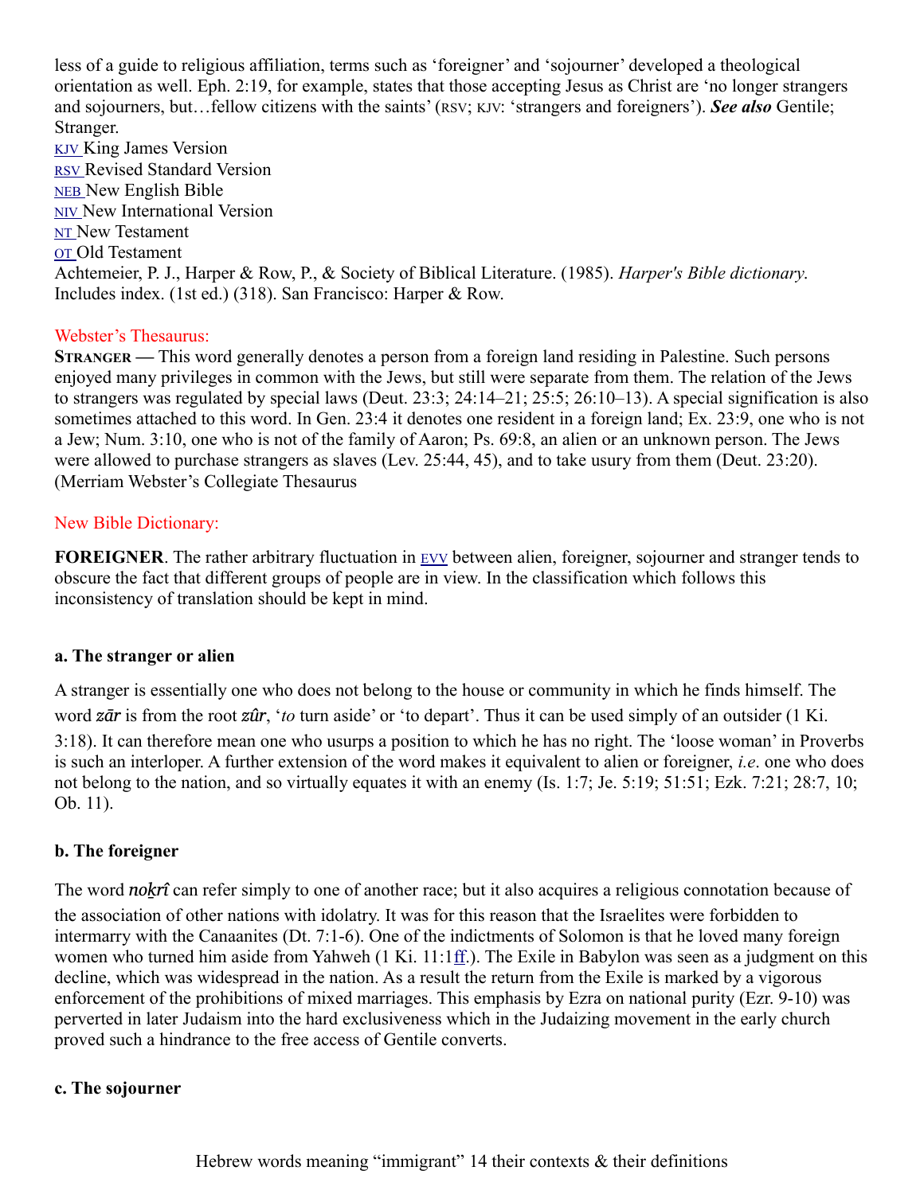less of a guide to religious affiliation, terms such as 'foreigner' and 'sojourner' developed a theological orientation as well. Eph. 2:19, for example, states that those accepting Jesus as Christ are 'no longer strangers and sojourners, but…fellow citizens with the saints' (RSV; KJV: 'strangers and foreigners'). ***See also*** Gentile; Stranger.

KJV King James Version
RSV Revised Standard Version
NEB New English Bible
NIV New International Version
NT New Testament
OT Old Testament

Achtemeier, P. J., Harper & Row, P., & Society of Biblical Literature. (1985). *Harper's Bible dictionary*. Includes index. (1st ed.) (318). San Francisco: Harper & Row.

Webster's Thesaurus:

**STRANGER —** This word generally denotes a person from a foreign land residing in Palestine. Such persons enjoyed many privileges in common with the Jews, but still were separate from them. The relation of the Jews to strangers was regulated by special laws (Deut. 23:3; 24:14–21; 25:5; 26:10–13). A special signification is also sometimes attached to this word. In Gen. 23:4 it denotes one resident in a foreign land; Ex. 23:9, one who is not a Jew; Num. 3:10, one who is not of the family of Aaron; Ps. 69:8, an alien or an unknown person. The Jews were allowed to purchase strangers as slaves (Lev. 25:44, 45), and to take usury from them (Deut. 23:20). (Merriam Webster's Collegiate Thesaurus

New Bible Dictionary:

**FOREIGNER**. The rather arbitrary fluctuation in EVV between alien, foreigner, sojourner and stranger tends to obscure the fact that different groups of people are in view. In the classification which follows this inconsistency of translation should be kept in mind.

### a. The stranger or alien

A stranger is essentially one who does not belong to the house or community in which he finds himself. The word ***zār*** is from the root ***zûr***, '*to* turn aside' or 'to depart'. Thus it can be used simply of an outsider (1 Ki. 3:18). It can therefore mean one who usurps a position to which he has no right. The 'loose woman' in Proverbs is such an interloper. A further extension of the word makes it equivalent to alien or foreigner, *i.e*. one who does not belong to the nation, and so virtually equates it with an enemy (Is. 1:7; Je. 5:19; 51:51; Ezk. 7:21; 28:7, 10; Ob. 11).

### b. The foreigner

The word ***nok̲rî*** can refer simply to one of another race; but it also acquires a religious connotation because of the association of other nations with idolatry. It was for this reason that the Israelites were forbidden to intermarry with the Canaanites (Dt. 7:1-6). One of the indictments of Solomon is that he loved many foreign women who turned him aside from Yahweh (1 Ki. 11:1ff.). The Exile in Babylon was seen as a judgment on this decline, which was widespread in the nation. As a result the return from the Exile is marked by a vigorous enforcement of the prohibitions of mixed marriages. This emphasis by Ezra on national purity (Ezr. 9-10) was perverted in later Judaism into the hard exclusiveness which in the Judaizing movement in the early church proved such a hindrance to the free access of Gentile converts.

### c. The sojourner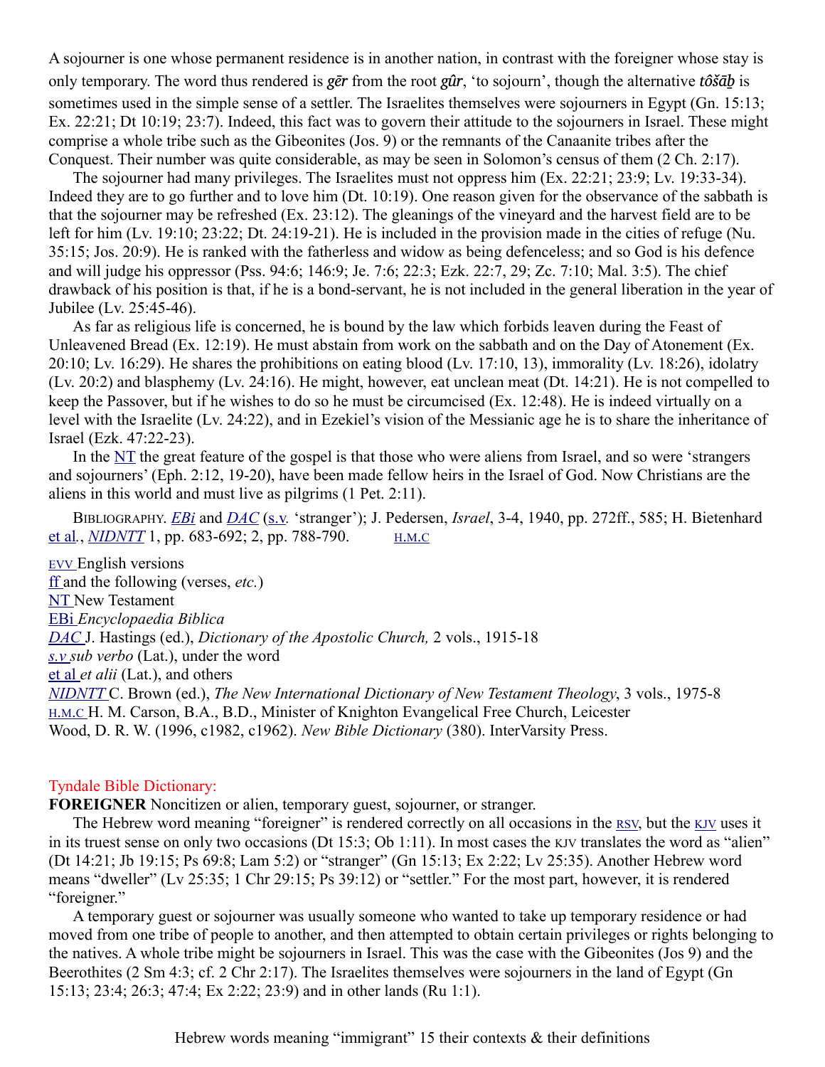A sojourner is one whose permanent residence is in another nation, in contrast with the foreigner whose stay is only temporary. The word thus rendered is ***gēr*** from the root ***gûr***, 'to sojourn', though the alternative ***tôšāḇ*** is sometimes used in the simple sense of a settler. The Israelites themselves were sojourners in Egypt (Gn. 15:13; Ex. 22:21; Dt 10:19; 23:7). Indeed, this fact was to govern their attitude to the sojourners in Israel. These might comprise a whole tribe such as the Gibeonites (Jos. 9) or the remnants of the Canaanite tribes after the Conquest. Their number was quite considerable, as may be seen in Solomon's census of them (2 Ch. 2:17).

The sojourner had many privileges. The Israelites must not oppress him (Ex. 22:21; 23:9; Lv. 19:33-34). Indeed they are to go further and to love him (Dt. 10:19). One reason given for the observance of the sabbath is that the sojourner may be refreshed (Ex. 23:12). The gleanings of the vineyard and the harvest field are to be left for him (Lv. 19:10; 23:22; Dt. 24:19-21). He is included in the provision made in the cities of refuge (Nu. 35:15; Jos. 20:9). He is ranked with the fatherless and widow as being defenceless; and so God is his defence and will judge his oppressor (Pss. 94:6; 146:9; Je. 7:6; 22:3; Ezk. 22:7, 29; Zc. 7:10; Mal. 3:5). The chief drawback of his position is that, if he is a bond-servant, he is not included in the general liberation in the year of Jubilee (Lv. 25:45-46).

As far as religious life is concerned, he is bound by the law which forbids leaven during the Feast of Unleavened Bread (Ex. 12:19). He must abstain from work on the sabbath and on the Day of Atonement (Ex. 20:10; Lv. 16:29). He shares the prohibitions on eating blood (Lv. 17:10, 13), immorality (Lv. 18:26), idolatry (Lv. 20:2) and blasphemy (Lv. 24:16). He might, however, eat unclean meat (Dt. 14:21). He is not compelled to keep the Passover, but if he wishes to do so he must be circumcised (Ex. 12:48). He is indeed virtually on a level with the Israelite (Lv. 24:22), and in Ezekiel's vision of the Messianic age he is to share the inheritance of Israel (Ezk. 47:22-23).

In the NT the great feature of the gospel is that those who were aliens from Israel, and so were 'strangers and sojourners' (Eph. 2:12, 19-20), have been made fellow heirs in the Israel of God. Now Christians are the aliens in this world and must live as pilgrims (1 Pet. 2:11).

BIBLIOGRAPHY. *EBi* and *DAC* (s.v. 'stranger'); J. Pedersen, *Israel*, 3-4, 1940, pp. 272ff., 585; H. Bietenhard et al., *NIDNTT* 1, pp. 683-692; 2, pp. 788-790. H.M.C

EVV English versions
ff and the following (verses, *etc.*)
NT New Testament
EBi *Encyclopaedia Biblica*
*DAC* J. Hastings (ed.), *Dictionary of the Apostolic Church,* 2 vols., 1915-18
*s.v sub verbo* (Lat.), under the word
et al *et alii* (Lat.), and others
*NIDNTT* C. Brown (ed.), *The New International Dictionary of New Testament Theology*, 3 vols., 1975-8
H.M.C H. M. Carson, B.A., B.D., Minister of Knighton Evangelical Free Church, Leicester
Wood, D. R. W. (1996, c1982, c1962). *New Bible Dictionary* (380). InterVarsity Press.

Tyndale Bible Dictionary:

**FOREIGNER** Noncitizen or alien, temporary guest, sojourner, or stranger.

The Hebrew word meaning "foreigner" is rendered correctly on all occasions in the RSV, but the KJV uses it in its truest sense on only two occasions (Dt 15:3; Ob 1:11). In most cases the KJV translates the word as "alien" (Dt 14:21; Jb 19:15; Ps 69:8; Lam 5:2) or "stranger" (Gn 15:13; Ex 2:22; Lv 25:35). Another Hebrew word means "dweller" (Lv 25:35; 1 Chr 29:15; Ps 39:12) or "settler." For the most part, however, it is rendered "foreigner."

A temporary guest or sojourner was usually someone who wanted to take up temporary residence or had moved from one tribe of people to another, and then attempted to obtain certain privileges or rights belonging to the natives. A whole tribe might be sojourners in Israel. This was the case with the Gibeonites (Jos 9) and the Beerothites (2 Sm 4:3; cf. 2 Chr 2:17). The Israelites themselves were sojourners in the land of Egypt (Gn 15:13; 23:4; 26:3; 47:4; Ex 2:22; 23:9) and in other lands (Ru 1:1).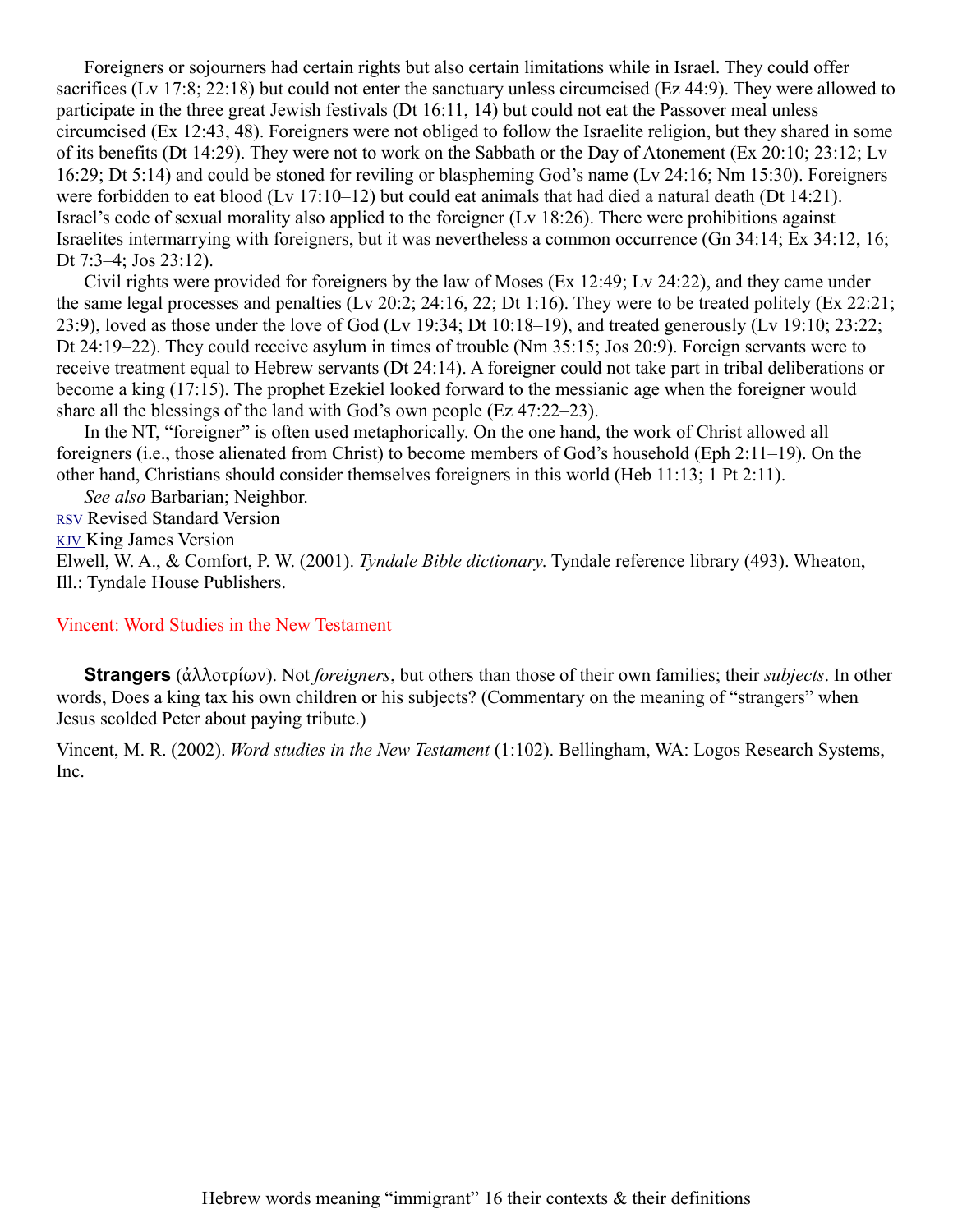Foreigners or sojourners had certain rights but also certain limitations while in Israel. They could offer sacrifices (Lv 17:8; 22:18) but could not enter the sanctuary unless circumcised (Ez 44:9). They were allowed to participate in the three great Jewish festivals (Dt 16:11, 14) but could not eat the Passover meal unless circumcised (Ex 12:43, 48). Foreigners were not obliged to follow the Israelite religion, but they shared in some of its benefits (Dt 14:29). They were not to work on the Sabbath or the Day of Atonement (Ex 20:10; 23:12; Lv 16:29; Dt 5:14) and could be stoned for reviling or blaspheming God's name (Lv 24:16; Nm 15:30). Foreigners were forbidden to eat blood (Lv 17:10–12) but could eat animals that had died a natural death (Dt 14:21). Israel's code of sexual morality also applied to the foreigner (Lv 18:26). There were prohibitions against Israelites intermarrying with foreigners, but it was nevertheless a common occurrence (Gn 34:14; Ex 34:12, 16; Dt 7:3–4; Jos 23:12).

Civil rights were provided for foreigners by the law of Moses (Ex 12:49; Lv 24:22), and they came under the same legal processes and penalties (Lv 20:2; 24:16, 22; Dt 1:16). They were to be treated politely (Ex 22:21; 23:9), loved as those under the love of God (Lv 19:34; Dt 10:18–19), and treated generously (Lv 19:10; 23:22; Dt 24:19–22). They could receive asylum in times of trouble (Nm 35:15; Jos 20:9). Foreign servants were to receive treatment equal to Hebrew servants (Dt 24:14). A foreigner could not take part in tribal deliberations or become a king (17:15). The prophet Ezekiel looked forward to the messianic age when the foreigner would share all the blessings of the land with God's own people (Ez 47:22–23).

In the NT, "foreigner" is often used metaphorically. On the one hand, the work of Christ allowed all foreigners (i.e., those alienated from Christ) to become members of God's household (Eph 2:11–19). On the other hand, Christians should consider themselves foreigners in this world (Heb 11:13; 1 Pt 2:11).

*See also* Barbarian; Neighbor.

RSV Revised Standard Version

KJV King James Version

Elwell, W. A., & Comfort, P. W. (2001). *Tyndale Bible dictionary*. Tyndale reference library (493). Wheaton, Ill.: Tyndale House Publishers.

Vincent: Word Studies in the New Testament

**Strangers** (ἀλλοτρίων). Not *foreigners*, but others than those of their own families; their *subjects*. In other words, Does a king tax his own children or his subjects? (Commentary on the meaning of "strangers" when Jesus scolded Peter about paying tribute.)

Vincent, M. R. (2002). *Word studies in the New Testament* (1:102). Bellingham, WA: Logos Research Systems, Inc.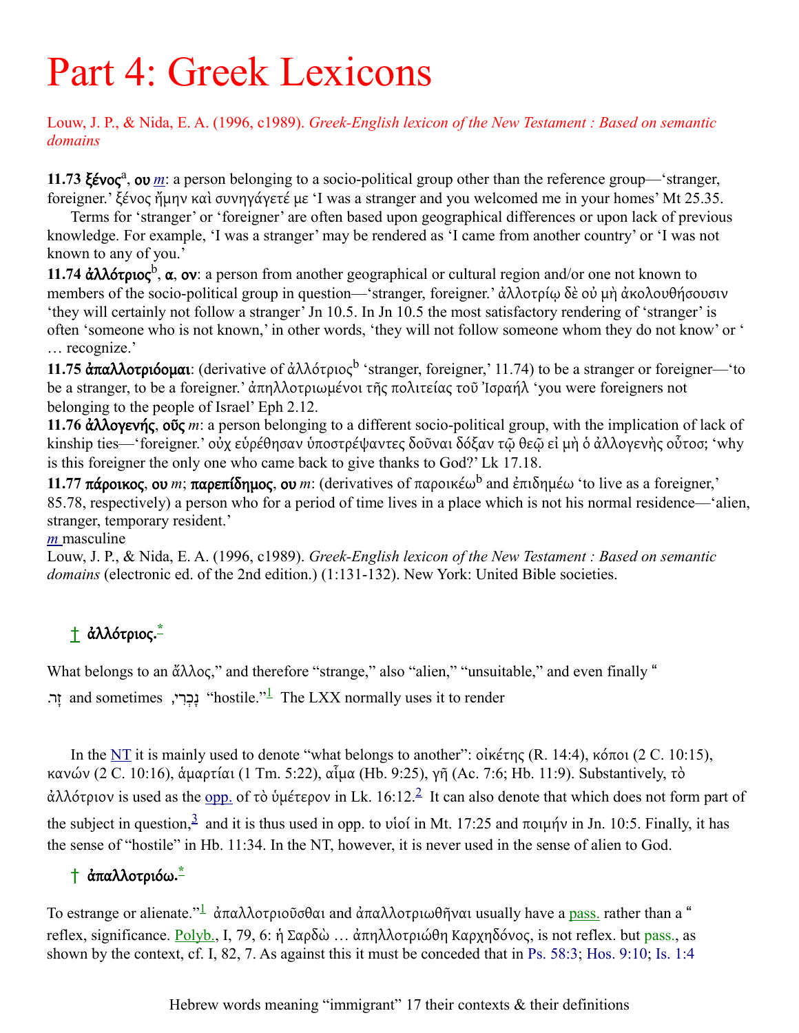# Part 4: Greek Lexicons

Louw, J. P., & Nida, E. A. (1996, c1989). *Greek-English lexicon of the New Testament : Based on semantic domains*

**11.73 ξένος**[a], **ου** *m*: a person belonging to a socio-political group other than the reference group—'stranger, foreigner.' ξένος ἤμην καὶ συνηγάγετέ με 'I was a stranger and you welcomed me in your homes' Mt 25.35.

Terms for 'stranger' or 'foreigner' are often based upon geographical differences or upon lack of previous knowledge. For example, 'I was a stranger' may be rendered as 'I came from another country' or 'I was not known to any of you.'

**11.74 ἀλλότριος**[b], **α**, **ον**: a person from another geographical or cultural region and/or one not known to members of the socio-political group in question—'stranger, foreigner.' ἀλλοτρίῳ δὲ οὐ μὴ ἀκολουθήσουσιν 'they will certainly not follow a stranger' Jn 10.5. In Jn 10.5 the most satisfactory rendering of 'stranger' is often 'someone who is not known,' in other words, 'they will not follow someone whom they do not know' or ' … recognize.'

**11.75 ἀπαλλοτριόομαι**: (derivative of ἀλλότριος[b] 'stranger, foreigner,' 11.74) to be a stranger or foreigner—'to be a stranger, to be a foreigner.' ἀπηλλοτριωμένοι τῆς πολιτείας τοῦ Ἰσραήλ 'you were foreigners not belonging to the people of Israel' Eph 2.12.

**11.76 ἀλλογενής**, **οῦς** *m*: a person belonging to a different socio-political group, with the implication of lack of kinship ties—'foreigner.' οὐχ εὑρέθησαν ὑποστρέψαντες δοῦναι δόξαν τῷ θεῷ εἰ μὴ ὁ ἀλλογενὴς οὗτος; 'why is this foreigner the only one who came back to give thanks to God?' Lk 17.18.

**11.77 πάροικος**, **ου** *m*; **παρεπίδημος**, **ου** *m*: (derivatives of παροικέω[b] and ἐπιδημέω 'to live as a foreigner,' 85.78, respectively) a person who for a period of time lives in a place which is not his normal residence—'alien, stranger, temporary resident.'

*m* masculine

Louw, J. P., & Nida, E. A. (1996, c1989). *Greek-English lexicon of the New Testament : Based on semantic domains* (electronic ed. of the 2nd edition.) (1:131-132). New York: United Bible societies.

### † ἀλλότριος.*

What belongs to an ἄλλος," and therefore "strange," also "alien," "unsuitable," and even finally "hostile."[1] The LXX normally uses it to render זָר and sometimes נָכְרִי,

In the NT it is mainly used to denote "what belongs to another": οἰκέτης (R. 14:4), κόποι (2 C. 10:15), κανών (2 C. 10:16), ἁμαρτίαι (1 Tm. 5:22), αἷμα (Hb. 9:25), γῆ (Ac. 7:6; Hb. 11:9). Substantively, τὸ ἀλλότριον is used as the opp. of τὸ ὑμέτερον in Lk. 16:12.[2] It can also denote that which does not form part of the subject in question,[3] and it is thus used in opp. to υἱοί in Mt. 17:25 and ποιμήν in Jn. 10:5. Finally, it has the sense of "hostile" in Hb. 11:34. In the NT, however, it is never used in the sense of alien to God.

### † ἀπαλλοτριόω.*

To estrange or alienate."[1] ἀπαλλοτριοῦσθαι and ἀπαλλοτριωθῆναι usually have a pass. rather than a "reflex, significance. Polyb., I, 79, 6: ἡ Σαρδὼ … ἀπηλλοτριώθη Καρχηδόνος, is not reflex. but pass., as shown by the context, cf. I, 82, 7. As against this it must be conceded that in Ps. 58:3; Hos. 9:10; Is. 1:4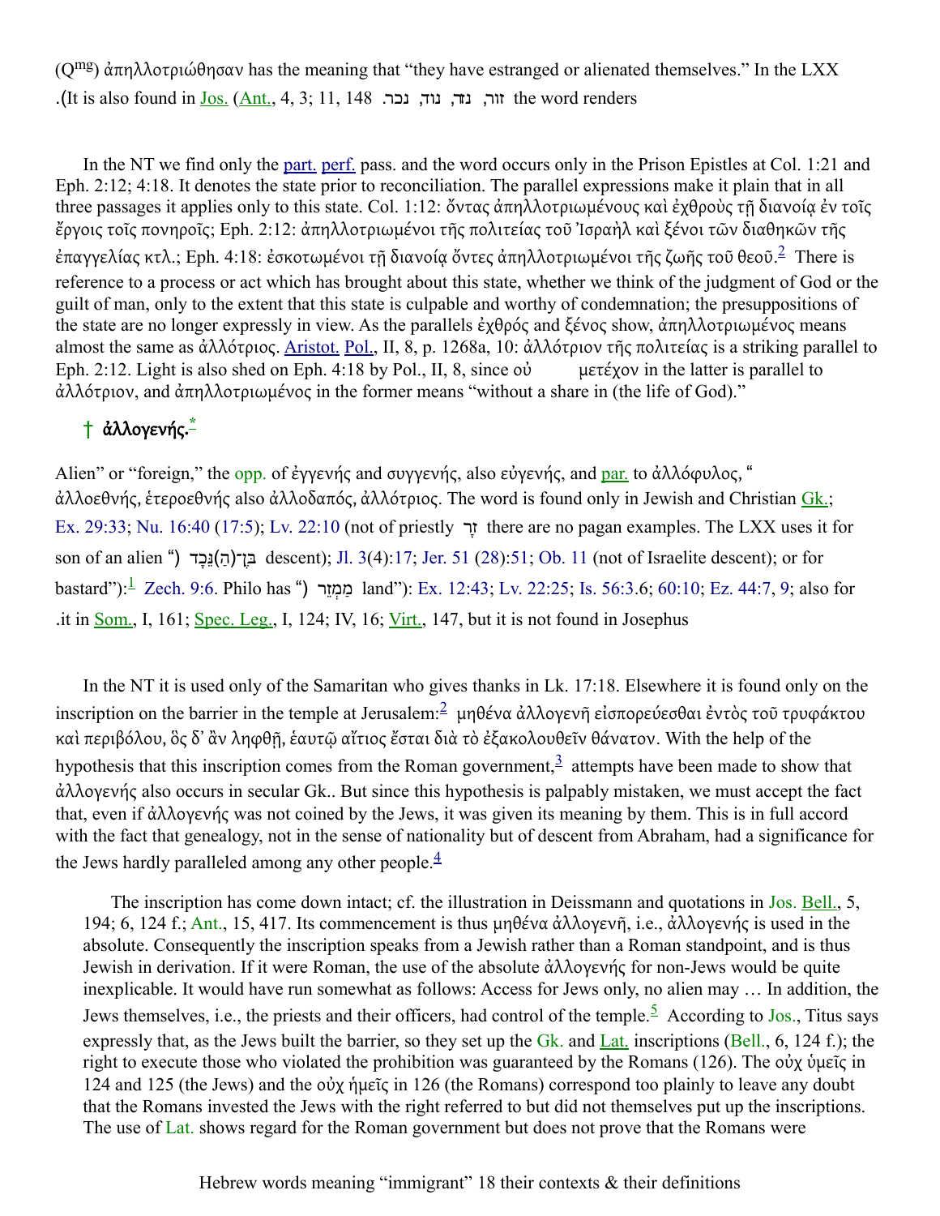(Q[mg]) ἀπηλλοτριώθησαν has the meaning that "they have estranged or alienated themselves." In the LXX the word renders זור, נזר, נוד, נכר. (It is also found in Jos. (Ant., 4, 3; 11, 148.)

In the NT we find only the part. perf. pass. and the word occurs only in the Prison Epistles at Col. 1:21 and Eph. 2:12; 4:18. It denotes the state prior to reconciliation. The parallel expressions make it plain that in all three passages it applies only to this state. Col. 1:12: ὄντας ἀπηλλοτριωμένους καὶ ἐχθροὺς τῇ διανοίᾳ ἐν τοῖς ἔργοις τοῖς πονηροῖς; Eph. 2:12: ἀπηλλοτριωμένοι τῆς πολιτείας τοῦ Ἰσραὴλ καὶ ξένοι τῶν διαθηκῶν τῆς ἐπαγγελίας κτλ.; Eph. 4:18: ἐσκοτωμένοι τῇ διανοίᾳ ὄντες ἀπηλλοτριωμένοι τῆς ζωῆς τοῦ θεοῦ.[2] There is reference to a process or act which has brought about this state, whether we think of the judgment of God or the guilt of man, only to the extent that this state is culpable and worthy of condemnation; the presuppositions of the state are no longer expressly in view. As the parallels ἐχθρός and ξένος show, ἀπηλλοτριωμένος means almost the same as ἀλλότριος. Aristot. Pol., II, 8, p. 1268a, 10: ἀλλότριον τῆς πολιτείας is a striking parallel to Eph. 2:12. Light is also shed on Eph. 4:18 by Pol., II, 8, since οὐ μετέχον in the latter is parallel to ἀλλότριον, and ἀπηλλοτριωμένος in the former means "without a share in (the life of God)."

## † ἀλλογενής.[*]

"Alien" or "foreign," the opp. of ἐγγενής and συγγενής, also εὐγενής, and par. to ἀλλόφυλος, ἀλλοεθνής, ἑτεροεθνής also ἀλλοδαπός, ἀλλότριος. The word is found only in Jewish and Christian Gk.; there are no pagan examples. The LXX uses it for זָר (not of priestly descent): Ex. 29:33; Nu. 16:40 (17:5); Lv. 22:10 (not of Israelite descent); Jl. 3(4):17; Jer. 51 (28):51; Ob. 11 (not of Israelite descent); or for בֶּן־(הַ)נֵּכָר ("son of an alien land"): Ex. 12:43; Lv. 22:25; Is. 56:3.6; 60:10; Ez. 44:7, 9; also for מַמְזֵר ("bastard"):[1] Zech. 9:6. Philo has it in Som., I, 161; Spec. Leg., I, 124; IV, 16; Virt., 147, but it is not found in Josephus.

In the NT it is used only of the Samaritan who gives thanks in Lk. 17:18. Elsewhere it is found only on the inscription on the barrier in the temple at Jerusalem:[2] μηθένα ἀλλογενῆ εἰσπορεύεσθαι ἐντὸς τοῦ τρυφάκτου καὶ περιβόλου, ὃς δ᾽ ἂν ληφθῇ, ἑαυτῷ αἴτιος ἔσται διὰ τὸ ἐξακολουθεῖν θάνατον. With the help of the hypothesis that this inscription comes from the Roman government,[3] attempts have been made to show that ἀλλογενής also occurs in secular Gk.. But since this hypothesis is palpably mistaken, we must accept the fact that, even if ἀλλογενής was not coined by the Jews, it was given its meaning by them. This is in full accord with the fact that genealogy, not in the sense of nationality but of descent from Abraham, had a significance for the Jews hardly paralleled among any other people.[4]

The inscription has come down intact; cf. the illustration in Deissmann and quotations in Jos. Bell., 5, 194; 6, 124 f.; Ant., 15, 417. Its commencement is thus μηθένα ἀλλογενῆ, i.e., ἀλλογενής is used in the absolute. Consequently the inscription speaks from a Jewish rather than a Roman standpoint, and is thus Jewish in derivation. If it were Roman, the use of the absolute ἀλλογενής for non-Jews would be quite inexplicable. It would have run somewhat as follows: Access for Jews only, no alien may … In addition, the Jews themselves, i.e., the priests and their officers, had control of the temple.[5] According to Jos., Titus says expressly that, as the Jews built the barrier, so they set up the Gk. and Lat. inscriptions (Bell., 6, 124 f.); the right to execute those who violated the prohibition was guaranteed by the Romans (126). The οὐχ ὑμεῖς in 124 and 125 (the Jews) and the οὐχ ἡμεῖς in 126 (the Romans) correspond too plainly to leave any doubt that the Romans invested the Jews with the right referred to but did not themselves put up the inscriptions. The use of Lat. shows regard for the Roman government but does not prove that the Romans were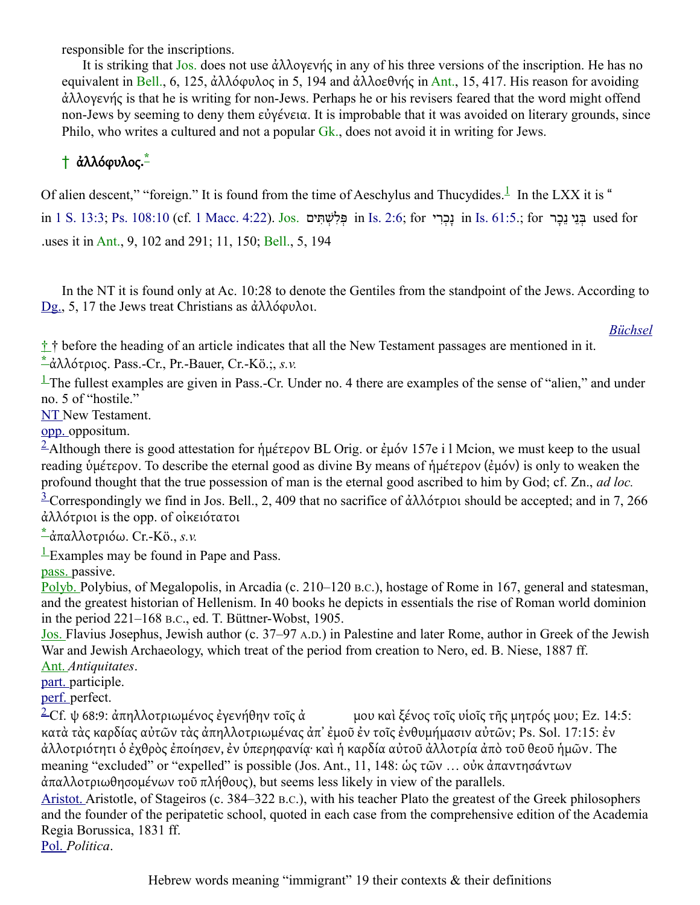responsible for the inscriptions.

It is striking that Jos. does not use ἀλλογενής in any of his three versions of the inscription. He has no equivalent in Bell., 6, 125, ἀλλόφυλος in 5, 194 and ἀλλοεθνής in Ant., 15, 417. His reason for avoiding ἀλλογενής is that he is writing for non-Jews. Perhaps he or his revisers feared that the word might offend non-Jews by seeming to deny them εὐγένεια. It is improbable that it was avoided on literary grounds, since Philo, who writes a cultured and not a popular Gk., does not avoid it in writing for Jews.

### † ἀλλόφυλος.*

Of alien descent," "foreign." It is found from the time of Aeschylus and Thucydides.[1] In the LXX it is " used for בְּנֵי נֵכָר in Is. 61:5.; for נָכְרִי in Is. 2:6; for פְּלִשְׁתִּים in 1 S. 13:3; Ps. 108:10 (cf. 1 Macc. 4:22). Jos. uses it in Ant., 9, 102 and 291; 11, 150; Bell., 5, 194.

In the NT it is found only at Ac. 10:28 to denote the Gentiles from the standpoint of the Jews. According to Dg., 5, 17 the Jews treat Christians as ἀλλόφυλοι.

*Büchsel*

† † before the heading of an article indicates that all the New Testament passages are mentioned in it.

* ἀλλότριος. Pass.-Cr., Pr.-Bauer, Cr.-Kö.;, *s.v.*

[1] The fullest examples are given in Pass.-Cr. Under no. 4 there are examples of the sense of "alien," and under no. 5 of "hostile."

NT New Testament.

opp. oppositum.

[2] Although there is good attestation for ἡμέτερον BL Orig. or ἐμόν 157e i l Mcion, we must keep to the usual reading ὑμέτερον. To describe the eternal good as divine By means of ἡμέτερον (ἐμόν) is only to weaken the profound thought that the true possession of man is the eternal good ascribed to him by God; cf. Zn., *ad loc.*

[3] Correspondingly we find in Jos. Bell., 2, 409 that no sacrifice of ἀλλότριοι should be accepted; and in 7, 266 ἀλλότριοι is the opp. of οἰκειότατοι

* ἀπαλλοτριόω. Cr.-Kö., *s.v.*

[1] Examples may be found in Pape and Pass.

pass. passive.

Polyb. Polybius, of Megalopolis, in Arcadia (c. 210–120 B.C.), hostage of Rome in 167, general and statesman, and the greatest historian of Hellenism. In 40 books he depicts in essentials the rise of Roman world dominion in the period 221–168 B.C., ed. T. Büttner-Wobst, 1905.

Jos. Flavius Josephus, Jewish author (c. 37–97 A.D.) in Palestine and later Rome, author in Greek of the Jewish War and Jewish Archaeology, which treat of the period from creation to Nero, ed. B. Niese, 1887 ff.

Ant. *Antiquitates*.

part. participle.

perf. perfect.

[2] Cf. ψ 68:9: ἀπηλλοτριωμένος ἐγενήθην τοῖς ἀ μου καὶ ξένος τοῖς υἱοῖς τῆς μητρός μου; Ez. 14:5: κατὰ τὰς καρδίας αὐτῶν τὰς ἀπηλλοτριωμένας ἀπʼ ἐμοῦ ἐν τοῖς ἐνθυμήμασιν αὐτῶν; Ps. Sol. 17:15: ἐν ἀλλοτριότητι ὁ ἐχθρὸς ἐποίησεν, ἐν ὑπερηφανίᾳ· καὶ ἡ καρδία αὐτοῦ ἀλλοτρία ἀπὸ τοῦ θεοῦ ἡμῶν. The meaning "excluded" or "expelled" is possible (Jos. Ant., 11, 148: ὡς τῶν … οὐκ ἀπαντησάντων ἀπαλλοτριωθησομένων τοῦ πλήθους), but seems less likely in view of the parallels.

Aristot. Aristotle, of Stageiros (c. 384–322 B.C.), with his teacher Plato the greatest of the Greek philosophers and the founder of the peripatetic school, quoted in each case from the comprehensive edition of the Academia Regia Borussica, 1831 ff.

Pol. *Politica*.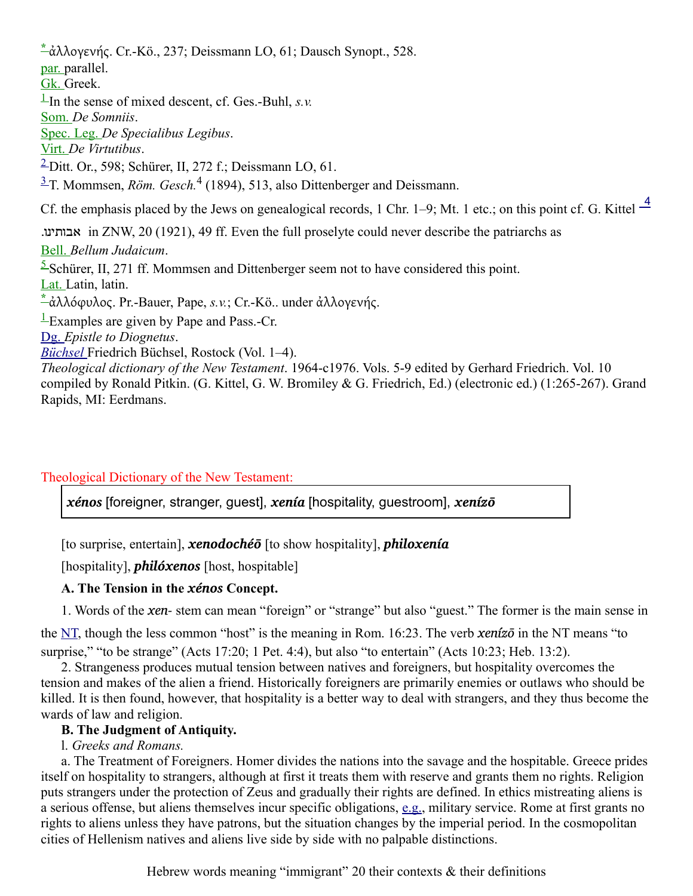[*]ἀλλογενής. Cr.-Kö., 237; Deissmann LO, 61; Dausch Synopt., 528.
par. parallel.
Gk. Greek.
[1]In the sense of mixed descent, cf. Ges.-Buhl, *s.v.*
Som. *De Somniis*.
Spec. Leg. *De Specialibus Legibus*.
Virt. *De Virtutibus*.
[2]Ditt. Or., 598; Schürer, II, 272 f.; Deissmann LO, 61.
[3]T. Mommsen, *Röm. Gesch.*[4] (1894), 513, also Dittenberger and Deissmann.

Cf. the emphasis placed by the Jews on genealogical records, 1 Chr. 1–9; Mt. 1 etc.; on this point cf. G. Kittel [4]
.אבותינו in ZNW, 20 (1921), 49 ff. Even the full proselyte could never describe the patriarchs as
Bell. *Bellum Judaicum*.
[5]Schürer, II, 271 ff. Mommsen and Dittenberger seem not to have considered this point.
Lat. Latin, latin.
[*]ἀλλόφυλος. Pr.-Bauer, Pape, *s.v.*; Cr.-Kö.. under ἀλλογενής.
[1]Examples are given by Pape and Pass.-Cr.
Dg. *Epistle to Diognetus*.
*Büchsel* Friedrich Büchsel, Rostock (Vol. 1–4).
*Theological dictionary of the New Testament*. 1964-c1976. Vols. 5-9 edited by Gerhard Friedrich. Vol. 10 compiled by Ronald Pitkin. (G. Kittel, G. W. Bromiley & G. Friedrich, Ed.) (electronic ed.) (1:265-267). Grand Rapids, MI: Eerdmans.

Theological Dictionary of the New Testament:

***xénos*** [foreigner, stranger, guest], ***xenía*** [hospitality, guestroom], ***xenízō*** [to surprise, entertain], ***xenodochéō*** [to show hospitality], ***philoxenía*** [hospitality], ***philóxenos*** [host, hospitable]

**A. The Tension in the *xénos* Concept.**

1. Words of the *xen*- stem can mean "foreign" or "strange" but also "guest." The former is the main sense in the NT, though the less common "host" is the meaning in Rom. 16:23. The verb *xenízō* in the NT means "to surprise," "to be strange" (Acts 17:20; 1 Pet. 4:4), but also "to entertain" (Acts 10:23; Heb. 13:2).

2. Strangeness produces mutual tension between natives and foreigners, but hospitality overcomes the tension and makes of the alien a friend. Historically foreigners are primarily enemies or outlaws who should be killed. It is then found, however, that hospitality is a better way to deal with strangers, and they thus become the wards of law and religion.

**B. The Judgment of Antiquity.**

1. *Greeks and Romans.*

a. The Treatment of Foreigners. Homer divides the nations into the savage and the hospitable. Greece prides itself on hospitality to strangers, although at first it treats them with reserve and grants them no rights. Religion puts strangers under the protection of Zeus and gradually their rights are defined. In ethics mistreating aliens is a serious offense, but aliens themselves incur specific obligations, e.g., military service. Rome at first grants no rights to aliens unless they have patrons, but the situation changes by the imperial period. In the cosmopolitan cities of Hellenism natives and aliens live side by side with no palpable distinctions.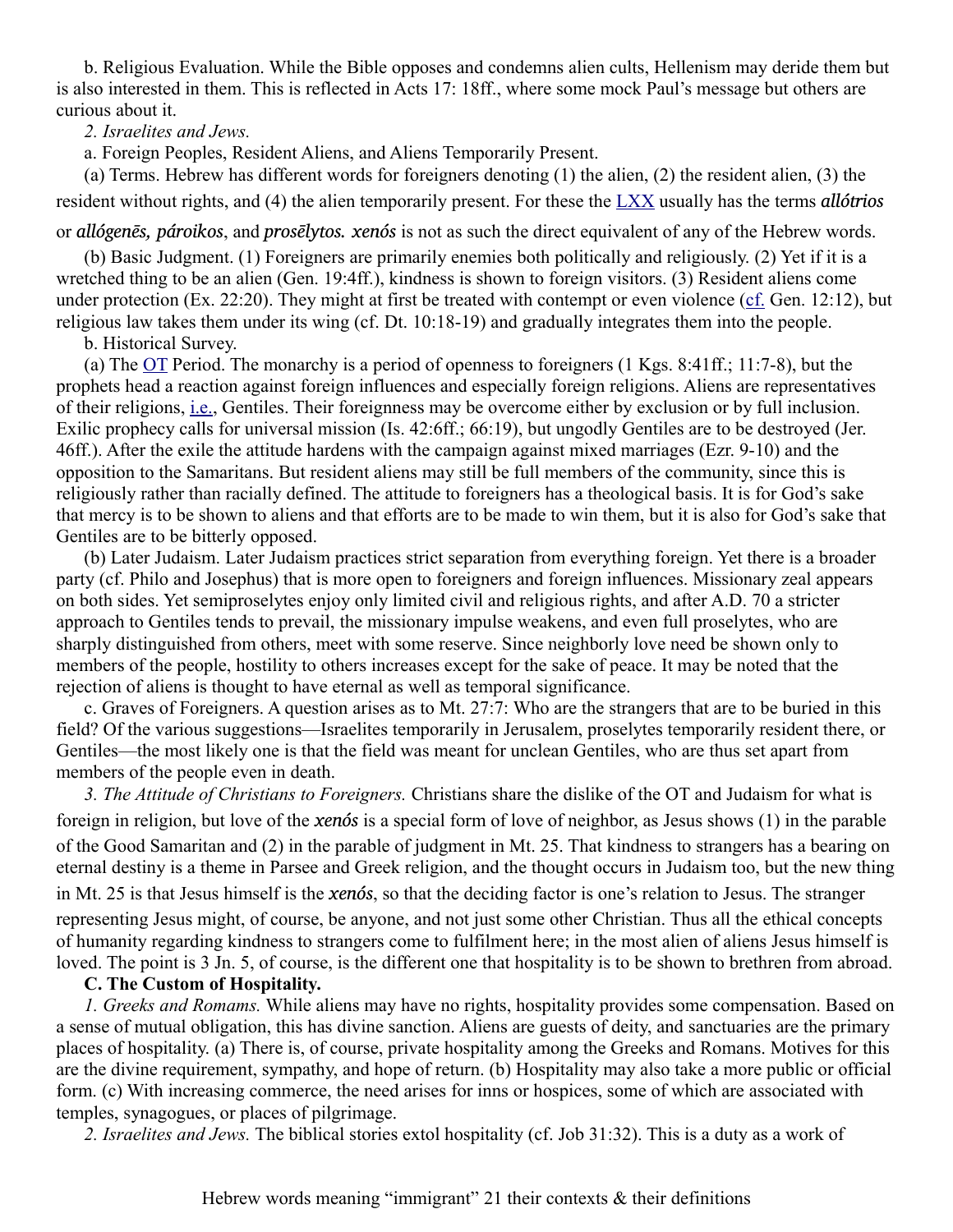b. Religious Evaluation. While the Bible opposes and condemns alien cults, Hellenism may deride them but is also interested in them. This is reflected in Acts 17: 18ff., where some mock Paul's message but others are curious about it.

*2. Israelites and Jews.*

a. Foreign Peoples, Resident Aliens, and Aliens Temporarily Present.

(a) Terms. Hebrew has different words for foreigners denoting (1) the alien, (2) the resident alien, (3) the resident without rights, and (4) the alien temporarily present. For these the LXX usually has the terms ***allótrios*** or ***allógenēs, pároikos***, and ***prosēlytos. xenós*** is not as such the direct equivalent of any of the Hebrew words.

(b) Basic Judgment. (1) Foreigners are primarily enemies both politically and religiously. (2) Yet if it is a wretched thing to be an alien (Gen. 19:4ff.), kindness is shown to foreign visitors. (3) Resident aliens come under protection (Ex. 22:20). They might at first be treated with contempt or even violence (cf. Gen. 12:12), but religious law takes them under its wing (cf. Dt. 10:18-19) and gradually integrates them into the people.

b. Historical Survey.

(a) The OT Period. The monarchy is a period of openness to foreigners (1 Kgs. 8:41ff.; 11:7-8), but the prophets head a reaction against foreign influences and especially foreign religions. Aliens are representatives of their religions, i.e., Gentiles. Their foreignness may be overcome either by exclusion or by full inclusion. Exilic prophecy calls for universal mission (Is. 42:6ff.; 66:19), but ungodly Gentiles are to be destroyed (Jer. 46ff.). After the exile the attitude hardens with the campaign against mixed marriages (Ezr. 9-10) and the opposition to the Samaritans. But resident aliens may still be full members of the community, since this is religiously rather than racially defined. The attitude to foreigners has a theological basis. It is for God's sake that mercy is to be shown to aliens and that efforts are to be made to win them, but it is also for God's sake that Gentiles are to be bitterly opposed.

(b) Later Judaism. Later Judaism practices strict separation from everything foreign. Yet there is a broader party (cf. Philo and Josephus) that is more open to foreigners and foreign influences. Missionary zeal appears on both sides. Yet semiproselytes enjoy only limited civil and religious rights, and after A.D. 70 a stricter approach to Gentiles tends to prevail, the missionary impulse weakens, and even full proselytes, who are sharply distinguished from others, meet with some reserve. Since neighborly love need be shown only to members of the people, hostility to others increases except for the sake of peace. It may be noted that the rejection of aliens is thought to have eternal as well as temporal significance.

c. Graves of Foreigners. A question arises as to Mt. 27:7: Who are the strangers that are to be buried in this field? Of the various suggestions—Israelites temporarily in Jerusalem, proselytes temporarily resident there, or Gentiles—the most likely one is that the field was meant for unclean Gentiles, who are thus set apart from members of the people even in death.

*3. The Attitude of Christians to Foreigners.* Christians share the dislike of the OT and Judaism for what is foreign in religion, but love of the ***xenós*** is a special form of love of neighbor, as Jesus shows (1) in the parable of the Good Samaritan and (2) in the parable of judgment in Mt. 25. That kindness to strangers has a bearing on eternal destiny is a theme in Parsee and Greek religion, and the thought occurs in Judaism too, but the new thing in Mt. 25 is that Jesus himself is the ***xenós***, so that the deciding factor is one's relation to Jesus. The stranger representing Jesus might, of course, be anyone, and not just some other Christian. Thus all the ethical concepts of humanity regarding kindness to strangers come to fulfilment here; in the most alien of aliens Jesus himself is loved. The point is 3 Jn. 5, of course, is the different one that hospitality is to be shown to brethren from abroad.

**C. The Custom of Hospitality.**

*1. Greeks and Romans.* While aliens may have no rights, hospitality provides some compensation. Based on a sense of mutual obligation, this has divine sanction. Aliens are guests of deity, and sanctuaries are the primary places of hospitality. (a) There is, of course, private hospitality among the Greeks and Romans. Motives for this are the divine requirement, sympathy, and hope of return. (b) Hospitality may also take a more public or official form. (c) With increasing commerce, the need arises for inns or hospices, some of which are associated with temples, synagogues, or places of pilgrimage.

*2. Israelites and Jews.* The biblical stories extol hospitality (cf. Job 31:32). This is a duty as a work of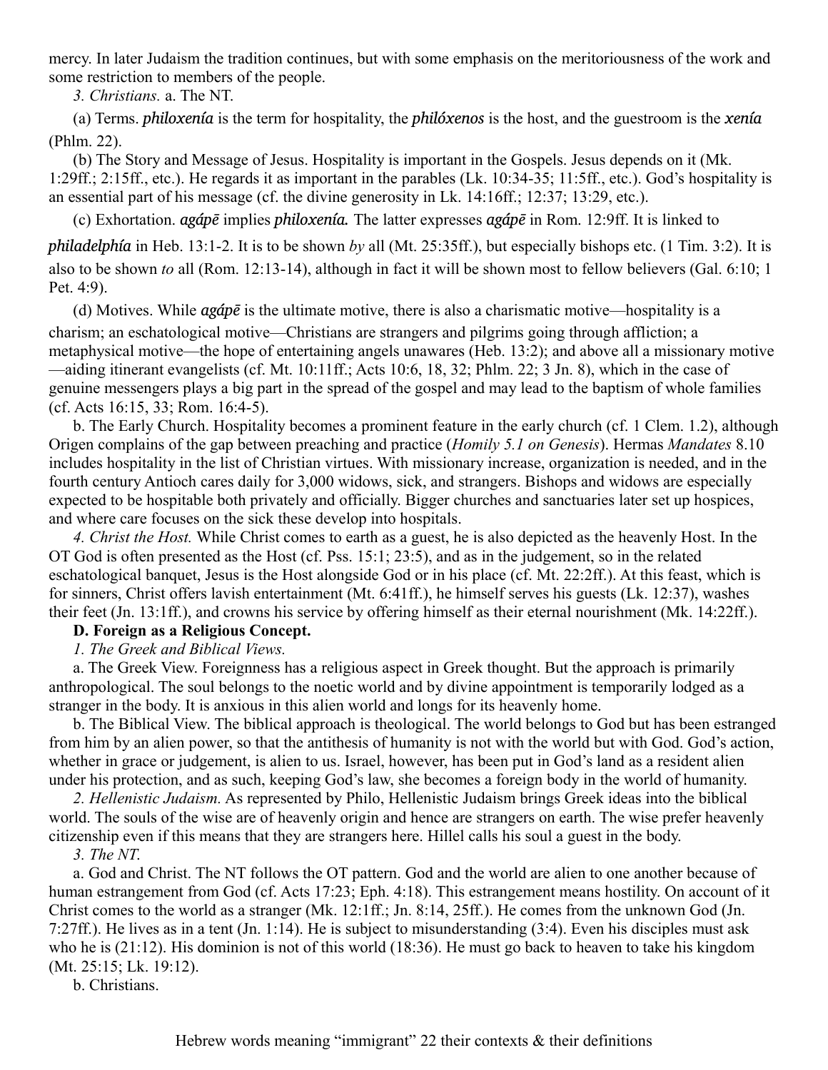mercy. In later Judaism the tradition continues, but with some emphasis on the meritoriousness of the work and some restriction to members of the people.

*3. Christians.* a. The NT.

(a) Terms. ***philoxenía*** is the term for hospitality, the ***philóxenos*** is the host, and the guestroom is the ***xenía*** (Phlm. 22).

(b) The Story and Message of Jesus. Hospitality is important in the Gospels. Jesus depends on it (Mk. 1:29ff.; 2:15ff., etc.). He regards it as important in the parables (Lk. 10:34-35; 11:5ff., etc.). God's hospitality is an essential part of his message (cf. the divine generosity in Lk. 14:16ff.; 12:37; 13:29, etc.).

(c) Exhortation. ***agápē*** implies ***philoxenía.*** The latter expresses ***agápē*** in Rom. 12:9ff. It is linked to ***philadelphía*** in Heb. 13:1-2. It is to be shown *by* all (Mt. 25:35ff.), but especially bishops etc. (1 Tim. 3:2). It is also to be shown *to* all (Rom. 12:13-14), although in fact it will be shown most to fellow believers (Gal. 6:10; 1 Pet. 4:9).

(d) Motives. While ***agápē*** is the ultimate motive, there is also a charismatic motive—hospitality is a charism; an eschatological motive—Christians are strangers and pilgrims going through affliction; a metaphysical motive—the hope of entertaining angels unawares (Heb. 13:2); and above all a missionary motive—aiding itinerant evangelists (cf. Mt. 10:11ff.; Acts 10:6, 18, 32; Phlm. 22; 3 Jn. 8), which in the case of genuine messengers plays a big part in the spread of the gospel and may lead to the baptism of whole families (cf. Acts 16:15, 33; Rom. 16:4-5).

b. The Early Church. Hospitality becomes a prominent feature in the early church (cf. 1 Clem. 1.2), although Origen complains of the gap between preaching and practice (*Homily 5.1 on Genesis*). Hermas *Mandates* 8.10 includes hospitality in the list of Christian virtues. With missionary increase, organization is needed, and in the fourth century Antioch cares daily for 3,000 widows, sick, and strangers. Bishops and widows are especially expected to be hospitable both privately and officially. Bigger churches and sanctuaries later set up hospices, and where care focuses on the sick these develop into hospitals.

*4. Christ the Host.* While Christ comes to earth as a guest, he is also depicted as the heavenly Host. In the OT God is often presented as the Host (cf. Pss. 15:1; 23:5), and as in the judgement, so in the related eschatological banquet, Jesus is the Host alongside God or in his place (cf. Mt. 22:2ff.). At this feast, which is for sinners, Christ offers lavish entertainment (Mt. 6:41ff.), he himself serves his guests (Lk. 12:37), washes their feet (Jn. 13:1ff.), and crowns his service by offering himself as their eternal nourishment (Mk. 14:22ff.).

**D. Foreign as a Religious Concept.**

*1. The Greek and Biblical Views.*

a. The Greek View. Foreignness has a religious aspect in Greek thought. But the approach is primarily anthropological. The soul belongs to the noetic world and by divine appointment is temporarily lodged as a stranger in the body. It is anxious in this alien world and longs for its heavenly home.

b. The Biblical View. The biblical approach is theological. The world belongs to God but has been estranged from him by an alien power, so that the antithesis of humanity is not with the world but with God. God's action, whether in grace or judgement, is alien to us. Israel, however, has been put in God's land as a resident alien under his protection, and as such, keeping God's law, she becomes a foreign body in the world of humanity.

*2. Hellenistic Judaism.* As represented by Philo, Hellenistic Judaism brings Greek ideas into the biblical world. The souls of the wise are of heavenly origin and hence are strangers on earth. The wise prefer heavenly citizenship even if this means that they are strangers here. Hillel calls his soul a guest in the body.

*3. The NT.*

a. God and Christ. The NT follows the OT pattern. God and the world are alien to one another because of human estrangement from God (cf. Acts 17:23; Eph. 4:18). This estrangement means hostility. On account of it Christ comes to the world as a stranger (Mk. 12:1ff.; Jn. 8:14, 25ff.). He comes from the unknown God (Jn. 7:27ff.). He lives as in a tent (Jn. 1:14). He is subject to misunderstanding (3:4). Even his disciples must ask who he is (21:12). His dominion is not of this world (18:36). He must go back to heaven to take his kingdom (Mt. 25:15; Lk. 19:12).

b. Christians.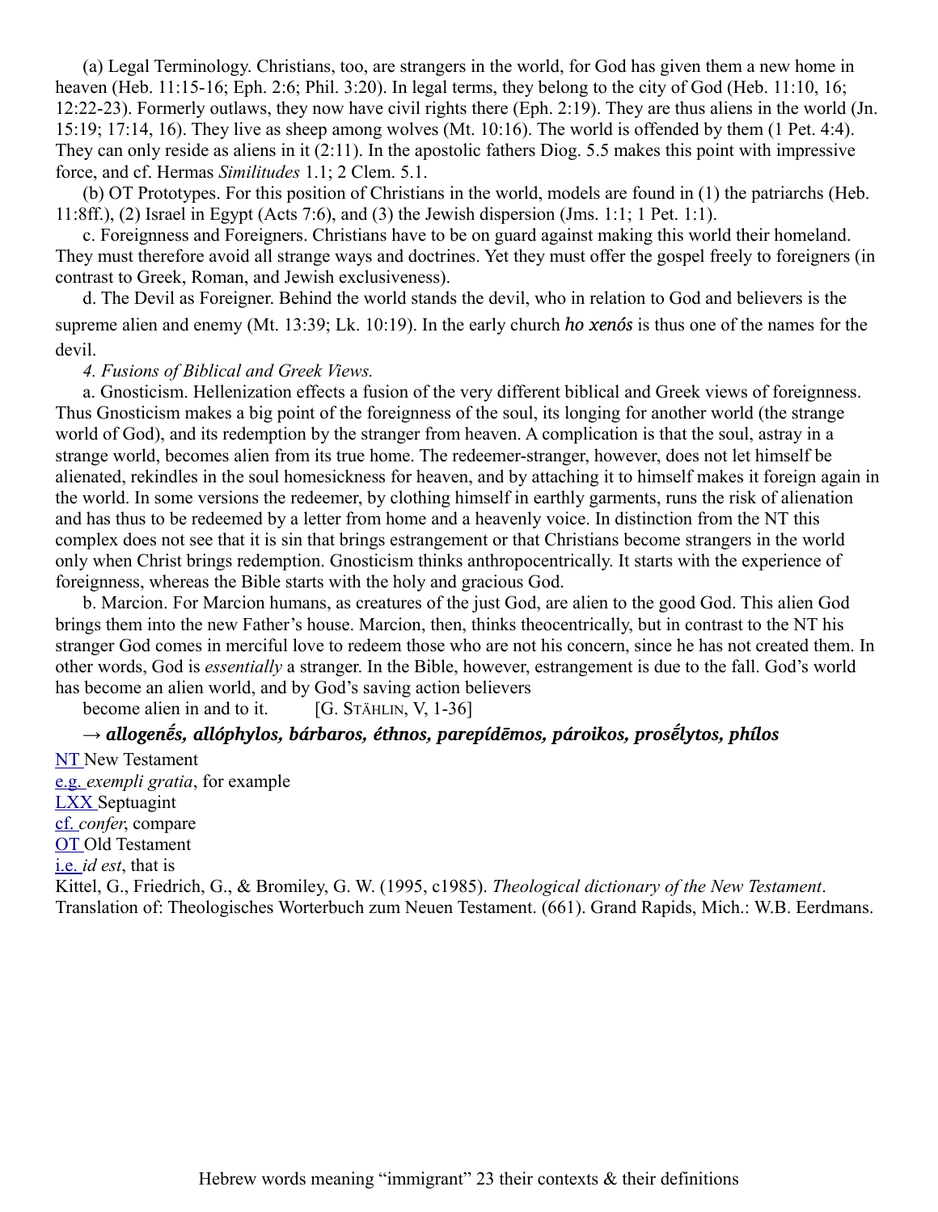(a) Legal Terminology. Christians, too, are strangers in the world, for God has given them a new home in heaven (Heb. 11:15-16; Eph. 2:6; Phil. 3:20). In legal terms, they belong to the city of God (Heb. 11:10, 16; 12:22-23). Formerly outlaws, they now have civil rights there (Eph. 2:19). They are thus aliens in the world (Jn. 15:19; 17:14, 16). They live as sheep among wolves (Mt. 10:16). The world is offended by them (1 Pet. 4:4). They can only reside as aliens in it (2:11). In the apostolic fathers Diog. 5.5 makes this point with impressive force, and cf. Hermas *Similitudes* 1.1; 2 Clem. 5.1.

(b) OT Prototypes. For this position of Christians in the world, models are found in (1) the patriarchs (Heb. 11:8ff.), (2) Israel in Egypt (Acts 7:6), and (3) the Jewish dispersion (Jms. 1:1; 1 Pet. 1:1).

c. Foreignness and Foreigners. Christians have to be on guard against making this world their homeland. They must therefore avoid all strange ways and doctrines. Yet they must offer the gospel freely to foreigners (in contrast to Greek, Roman, and Jewish exclusiveness).

d. The Devil as Foreigner. Behind the world stands the devil, who in relation to God and believers is the supreme alien and enemy (Mt. 13:39; Lk. 10:19). In the early church ***ho xenós*** is thus one of the names for the devil.

*4. Fusions of Biblical and Greek Views.*

a. Gnosticism. Hellenization effects a fusion of the very different biblical and Greek views of foreignness. Thus Gnosticism makes a big point of the foreignness of the soul, its longing for another world (the strange world of God), and its redemption by the stranger from heaven. A complication is that the soul, astray in a strange world, becomes alien from its true home. The redeemer-stranger, however, does not let himself be alienated, rekindles in the soul homesickness for heaven, and by attaching it to himself makes it foreign again in the world. In some versions the redeemer, by clothing himself in earthly garments, runs the risk of alienation and has thus to be redeemed by a letter from home and a heavenly voice. In distinction from the NT this complex does not see that it is sin that brings estrangement or that Christians become strangers in the world only when Christ brings redemption. Gnosticism thinks anthropocentrically. It starts with the experience of foreignness, whereas the Bible starts with the holy and gracious God.

b. Marcion. For Marcion humans, as creatures of the just God, are alien to the good God. This alien God brings them into the new Father's house. Marcion, then, thinks theocentrically, but in contrast to the NT his stranger God comes in merciful love to redeem those who are not his concern, since he has not created them. In other words, God is *essentially* a stranger. In the Bible, however, estrangement is due to the fall. God's world has become an alien world, and by God's saving action believers become alien in and to it. [G. Stählin, V, 1-36]

→ ***allogenḗs, allóphylos, bárbaros, éthnos, parepídēmos, pároikos, prosḗlytos, phílos***

NT New Testament
e.g. *exempli gratia*, for example
LXX Septuagint
cf. *confer*, compare
OT Old Testament
i.e. *id est*, that is

Kittel, G., Friedrich, G., & Bromiley, G. W. (1995, c1985). *Theological dictionary of the New Testament*. Translation of: Theologisches Worterbuch zum Neuen Testament. (661). Grand Rapids, Mich.: W.B. Eerdmans.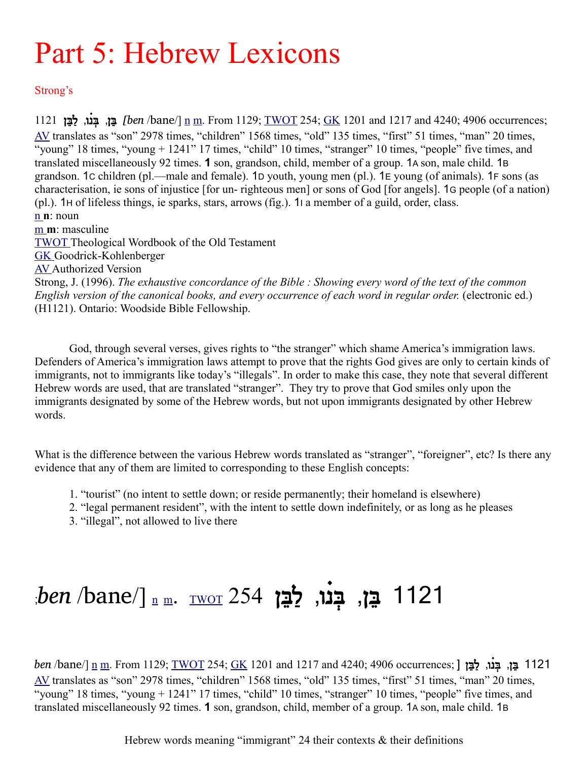# Part 5: Hebrew Lexicons

Strong's

1121 בֵּן, בְּנוֹ, לַבֵּן *[ben* /bane/] n m. From 1129; TWOT 254; GK 1201 and 1217 and 4240; 4906 occurrences; AV translates as "son" 2978 times, "children" 1568 times, "old" 135 times, "first" 51 times, "man" 20 times, "young" 18 times, "young + 1241" 17 times, "child" 10 times, "stranger" 10 times, "people" five times, and translated miscellaneously 92 times. **1** son, grandson, child, member of a group. 1A son, male child. 1B grandson. 1C children (pl.—male and female). 1D youth, young men (pl.). 1E young (of animals). 1F sons (as characterisation, ie sons of injustice [for un- righteous men] or sons of God [for angels]. 1G people (of a nation) (pl.). 1H of lifeless things, ie sparks, stars, arrows (fig.). 1I a member of a guild, order, class.

n **n**: noun

m **m**: masculine

TWOT Theological Wordbook of the Old Testament

GK Goodrick-Kohlenberger

AV Authorized Version

Strong, J. (1996). *The exhaustive concordance of the Bible : Showing every word of the text of the common English version of the canonical books, and every occurrence of each word in regular order.* (electronic ed.) (H1121). Ontario: Woodside Bible Fellowship.

God, through several verses, gives rights to "the stranger" which shame America's immigration laws. Defenders of America's immigration laws attempt to prove that the rights God gives are only to certain kinds of immigrants, not to immigrants like today's "illegals". In order to make this case, they note that several different Hebrew words are used, that are translated "stranger". They try to prove that God smiles only upon the immigrants designated by some of the Hebrew words, but not upon immigrants designated by other Hebrew words.

What is the difference between the various Hebrew words translated as "stranger", "foreigner", etc? Is there any evidence that any of them are limited to corresponding to these English concepts:

1. "tourist" (no intent to settle down; or reside permanently; their homeland is elsewhere)
2. "legal permanent resident", with the intent to settle down indefinitely, or as long as he pleases
3. "illegal", not allowed to live there

# ;*ben* /bane/] n m. TWOT 254 בֵּן, בְּנוֹ, לַבֵּן 1121

*ben* /bane/] n m. From 1129; TWOT 254; GK 1201 and 1217 and 4240; 4906 occurrences; ] בֵּן, בְּנוֹ, לַבֵּן 1121 AV translates as "son" 2978 times, "children" 1568 times, "old" 135 times, "first" 51 times, "man" 20 times, "young" 18 times, "young + 1241" 17 times, "child" 10 times, "stranger" 10 times, "people" five times, and translated miscellaneously 92 times. **1** son, grandson, child, member of a group. 1A son, male child. 1B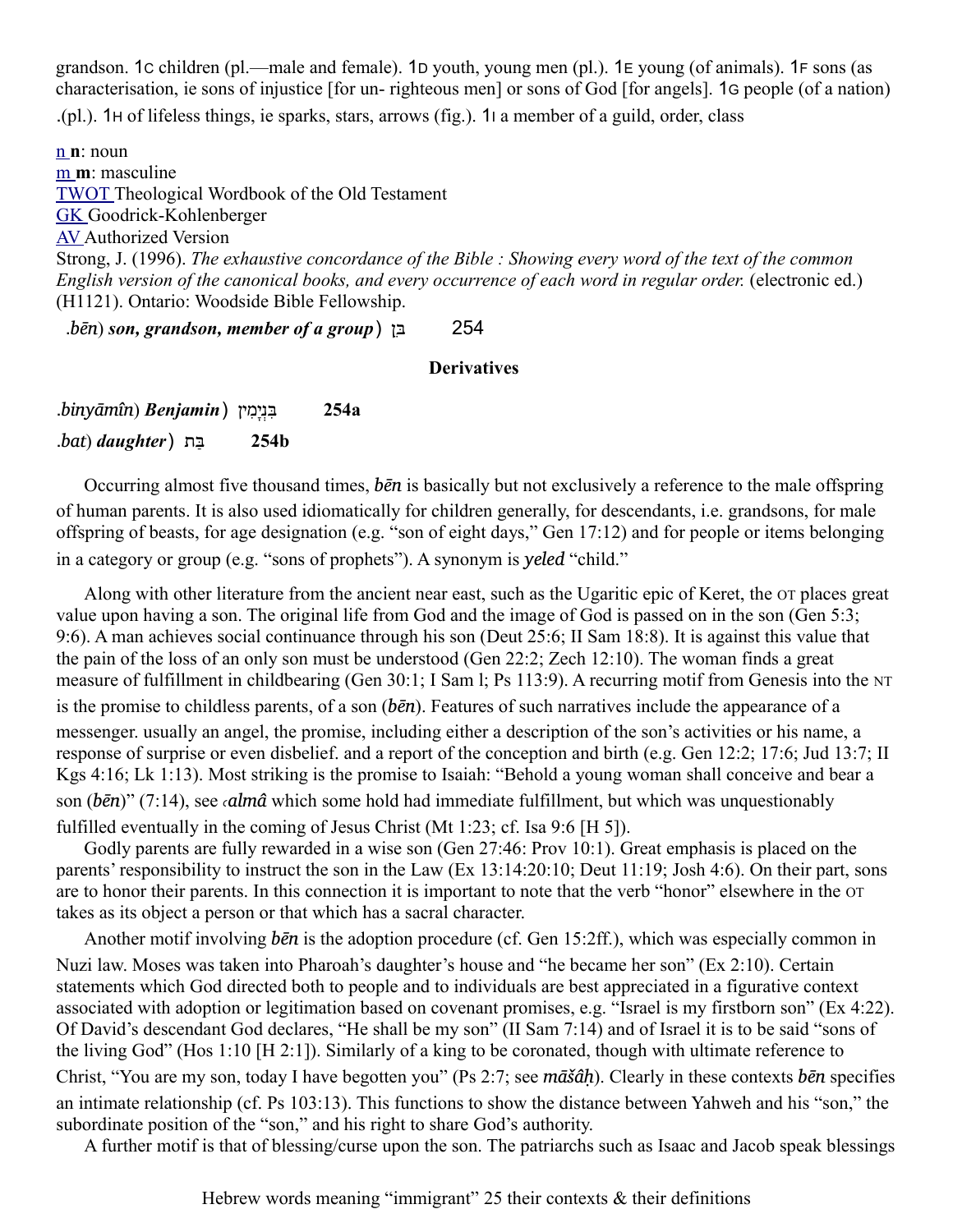grandson. 1C children (pl.—male and female). 1D youth, young men (pl.). 1E young (of animals). 1F sons (as characterisation, ie sons of injustice [for un- righteous men] or sons of God [for angels]. 1G people (of a nation) .(pl.). 1H of lifeless things, ie sparks, stars, arrows (fig.). 1I a member of a guild, order, class

n **n**: noun
m **m**: masculine
TWOT Theological Wordbook of the Old Testament
GK Goodrick-Kohlenberger
AV Authorized Version
Strong, J. (1996). *The exhaustive concordance of the Bible : Showing every word of the text of the common English version of the canonical books, and every occurrence of each word in regular order.* (electronic ed.) (H1121). Ontario: Woodside Bible Fellowship.

.*bēn*) ***son, grandson, member of a group***) בֵּן 254

**Derivatives**

.*binyāmîn*) ***Benjamin***) בִּנְיָמִין **254a**

.*bat*) ***daughter***) בַּת **254b**

Occurring almost five thousand times, ***bēn*** is basically but not exclusively a reference to the male offspring of human parents. It is also used idiomatically for children generally, for descendants, i.e. grandsons, for male offspring of beasts, for age designation (e.g. “son of eight days,” Gen 17:12) and for people or items belonging in a category or group (e.g. “sons of prophets”). A synonym is ***yeled*** “child.”

Along with other literature from the ancient near east, such as the Ugaritic epic of Keret, the OT places great value upon having a son. The original life from God and the image of God is passed on in the son (Gen 5:3; 9:6). A man achieves social continuance through his son (Deut 25:6; II Sam 18:8). It is against this value that the pain of the loss of an only son must be understood (Gen 22:2; Zech 12:10). The woman finds a great measure of fulfillment in childbearing (Gen 30:1; I Sam l; Ps 113:9). A recurring motif from Genesis into the NT is the promise to childless parents, of a son (***bēn***). Features of such narratives include the appearance of a messenger. usually an angel, the promise, including either a description of the son’s activities or his name, a response of surprise or even disbelief. and a report of the conception and birth (e.g. Gen 12:2; 17:6; Jud 13:7; II Kgs 4:16; Lk 1:13). Most striking is the promise to Isaiah: “Behold a young woman shall conceive and bear a son (*bēn*)” (7:14), see ***ʿalmâ*** which some hold had immediate fulfillment, but which was unquestionably fulfilled eventually in the coming of Jesus Christ (Mt 1:23; cf. Isa 9:6 [H 5]).

Godly parents are fully rewarded in a wise son (Gen 27:46: Prov 10:1). Great emphasis is placed on the parents’ responsibility to instruct the son in the Law (Ex 13:14:20:10; Deut 11:19; Josh 4:6). On their part, sons are to honor their parents. In this connection it is important to note that the verb “honor” elsewhere in the OT takes as its object a person or that which has a sacral character.

Another motif involving ***bēn*** is the adoption procedure (cf. Gen 15:2ff.), which was especially common in Nuzi law. Moses was taken into Pharoah’s daughter’s house and “he became her son” (Ex 2:10). Certain statements which God directed both to people and to individuals are best appreciated in a figurative context associated with adoption or legitimation based on covenant promises, e.g. “Israel is my firstborn son” (Ex 4:22). Of David’s descendant God declares, “He shall be my son” (II Sam 7:14) and of Israel it is to be said “sons of the living God” (Hos 1:10 [H 2:1]). Similarly of a king to be coronated, though with ultimate reference to Christ, “You are my son, today I have begotten you” (Ps 2:7; see ***māšâḥ***). Clearly in these contexts ***bēn*** specifies an intimate relationship (cf. Ps 103:13). This functions to show the distance between Yahweh and his “son,” the subordinate position of the “son,” and his right to share God’s authority.

A further motif is that of blessing/curse upon the son. The patriarchs such as Isaac and Jacob speak blessings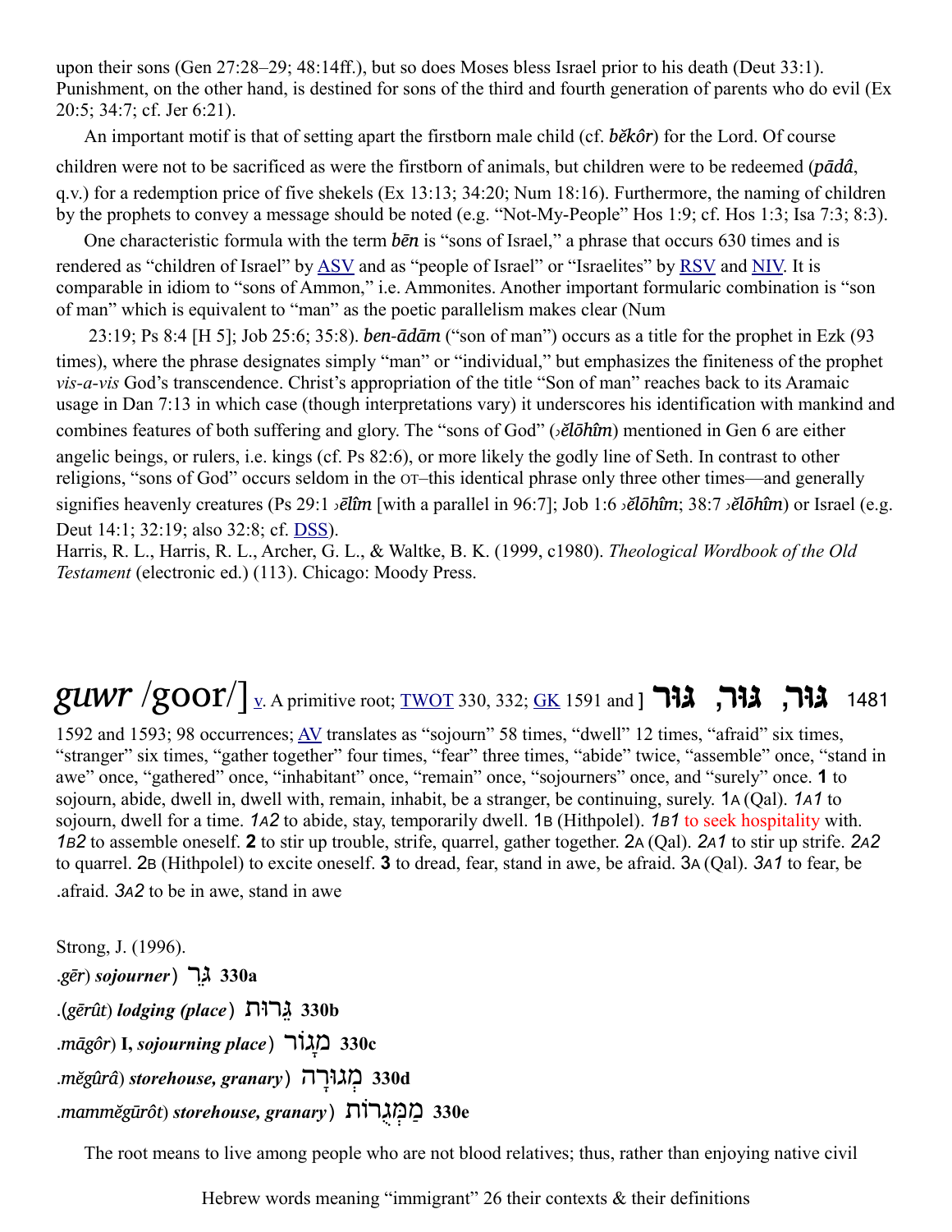upon their sons (Gen 27:28–29; 48:14ff.), but so does Moses bless Israel prior to his death (Deut 33:1). Punishment, on the other hand, is destined for sons of the third and fourth generation of parents who do evil (Ex 20:5; 34:7; cf. Jer 6:21).

An important motif is that of setting apart the firstborn male child (cf. *bĕkôr*) for the Lord. Of course children were not to be sacrificed as were the firstborn of animals, but children were to be redeemed (*pādâ*, q.v.) for a redemption price of five shekels (Ex 13:13; 34:20; Num 18:16). Furthermore, the naming of children by the prophets to convey a message should be noted (e.g. "Not-My-People" Hos 1:9; cf. Hos 1:3; Isa 7:3; 8:3).

One characteristic formula with the term *bēn* is "sons of Israel," a phrase that occurs 630 times and is rendered as "children of Israel" by ASV and as "people of Israel" or "Israelites" by RSV and NIV. It is comparable in idiom to "sons of Ammon," i.e. Ammonites. Another important formularic combination is "son of man" which is equivalent to "man" as the poetic parallelism makes clear (Num 23:19; Ps 8:4 [H 5]; Job 25:6; 35:8). *ben-ādām* ("son of man") occurs as a title for the prophet in Ezk (93 times), where the phrase designates simply "man" or "individual," but emphasizes the finiteness of the prophet *vis-a-vis* God's transcendence. Christ's appropriation of the title "Son of man" reaches back to its Aramaic usage in Dan 7:13 in which case (though interpretations vary) it underscores his identification with mankind and combines features of both suffering and glory. The "sons of God" (›*ĕlōhîm*) mentioned in Gen 6 are either angelic beings, or rulers, i.e. kings (cf. Ps 82:6), or more likely the godly line of Seth. In contrast to other religions, "sons of God" occurs seldom in the OT–this identical phrase only three other times—and generally signifies heavenly creatures (Ps 29:1 ›*ēlîm* [with a parallel in 96:7]; Job 1:6 ›*ĕlōhîm*; 38:7 ›*ĕlōhîm*) or Israel (e.g. Deut 14:1; 32:19; also 32:8; cf. DSS).

Harris, R. L., Harris, R. L., Archer, G. L., & Waltke, B. K. (1999, c1980). *Theological Wordbook of the Old Testament* (electronic ed.) (113). Chicago: Moody Press.

## *guwr* /goor/] v. A primitive root; TWOT 330, 332; GK 1591 and ] **גּוּר, גּוּר, גּוּר** 1481

1592 and 1593; 98 occurrences; AV translates as "sojourn" 58 times, "dwell" 12 times, "afraid" six times, "stranger" six times, "gather together" four times, "fear" three times, "abide" twice, "assemble" once, "stand in awe" once, "gathered" once, "inhabitant" once, "remain" once, "sojourners" once, and "surely" once. **1** to sojourn, abide, dwell in, dwell with, remain, inhabit, be a stranger, be continuing, surely. 1A (Qal). *1A1* to sojourn, dwell for a time. *1A2* to abide, stay, temporarily dwell. 1B (Hithpolel). *1B1* to seek hospitality with. *1B2* to assemble oneself. **2** to stir up trouble, strife, quarrel, gather together. 2A (Qal). *2A1* to stir up strife. *2A2* to quarrel. 2B (Hithpolel) to excite oneself. **3** to dread, fear, stand in awe, be afraid. 3A (Qal). *3A1* to fear, be afraid. *3A2* to be in awe, stand in awe.

Strong, J. (1996).

.*gēr*) *sojourner*) גֵּר **330a**

.(*gērût*) *lodging (place*) גֵּרוּת **330b**

.*māgôr*) **I,** *sojourning place*) מָגוֹר **330c**

.*mĕgûrâ*) *storehouse, granary*) מְגוּרָה **330d**

.*mammĕgūrôt*) *storehouse, granary*) מַמְּגֻרוֹת **330e**

The root means to live among people who are not blood relatives; thus, rather than enjoying native civil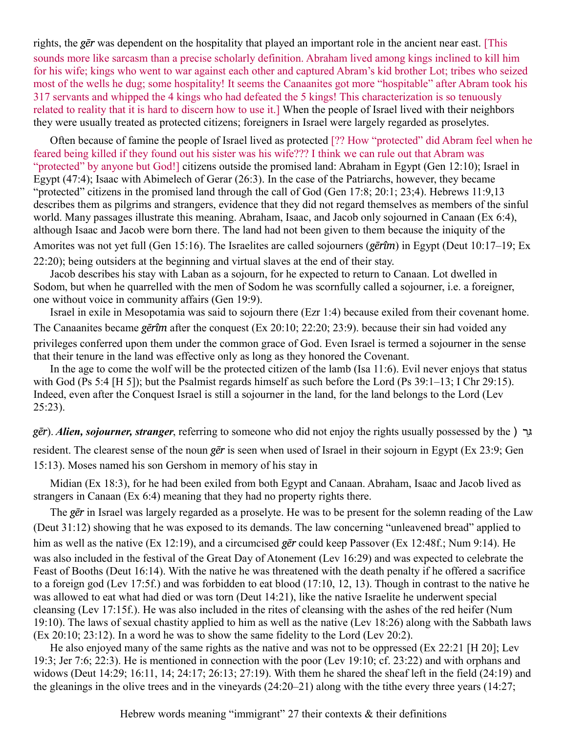rights, the ***gēr*** was dependent on the hospitality that played an important role in the ancient near east. [This sounds more like sarcasm than a precise scholarly definition. Abraham lived among kings inclined to kill him for his wife; kings who went to war against each other and captured Abram's kid brother Lot; tribes who seized most of the wells he dug; some hospitality! It seems the Canaanites got more "hospitable" after Abram took his 317 servants and whipped the 4 kings who had defeated the 5 kings! This characterization is so tenuously related to reality that it is hard to discern how to use it.] When the people of Israel lived with their neighbors they were usually treated as protected citizens; foreigners in Israel were largely regarded as proselytes.

Often because of famine the people of Israel lived as protected [?? How "protected" did Abram feel when he feared being killed if they found out his sister was his wife??? I think we can rule out that Abram was "protected" by anyone but God!] citizens outside the promised land: Abraham in Egypt (Gen 12:10); Israel in Egypt (47:4); Isaac with Abimelech of Gerar (26:3). In the case of the Patriarchs, however, they became "protected" citizens in the promised land through the call of God (Gen 17:8; 20:1; 23;4). Hebrews 11:9,13 describes them as pilgrims and strangers, evidence that they did not regard themselves as members of the sinful world. Many passages illustrate this meaning. Abraham, Isaac, and Jacob only sojourned in Canaan (Ex 6:4), although Isaac and Jacob were born there. The land had not been given to them because the iniquity of the Amorites was not yet full (Gen 15:16). The Israelites are called sojourners (***gērîm***) in Egypt (Deut 10:17–19; Ex 22:20); being outsiders at the beginning and virtual slaves at the end of their stay.

Jacob describes his stay with Laban as a sojourn, for he expected to return to Canaan. Lot dwelled in Sodom, but when he quarrelled with the men of Sodom he was scornfully called a sojourner, i.e. a foreigner, one without voice in community affairs (Gen 19:9).

Israel in exile in Mesopotamia was said to sojourn there (Ezr 1:4) because exiled from their covenant home. The Canaanites became ***gērîm*** after the conquest (Ex 20:10; 22:20; 23:9). because their sin had voided any privileges conferred upon them under the common grace of God. Even Israel is termed a sojourner in the sense that their tenure in the land was effective only as long as they honored the Covenant.

In the age to come the wolf will be the protected citizen of the lamb (Isa 11:6). Evil never enjoys that status with God (Ps 5:4 [H 5]); but the Psalmist regards himself as such before the Lord (Ps 39:1–13; I Chr 29:15). Indeed, even after the Conquest Israel is still a sojourner in the land, for the land belongs to the Lord (Lev 25:23).

גֵּר (***gēr***). ***Alien, sojourner, stranger***, referring to someone who did not enjoy the rights usually possessed by the resident. The clearest sense of the noun ***gēr*** is seen when used of Israel in their sojourn in Egypt (Ex 23:9; Gen 15:13). Moses named his son Gershom in memory of his stay in Midian (Ex 18:3), for he had been exiled from both Egypt and Canaan. Abraham, Isaac and Jacob lived as strangers in Canaan (Ex 6:4) meaning that they had no property rights there.

The ***gēr*** in Israel was largely regarded as a proselyte. He was to be present for the solemn reading of the Law (Deut 31:12) showing that he was exposed to its demands. The law concerning "unleavened bread" applied to him as well as the native (Ex 12:19), and a circumcised ***gēr*** could keep Passover (Ex 12:48f.; Num 9:14). He was also included in the festival of the Great Day of Atonement (Lev 16:29) and was expected to celebrate the Feast of Booths (Deut 16:14). With the native he was threatened with the death penalty if he offered a sacrifice to a foreign god (Lev 17:5f.) and was forbidden to eat blood (17:10, 12, 13). Though in contrast to the native he was allowed to eat what had died or was torn (Deut 14:21), like the native Israelite he underwent special cleansing (Lev 17:15f.). He was also included in the rites of cleansing with the ashes of the red heifer (Num 19:10). The laws of sexual chastity applied to him as well as the native (Lev 18:26) along with the Sabbath laws (Ex 20:10; 23:12). In a word he was to show the same fidelity to the Lord (Lev 20:2).

He also enjoyed many of the same rights as the native and was not to be oppressed (Ex 22:21 [H 20]; Lev 19:3; Jer 7:6; 22:3). He is mentioned in connection with the poor (Lev 19:10; cf. 23:22) and with orphans and widows (Deut 14:29; 16:11, 14; 24:17; 26:13; 27:19). With them he shared the sheaf left in the field (24:19) and the gleanings in the olive trees and in the vineyards (24:20–21) along with the tithe every three years (14:27;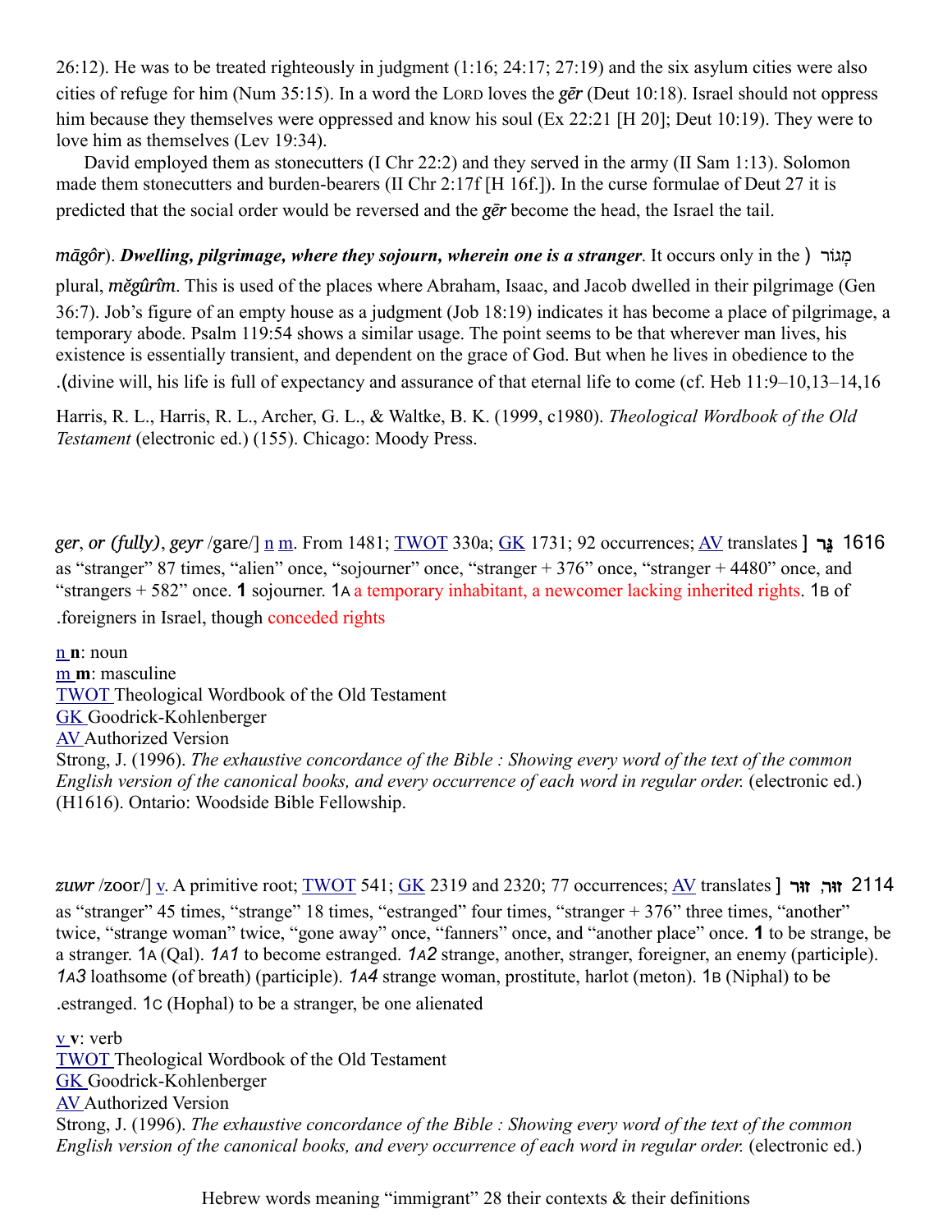26:12). He was to be treated righteously in judgment (1:16; 24:17; 27:19) and the six asylum cities were also cities of refuge for him (Num 35:15). In a word the LORD loves the *gēr* (Deut 10:18). Israel should not oppress him because they themselves were oppressed and know his soul (Ex 22:21 [H 20]; Deut 10:19). They were to love him as themselves (Lev 19:34).

David employed them as stonecutters (I Chr 22:2) and they served in the army (II Sam 1:13). Solomon made them stonecutters and burden-bearers (II Chr 2:17f [H 16f.]). In the curse formulae of Deut 27 it is predicted that the social order would be reversed and the *gēr* become the head, the Israel the tail.

מָגוֹר (*māgôr*). ***Dwelling, pilgrimage, where they sojourn, wherein one is a stranger***. It occurs only in the plural, *měgûrîm*. This is used of the places where Abraham, Isaac, and Jacob dwelled in their pilgrimage (Gen 36:7). Job's figure of an empty house as a judgment (Job 18:19) indicates it has become a place of pilgrimage, a temporary abode. Psalm 119:54 shows a similar usage. The point seems to be that wherever man lives, his existence is essentially transient, and dependent on the grace of God. But when he lives in obedience to the divine will, his life is full of expectancy and assurance of that eternal life to come (cf. Heb 11:9–10,13–14,16).

Harris, R. L., Harris, R. L., Archer, G. L., & Waltke, B. K. (1999, c1980). *Theological Wordbook of the Old Testament* (electronic ed.) (155). Chicago: Moody Press.

1616 גֵּר [*ger*, *or (fully)*, *geyr* /gare/] n m. From 1481; TWOT 330a; GK 1731; 92 occurrences; AV translates as "stranger" 87 times, "alien" once, "sojourner" once, "stranger + 376" once, "stranger + 4480" once, and "strangers + 582" once. **1** sojourner. 1A a temporary inhabitant, a newcomer lacking inherited rights. 1B of foreigners in Israel, though conceded rights.

n **n**: noun
m **m**: masculine
TWOT Theological Wordbook of the Old Testament
GK Goodrick-Kohlenberger
AV Authorized Version
Strong, J. (1996). *The exhaustive concordance of the Bible : Showing every word of the text of the common English version of the canonical books, and every occurrence of each word in regular order.* (electronic ed.) (H1616). Ontario: Woodside Bible Fellowship.

2114 זוּר, זוּר [*zuwr* /zoor/] v. A primitive root; TWOT 541; GK 2319 and 2320; 77 occurrences; AV translates as "stranger" 45 times, "strange" 18 times, "estranged" four times, "stranger + 376" three times, "another" twice, "strange woman" twice, "gone away" once, "fanners" once, and "another place" once. **1** to be strange, be a stranger. 1A (Qal). *1A1* to become estranged. *1A2* strange, another, stranger, foreigner, an enemy (participle). *1A3* loathsome (of breath) (participle). *1A4* strange woman, prostitute, harlot (meton). 1B (Niphal) to be estranged. 1C (Hophal) to be a stranger, be one alienated.

v **v**: verb
TWOT Theological Wordbook of the Old Testament
GK Goodrick-Kohlenberger
AV Authorized Version
Strong, J. (1996). *The exhaustive concordance of the Bible : Showing every word of the text of the common English version of the canonical books, and every occurrence of each word in regular order.* (electronic ed.)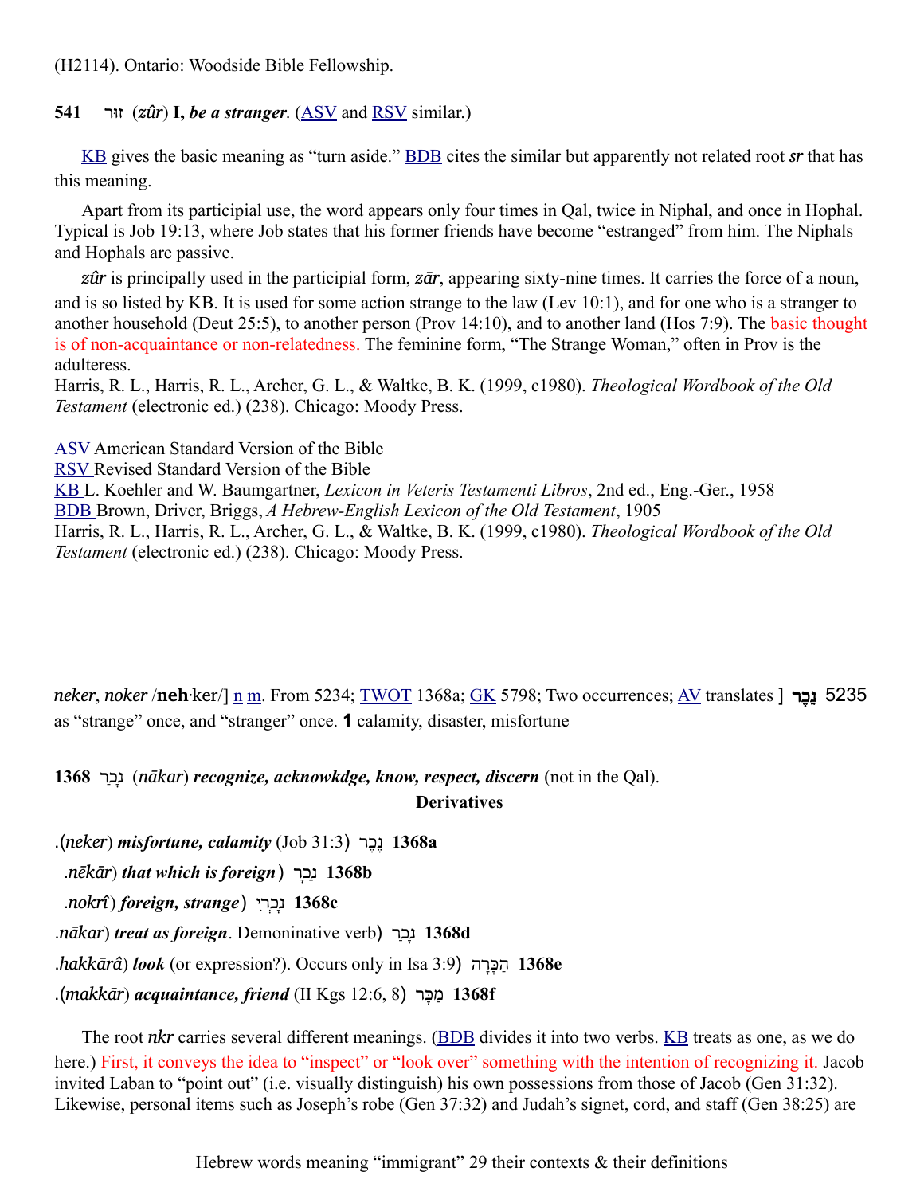(H2114). Ontario: Woodside Bible Fellowship.

**541** זוּר (*zûr*) **I,** ***be a stranger***. (ASV and RSV similar.)

KB gives the basic meaning as "turn aside." BDB cites the similar but apparently not related root ***sr*** that has this meaning.

Apart from its participial use, the word appears only four times in Qal, twice in Niphal, and once in Hophal. Typical is Job 19:13, where Job states that his former friends have become "estranged" from him. The Niphals and Hophals are passive.

***zûr*** is principally used in the participial form, ***zār***, appearing sixty-nine times. It carries the force of a noun, and is so listed by KB. It is used for some action strange to the law (Lev 10:1), and for one who is a stranger to another household (Deut 25:5), to another person (Prov 14:10), and to another land (Hos 7:9). The basic thought is of non-acquaintance or non-relatedness. The feminine form, "The Strange Woman," often in Prov is the adulteress.
Harris, R. L., Harris, R. L., Archer, G. L., & Waltke, B. K. (1999, c1980). *Theological Wordbook of the Old Testament* (electronic ed.) (238). Chicago: Moody Press.

ASV American Standard Version of the Bible
RSV Revised Standard Version of the Bible
KB L. Koehler and W. Baumgartner, *Lexicon in Veteris Testamenti Libros*, 2nd ed., Eng.-Ger., 1958
BDB Brown, Driver, Briggs, *A Hebrew-English Lexicon of the Old Testament*, 1905
Harris, R. L., Harris, R. L., Archer, G. L., & Waltke, B. K. (1999, c1980). *Theological Wordbook of the Old Testament* (electronic ed.) (238). Chicago: Moody Press.

**נֶכֶר** 5235 [ *neker*, *noker* /**neh**·ker/] n m. From 5234; TWOT 1368a; GK 5798; Two occurrences; AV translates as "strange" once, and "stranger" once. **1** calamity, disaster, misfortune

**1368** נָכַר (*nākar*) ***recognize, acknowkdge, know, respect, discern*** (not in the Qal).

**Derivatives**

**1368a** נֶכֶר (*neker*) ***misfortune, calamity*** (Job 31:3).

**1368b** נֵכָר (*nēkār*) ***that which is foreign***.

**1368c** נָכְרִי (*nokrî*) ***foreign, strange***.

**1368d** נָכַר (*nākar*) ***treat as foreign***. Demoninative verb.

**1368e** הַכָּרָה (*hakkārâ*) ***look*** (or expression?). Occurs only in Isa 3:9.

**1368f** מַכָּר (*makkār*) ***acquaintance, friend*** (II Kgs 12:6, 8).

The root ***nkr*** carries several different meanings. (BDB divides it into two verbs. KB treats as one, as we do here.) First, it conveys the idea to "inspect" or "look over" something with the intention of recognizing it. Jacob invited Laban to "point out" (i.e. visually distinguish) his own possessions from those of Jacob (Gen 31:32). Likewise, personal items such as Joseph's robe (Gen 37:32) and Judah's signet, cord, and staff (Gen 38:25) are

Hebrew words meaning "immigrant" 29 their contexts & their definitions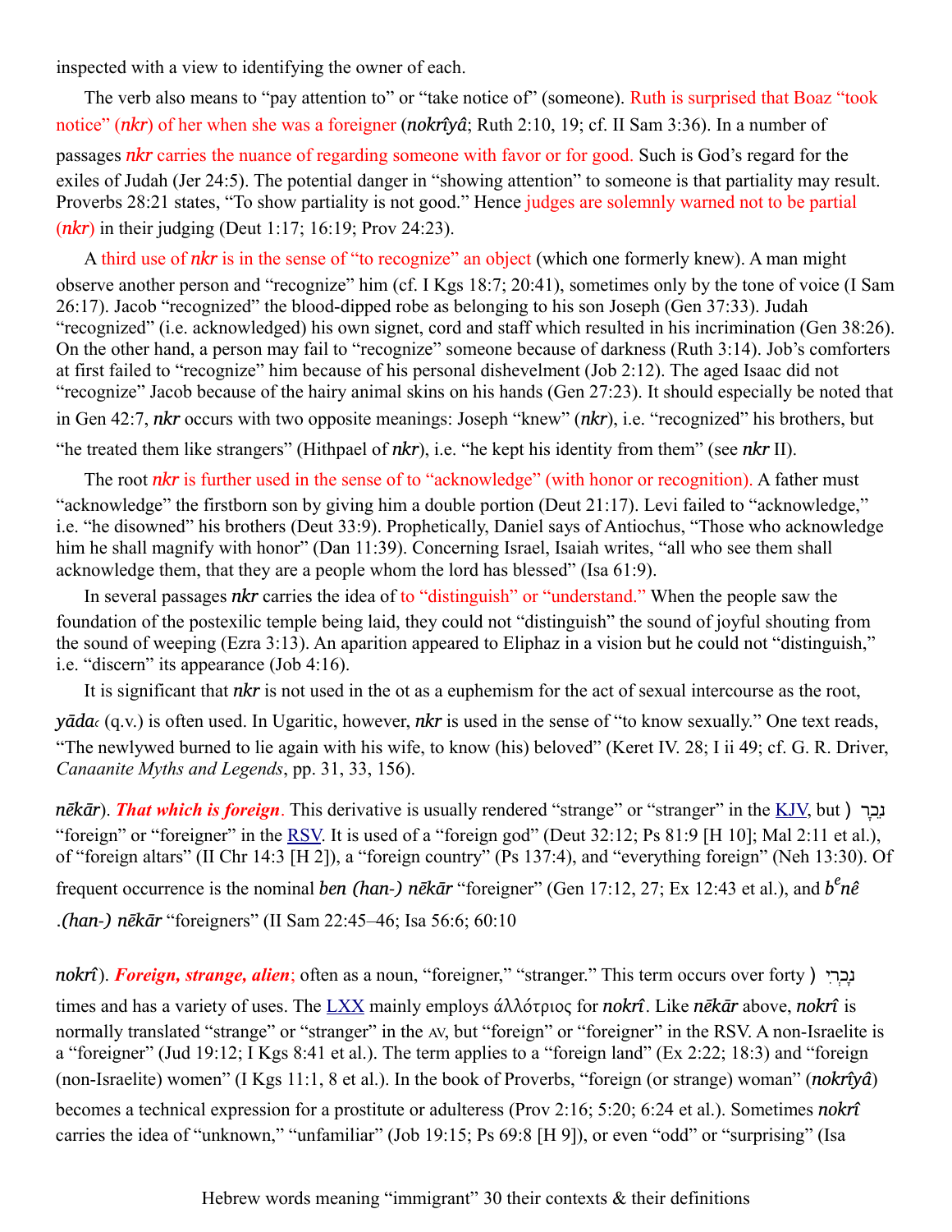inspected with a view to identifying the owner of each.

The verb also means to "pay attention to" or "take notice of" (someone). Ruth is surprised that Boaz "took notice" (***nkr***) of her when she was a foreigner (***nokrîyâ***; Ruth 2:10, 19; cf. II Sam 3:36). In a number of passages ***nkr*** carries the nuance of regarding someone with favor or for good. Such is God's regard for the exiles of Judah (Jer 24:5). The potential danger in "showing attention" to someone is that partiality may result. Proverbs 28:21 states, "To show partiality is not good." Hence judges are solemnly warned not to be partial (***nkr***) in their judging (Deut 1:17; 16:19; Prov 24:23).

A third use of ***nkr*** is in the sense of "to recognize" an object (which one formerly knew). A man might observe another person and "recognize" him (cf. I Kgs 18:7; 20:41), sometimes only by the tone of voice (I Sam 26:17). Jacob "recognized" the blood-dipped robe as belonging to his son Joseph (Gen 37:33). Judah "recognized" (i.e. acknowledged) his own signet, cord and staff which resulted in his incrimination (Gen 38:26). On the other hand, a person may fail to "recognize" someone because of darkness (Ruth 3:14). Job's comforters at first failed to "recognize" him because of his personal dishevelment (Job 2:12). The aged Isaac did not "recognize" Jacob because of the hairy animal skins on his hands (Gen 27:23). It should especially be noted that in Gen 42:7, ***nkr*** occurs with two opposite meanings: Joseph "knew" (***nkr***), i.e. "recognized" his brothers, but "he treated them like strangers" (Hithpael of ***nkr***), i.e. "he kept his identity from them" (see ***nkr*** II).

The root ***nkr*** is further used in the sense of to "acknowledge" (with honor or recognition). A father must "acknowledge" the firstborn son by giving him a double portion (Deut 21:17). Levi failed to "acknowledge," i.e. "he disowned" his brothers (Deut 33:9). Prophetically, Daniel says of Antiochus, "Those who acknowledge him he shall magnify with honor" (Dan 11:39). Concerning Israel, Isaiah writes, "all who see them shall acknowledge them, that they are a people whom the lord has blessed" (Isa 61:9).

In several passages ***nkr*** carries the idea of to "distinguish" or "understand." When the people saw the foundation of the postexilic temple being laid, they could not "distinguish" the sound of joyful shouting from the sound of weeping (Ezra 3:13). An aparition appeared to Eliphaz in a vision but he could not "distinguish," i.e. "discern" its appearance (Job 4:16).

It is significant that ***nkr*** is not used in the ot as a euphemism for the act of sexual intercourse as the root, ***yādaʿ*** (q.v.) is often used. In Ugaritic, however, ***nkr*** is used in the sense of "to know sexually." One text reads, "The newlywed burned to lie again with his wife, to know (his) beloved" (Keret IV. 28; I ii 49; cf. G. R. Driver, *Canaanite Myths and Legends*, pp. 31, 33, 156).

נֵכָר (***nēkār***). ***That which is foreign***. This derivative is usually rendered "strange" or "stranger" in the KJV, but "foreign" or "foreigner" in the RSV. It is used of a "foreign god" (Deut 32:12; Ps 81:9 [H 10]; Mal 2:11 et al.), of "foreign altars" (II Chr 14:3 [H 2]), a "foreign country" (Ps 137:4), and "everything foreign" (Neh 13:30). Of frequent occurrence is the nominal ***ben (han-) nēkār*** "foreigner" (Gen 17:12, 27; Ex 12:43 et al.), and ***b$^{e}$nê (han-) nēkār*** "foreigners" (II Sam 22:45–46; Isa 56:6; 60:10.

נָכְרִי (***nokrî***). ***Foreign, strange, alien***; often as a noun, "foreigner," "stranger." This term occurs over forty times and has a variety of uses. The LXX mainly employs ἀλλότριος for ***nokrî***. Like ***nēkār*** above, ***nokrî*** is normally translated "strange" or "stranger" in the AV, but "foreign" or "foreigner" in the RSV. A non-Israelite is a "foreigner" (Jud 19:12; I Kgs 8:41 et al.). The term applies to a "foreign land" (Ex 2:22; 18:3) and "foreign (non-Israelite) women" (I Kgs 11:1, 8 et al.). In the book of Proverbs, "foreign (or strange) woman" (***nokrîyâ***) becomes a technical expression for a prostitute or adulteress (Prov 2:16; 5:20; 6:24 et al.). Sometimes ***nokrî*** carries the idea of "unknown," "unfamiliar" (Job 19:15; Ps 69:8 [H 9]), or even "odd" or "surprising" (Isa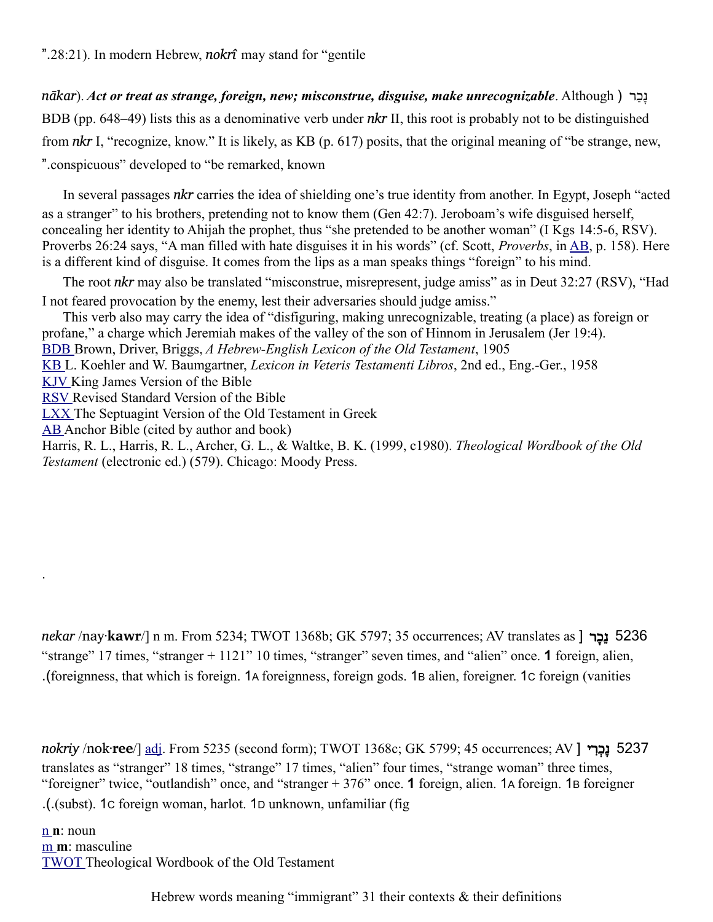".28:21). In modern Hebrew, ***nokrî*** may stand for "gentile

*nākar*). ***Act or treat as strange, foreign, new; misconstrue, disguise, make unrecognizable***. Although ) נָכַר BDB (pp. 648–49) lists this as a denominative verb under ***nkr*** II, this root is probably not to be distinguished from ***nkr*** I, "recognize, know." It is likely, as KB (p. 617) posits, that the original meaning of "be strange, new, ".conspicuous" developed to "be remarked, known

In several passages ***nkr*** carries the idea of shielding one's true identity from another. In Egypt, Joseph "acted as a stranger" to his brothers, pretending not to know them (Gen 42:7). Jeroboam's wife disguised herself, concealing her identity to Ahijah the prophet, thus "she pretended to be another woman" (I Kgs 14:5-6, RSV). Proverbs 26:24 says, "A man filled with hate disguises it in his words" (cf. Scott, *Proverbs*, in AB, p. 158). Here is a different kind of disguise. It comes from the lips as a man speaks things "foreign" to his mind.

The root ***nkr*** may also be translated "misconstrue, misrepresent, judge amiss" as in Deut 32:27 (RSV), "Had I not feared provocation by the enemy, lest their adversaries should judge amiss."

This verb also may carry the idea of "disfiguring, making unrecognizable, treating (a place) as foreign or profane," a charge which Jeremiah makes of the valley of the son of Hinnom in Jerusalem (Jer 19:4).

BDB Brown, Driver, Briggs, *A Hebrew-English Lexicon of the Old Testament*, 1905
KB L. Koehler and W. Baumgartner, *Lexicon in Veteris Testamenti Libros*, 2nd ed., Eng.-Ger., 1958
KJV King James Version of the Bible
RSV Revised Standard Version of the Bible
LXX The Septuagint Version of the Old Testament in Greek
AB Anchor Bible (cited by author and book)
Harris, R. L., Harris, R. L., Archer, G. L., & Waltke, B. K. (1999, c1980). *Theological Wordbook of the Old Testament* (electronic ed.) (579). Chicago: Moody Press.

.

*nekar* /nay·**kawr**/] n m. From 5234; TWOT 1368b; GK 5797; 35 occurrences; AV translates as ] **נֵכָר** 5236 "strange" 17 times, "stranger + 1121" 10 times, "stranger" seven times, and "alien" once. **1** foreign, alien, .(foreignness, that which is foreign. 1A foreignness, foreign gods. 1B alien, foreigner. 1C foreign (vanities

*nokriy* /nok·**ree**/] adj. From 5235 (second form); TWOT 1368c; GK 5799; 45 occurrences; AV ] **נָכְרִי** 5237 translates as "stranger" 18 times, "strange" 17 times, "alien" four times, "strange woman" three times, "foreigner" twice, "outlandish" once, and "stranger + 376" once. **1** foreign, alien. 1A foreign. 1B foreigner .(.(subst). 1C foreign woman, harlot. 1D unknown, unfamiliar (fig

n **n**: noun
m **m**: masculine
TWOT Theological Wordbook of the Old Testament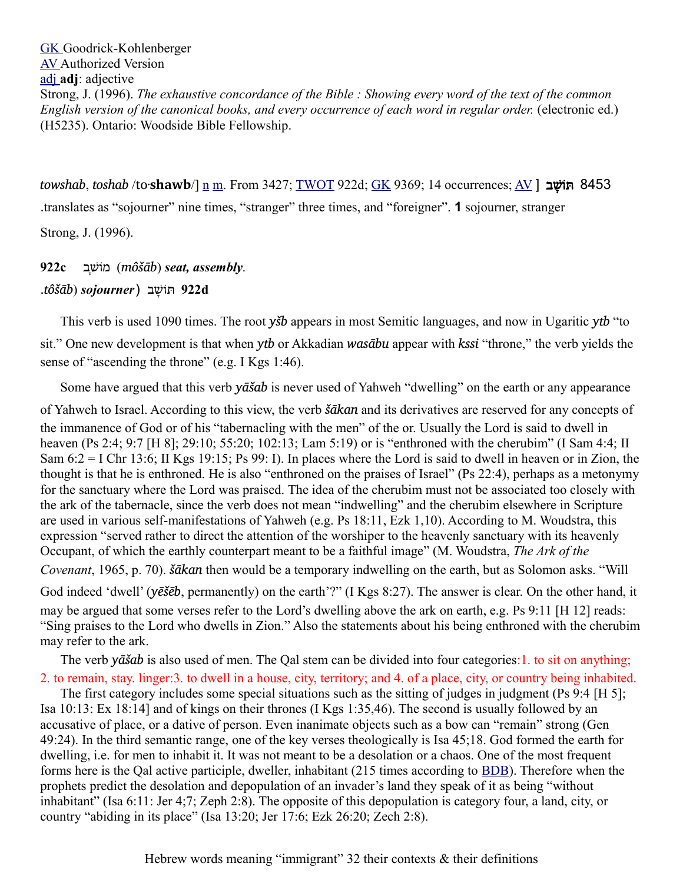[GK](#) Goodrick-Kohlenberger
[AV](#) Authorized Version
[adj](#) **adj**: adjective
Strong, J. (1996). *The exhaustive concordance of the Bible : Showing every word of the text of the common English version of the canonical books, and every occurrence of each word in regular order.* (electronic ed.) (H5235). Ontario: Woodside Bible Fellowship.

*towshab*, *toshab* /to·**shawb**/] [n](#) [m](#). From 3427; [TWOT](#) 922d; [GK](#) 9369; 14 occurrences; [AV](#) ] **תּוֹשָׁב** 8453
.translates as "sojourner" nine times, "stranger" three times, and "foreigner". **1** sojourner, stranger

Strong, J. (1996).

**922c** מוֹשָׁב (*môšāb*) ***seat, assembly***.

.*tôšāb*) ***sojourner***) תּוֹשָׁב **922d**

This verb is used 1090 times. The root ***yšb*** appears in most Semitic languages, and now in Ugaritic ***ytb*** "to sit." One new development is that when ***ytb*** or Akkadian ***wasābu*** appear with ***kssi*** "throne," the verb yields the sense of "ascending the throne" (e.g. I Kgs 1:46).

Some have argued that this verb ***yāšab*** is never used of Yahweh "dwelling" on the earth or any appearance of Yahweh to Israel. According to this view, the verb ***šākan*** and its derivatives are reserved for any concepts of the immanence of God or of his "tabernacling with the men" of the or. Usually the Lord is said to dwell in heaven (Ps 2:4; 9:7 [H 8]; 29:10; 55:20; 102:13; Lam 5:19) or is "enthroned with the cherubim" (I Sam 4:4; II Sam 6:2 = I Chr 13:6; II Kgs 19:15; Ps 99: I). In places where the Lord is said to dwell in heaven or in Zion, the thought is that he is enthroned. He is also "enthroned on the praises of Israel" (Ps 22:4), perhaps as a metonymy for the sanctuary where the Lord was praised. The idea of the cherubim must not be associated too closely with the ark of the tabernacle, since the verb does not mean "indwelling" and the cherubim elsewhere in Scripture are used in various self-manifestations of Yahweh (e.g. Ps 18:11, Ezk 1,10). According to M. Woudstra, this expression "served rather to direct the attention of the worshiper to the heavenly sanctuary with its heavenly Occupant, of which the earthly counterpart meant to be a faithful image" (M. Woudstra, *The Ark of the Covenant*, 1965, p. 70). ***šākan*** then would be a temporary indwelling on the earth, but as Solomon asks. "Will God indeed 'dwell' (***yēšēb***, permanently) on the earth'?" (I Kgs 8:27). The answer is clear. On the other hand, it may be argued that some verses refer to the Lord's dwelling above the ark on earth, e.g. Ps 9:11 [H 12] reads: "Sing praises to the Lord who dwells in Zion." Also the statements about his being enthroned with the cherubim may refer to the ark.

The verb ***yāšab*** is also used of men. The Qal stem can be divided into four categories:1. to sit on anything; 2. to remain, stay. linger:3. to dwell in a house, city, territory; and 4. of a place, city, or country being inhabited.

The first category includes some special situations such as the sitting of judges in judgment (Ps 9:4 [H 5]; Isa 10:13: Ex 18:14] and of kings on their thrones (I Kgs 1:35,46). The second is usually followed by an accusative of place, or a dative of person. Even inanimate objects such as a bow can "remain" strong (Gen 49:24). In the third semantic range, one of the key verses theologically is Isa 45;18. God formed the earth for dwelling, i.e. for men to inhabit it. It was not meant to be a desolation or a chaos. One of the most frequent forms here is the Qal active participle, dweller, inhabitant (215 times according to [BDB](#)). Therefore when the prophets predict the desolation and depopulation of an invader's land they speak of it as being "without inhabitant" (Isa 6:11: Jer 4;7; Zeph 2:8). The opposite of this depopulation is category four, a land, city, or country "abiding in its place" (Isa 13:20; Jer 17:6; Ezk 26:20; Zech 2:8).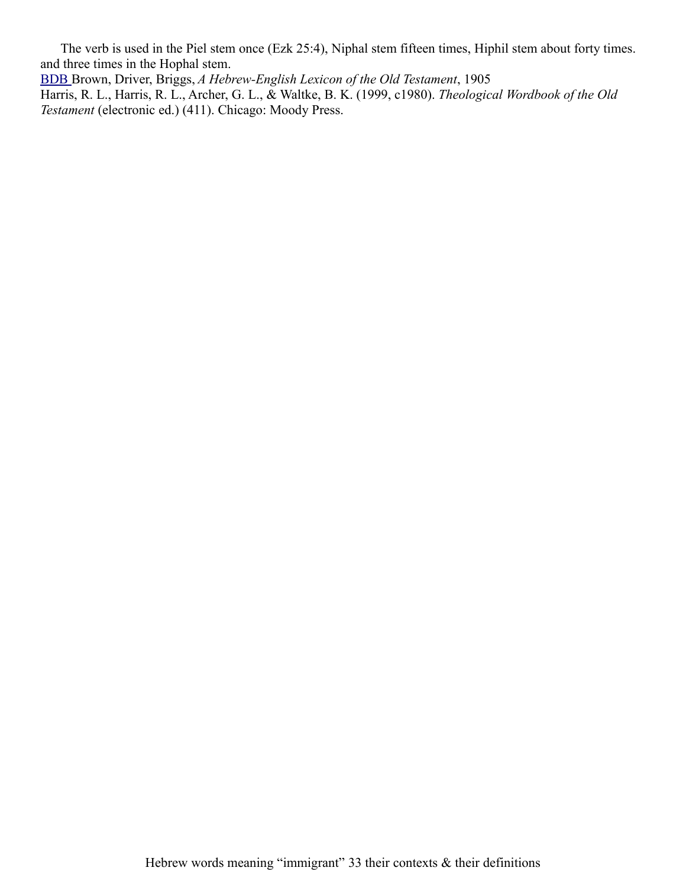The verb is used in the Piel stem once (Ezk 25:4), Niphal stem fifteen times, Hiphil stem about forty times. and three times in the Hophal stem.

BDB Brown, Driver, Briggs, *A Hebrew-English Lexicon of the Old Testament*, 1905

Harris, R. L., Harris, R. L., Archer, G. L., & Waltke, B. K. (1999, c1980). *Theological Wordbook of the Old Testament* (electronic ed.) (411). Chicago: Moody Press.